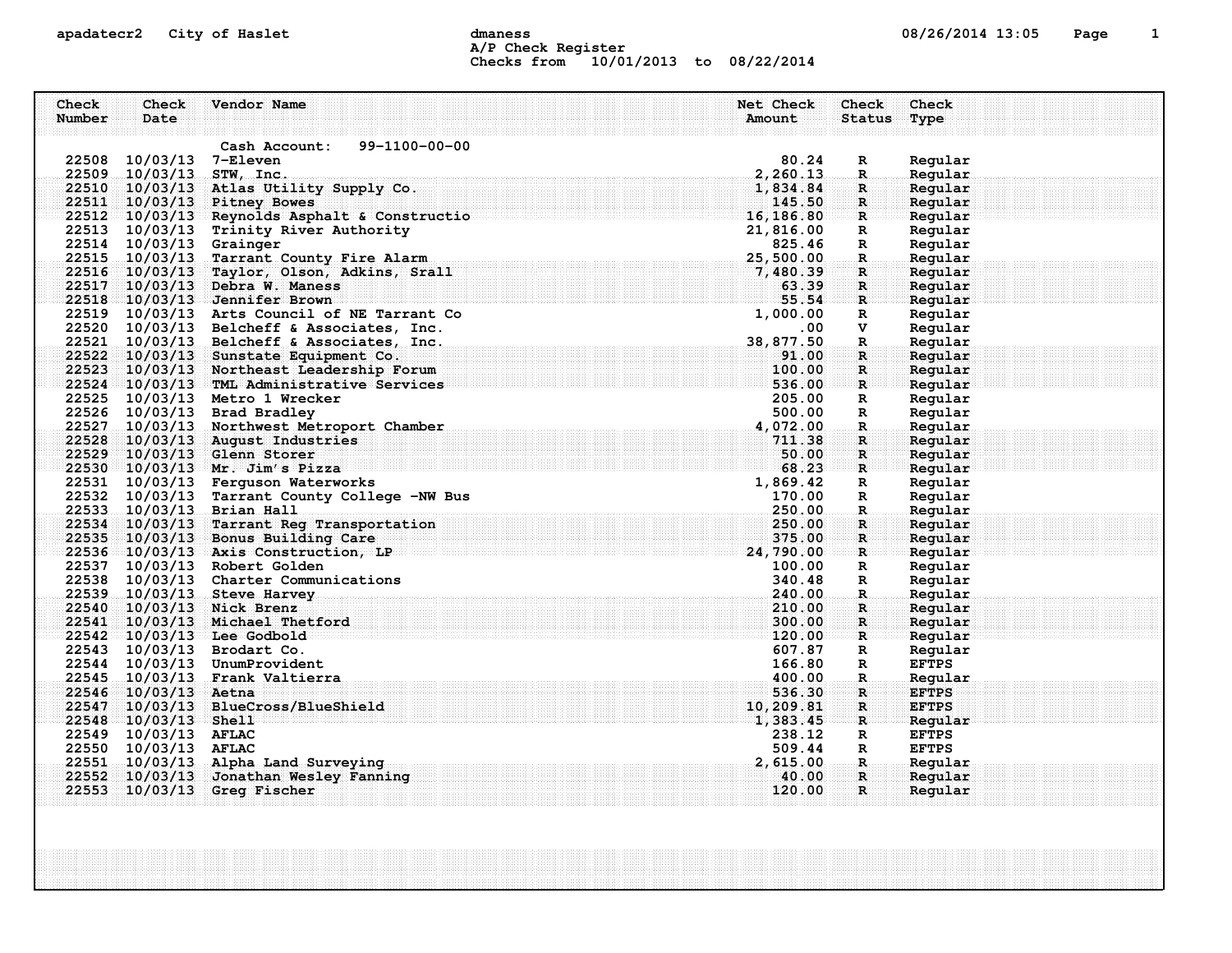apadatecr2 City of Haslet dmaness 08/26/2014 13:05

A/P Check Register
Checks from 10/01/2013 to 08/22/2014

| Check Number | Check Date | Vendor Name | Net Check Amount | Check Status | Check Type |
|---|---|---|---|---|---|
| | | Cash Account: 99-1100-00-00 | | | |
| 22508 | 10/03/13 | 7-Eleven | 80.24 | R | Regular |
| 22509 | 10/03/13 | STW, Inc. | 2,260.13 | R | Regular |
| 22510 | 10/03/13 | Atlas Utility Supply Co. | 1,834.84 | R | Regular |
| 22511 | 10/03/13 | Pitney Bowes | 145.50 | R | Regular |
| 22512 | 10/03/13 | Reynolds Asphalt & Constructio | 16,186.80 | R | Regular |
| 22513 | 10/03/13 | Trinity River Authority | 21,816.00 | R | Regular |
| 22514 | 10/03/13 | Grainger | 825.46 | R | Regular |
| 22515 | 10/03/13 | Tarrant County Fire Alarm | 25,500.00 | R | Regular |
| 22516 | 10/03/13 | Taylor, Olson, Adkins, Srall | 7,480.39 | R | Regular |
| 22517 | 10/03/13 | Debra W. Maness | 63.39 | R | Regular |
| 22518 | 10/03/13 | Jennifer Brown | 55.54 | R | Regular |
| 22519 | 10/03/13 | Arts Council of NE Tarrant Co | 1,000.00 | R | Regular |
| 22520 | 10/03/13 | Belcheff & Associates, Inc. | .00 | V | Regular |
| 22521 | 10/03/13 | Belcheff & Associates, Inc. | 38,877.50 | R | Regular |
| 22522 | 10/03/13 | Sunstate Equipment Co. | 91.00 | R | Regular |
| 22523 | 10/03/13 | Northeast Leadership Forum | 100.00 | R | Regular |
| 22524 | 10/03/13 | TML Administrative Services | 536.00 | R | Regular |
| 22525 | 10/03/13 | Metro 1 Wrecker | 205.00 | R | Regular |
| 22526 | 10/03/13 | Brad Bradley | 500.00 | R | Regular |
| 22527 | 10/03/13 | Northwest Metroport Chamber | 4,072.00 | R | Regular |
| 22528 | 10/03/13 | August Industries | 711.38 | R | Regular |
| 22529 | 10/03/13 | Glenn Storer | 50.00 | R | Regular |
| 22530 | 10/03/13 | Mr. Jim's Pizza | 68.23 | R | Regular |
| 22531 | 10/03/13 | Ferguson Waterworks | 1,869.42 | R | Regular |
| 22532 | 10/03/13 | Tarrant County College -NW Bus | 170.00 | R | Regular |
| 22533 | 10/03/13 | Brian Hall | 250.00 | R | Regular |
| 22534 | 10/03/13 | Tarrant Reg Transportation | 250.00 | R | Regular |
| 22535 | 10/03/13 | Bonus Building Care | 375.00 | R | Regular |
| 22536 | 10/03/13 | Axis Construction, LP | 24,790.00 | R | Regular |
| 22537 | 10/03/13 | Robert Golden | 100.00 | R | Regular |
| 22538 | 10/03/13 | Charter Communications | 340.48 | R | Regular |
| 22539 | 10/03/13 | Steve Harvey | 240.00 | R | Regular |
| 22540 | 10/03/13 | Nick Brenz | 210.00 | R | Regular |
| 22541 | 10/03/13 | Michael Thetford | 300.00 | R | Regular |
| 22542 | 10/03/13 | Lee Godbold | 120.00 | R | Regular |
| 22543 | 10/03/13 | Brodart Co. | 607.87 | R | Regular |
| 22544 | 10/03/13 | UnumProvident | 166.80 | R | EFTPS |
| 22545 | 10/03/13 | Frank Valtierra | 400.00 | R | Regular |
| 22546 | 10/03/13 | Aetna | 536.30 | R | EFTPS |
| 22547 | 10/03/13 | BlueCross/BlueShield | 10,209.81 | R | EFTPS |
| 22548 | 10/03/13 | Shell | 1,383.45 | R | Regular |
| 22549 | 10/03/13 | AFLAC | 238.12 | R | EFTPS |
| 22550 | 10/03/13 | AFLAC | 509.44 | R | EFTPS |
| 22551 | 10/03/13 | Alpha Land Surveying | 2,615.00 | R | Regular |
| 22552 | 10/03/13 | Jonathan Wesley Fanning | 40.00 | R | Regular |
| 22553 | 10/03/13 | Greg Fischer | 120.00 | R | Regular |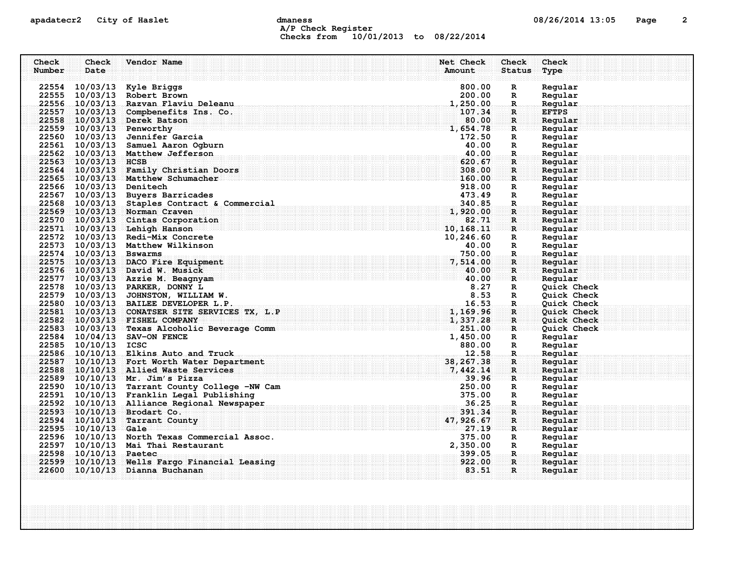A/P Check Register
Checks from 10/01/2013 to 08/22/2014

| Check Number | Check Date | Vendor Name | Net Check Amount | Check Status | Check Type |
|---|---|---|---|---|---|
| 22554 | 10/03/13 | Kyle Briggs | 800.00 | R | Regular |
| 22555 | 10/03/13 | Robert Brown | 200.00 | R | Regular |
| 22556 | 10/03/13 | Razvan Flaviu Deleanu | 1,250.00 | R | Regular |
| 22557 | 10/03/13 | Compbenefits Ins. Co. | 107.34 | R | EFTPS |
| 22558 | 10/03/13 | Derek Batson | 80.00 | R | Regular |
| 22559 | 10/03/13 | Penworthy | 1,654.78 | R | Regular |
| 22560 | 10/03/13 | Jennifer Garcia | 172.50 | R | Regular |
| 22561 | 10/03/13 | Samuel Aaron Ogburn | 40.00 | R | Regular |
| 22562 | 10/03/13 | Matthew Jefferson | 40.00 | R | Regular |
| 22563 | 10/03/13 | HCSB | 620.67 | R | Regular |
| 22564 | 10/03/13 | Family Christian Doors | 308.00 | R | Regular |
| 22565 | 10/03/13 | Matthew Schumacher | 160.00 | R | Regular |
| 22566 | 10/03/13 | Denitech | 918.00 | R | Regular |
| 22567 | 10/03/13 | Buyers Barricades | 473.49 | R | Regular |
| 22568 | 10/03/13 | Staples Contract & Commercial | 340.85 | R | Regular |
| 22569 | 10/03/13 | Norman Craven | 1,920.00 | R | Regular |
| 22570 | 10/03/13 | Cintas Corporation | 82.71 | R | Regular |
| 22571 | 10/03/13 | Lehigh Hanson | 10,168.11 | R | Regular |
| 22572 | 10/03/13 | Redi-Mix Concrete | 10,246.60 | R | Regular |
| 22573 | 10/03/13 | Matthew Wilkinson | 40.00 | R | Regular |
| 22574 | 10/03/13 | Bswarms | 750.00 | R | Regular |
| 22575 | 10/03/13 | DACO Fire Equipment | 7,514.00 | R | Regular |
| 22576 | 10/03/13 | David W. Musick | 40.00 | R | Regular |
| 22577 | 10/03/13 | Azzie M. Beagnyam | 40.00 | R | Regular |
| 22578 | 10/03/13 | PARKER, DONNY L | 8.27 | R | Quick Check |
| 22579 | 10/03/13 | JOHNSTON, WILLIAM W. | 8.53 | R | Quick Check |
| 22580 | 10/03/13 | BAILEE DEVELOPER L.P. | 16.53 | R | Quick Check |
| 22581 | 10/03/13 | CONATSER SITE SERVICES TX, L.P | 1,169.96 | R | Quick Check |
| 22582 | 10/03/13 | FISHEL COMPANY | 1,337.28 | R | Quick Check |
| 22583 | 10/03/13 | Texas Alcoholic Beverage Comm | 251.00 | R | Quick Check |
| 22584 | 10/04/13 | SAV-ON FENCE | 1,450.00 | R | Regular |
| 22585 | 10/10/13 | ICSC | 880.00 | R | Regular |
| 22586 | 10/10/13 | Elkins Auto and Truck | 12.58 | R | Regular |
| 22587 | 10/10/13 | Fort Worth Water Department | 38,267.38 | R | Regular |
| 22588 | 10/10/13 | Allied Waste Services | 7,442.14 | R | Regular |
| 22589 | 10/10/13 | Mr. Jim's Pizza | 39.96 | R | Regular |
| 22590 | 10/10/13 | Tarrant County College -NW Cam | 250.00 | R | Regular |
| 22591 | 10/10/13 | Franklin Legal Publishing | 375.00 | R | Regular |
| 22592 | 10/10/13 | Alliance Regional Newspaper | 36.25 | R | Regular |
| 22593 | 10/10/13 | Brodart Co. | 391.34 | R | Regular |
| 22594 | 10/10/13 | Tarrant County | 47,926.67 | R | Regular |
| 22595 | 10/10/13 | Gale | 27.19 | R | Regular |
| 22596 | 10/10/13 | North Texas Commercial Assoc. | 375.00 | R | Regular |
| 22597 | 10/10/13 | Mai Thai Restaurant | 2,350.00 | R | Regular |
| 22598 | 10/10/13 | Paetec | 399.05 | R | Regular |
| 22599 | 10/10/13 | Wells Fargo Financial Leasing | 922.00 | R | Regular |
| 22600 | 10/10/13 | Dianna Buchanan | 83.51 | R | Regular |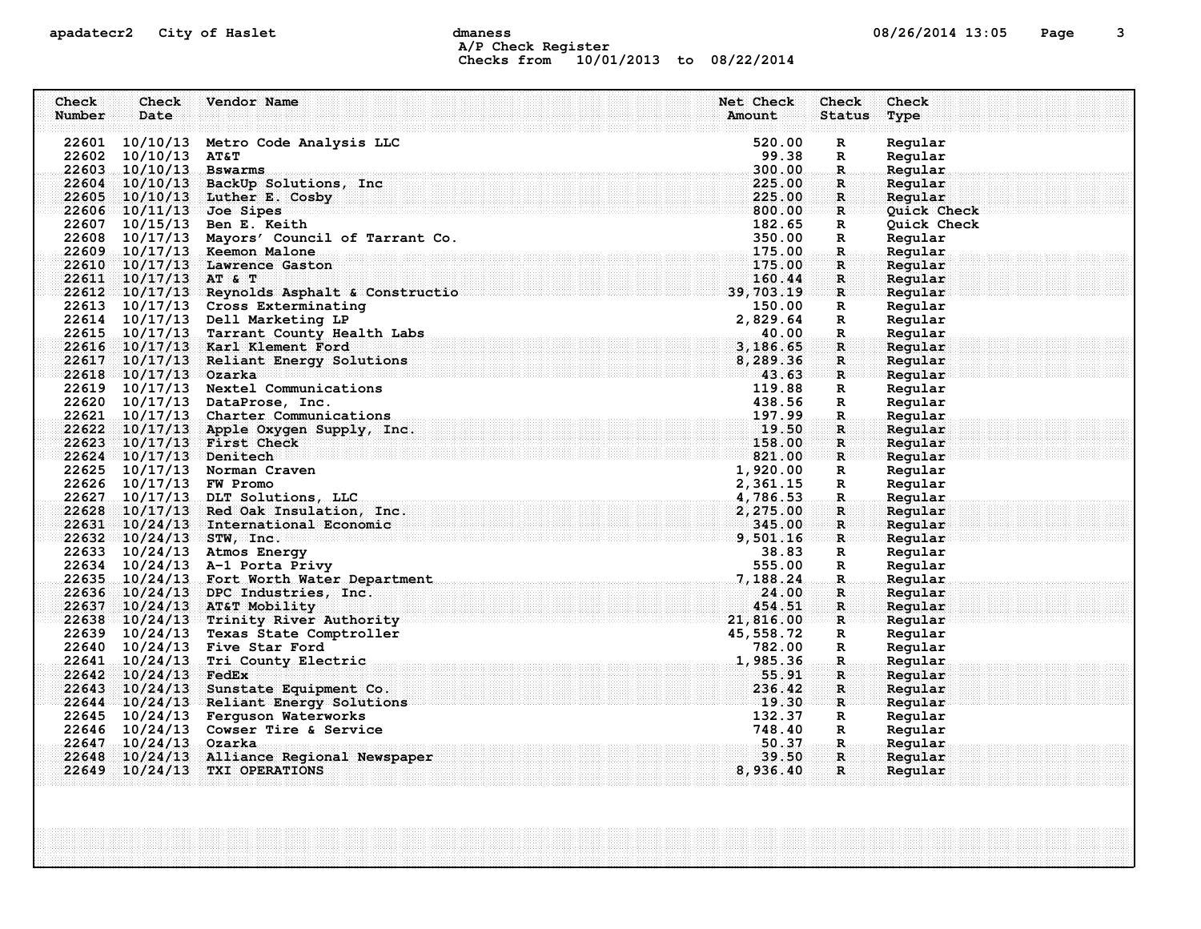A/P Check Register
Checks from 10/01/2013 to 08/22/2014

| Check Number | Check Date | Vendor Name | Net Check Amount | Check Status | Check Type |
|---|---|---|---|---|---|
| 22601 | 10/10/13 | Metro Code Analysis LLC | 520.00 | R | Regular |
| 22602 | 10/10/13 | AT&T | 99.38 | R | Regular |
| 22603 | 10/10/13 | Bswarms | 300.00 | R | Regular |
| 22604 | 10/10/13 | BackUp Solutions, Inc | 225.00 | R | Regular |
| 22605 | 10/10/13 | Luther E. Cosby | 225.00 | R | Regular |
| 22606 | 10/11/13 | Joe Sipes | 800.00 | R | Quick Check |
| 22607 | 10/15/13 | Ben E. Keith | 182.65 | R | Quick Check |
| 22608 | 10/17/13 | Mayors' Council of Tarrant Co. | 350.00 | R | Regular |
| 22609 | 10/17/13 | Keemon Malone | 175.00 | R | Regular |
| 22610 | 10/17/13 | Lawrence Gaston | 175.00 | R | Regular |
| 22611 | 10/17/13 | AT & T | 160.44 | R | Regular |
| 22612 | 10/17/13 | Reynolds Asphalt & Constructio | 39,703.19 | R | Regular |
| 22613 | 10/17/13 | Cross Exterminating | 150.00 | R | Regular |
| 22614 | 10/17/13 | Dell Marketing LP | 2,829.64 | R | Regular |
| 22615 | 10/17/13 | Tarrant County Health Labs | 40.00 | R | Regular |
| 22616 | 10/17/13 | Karl Klement Ford | 3,186.65 | R | Regular |
| 22617 | 10/17/13 | Reliant Energy Solutions | 8,289.36 | R | Regular |
| 22618 | 10/17/13 | Ozarka | 43.63 | R | Regular |
| 22619 | 10/17/13 | Nextel Communications | 119.88 | R | Regular |
| 22620 | 10/17/13 | DataProse, Inc. | 438.56 | R | Regular |
| 22621 | 10/17/13 | Charter Communications | 197.99 | R | Regular |
| 22622 | 10/17/13 | Apple Oxygen Supply, Inc. | 19.50 | R | Regular |
| 22623 | 10/17/13 | First Check | 158.00 | R | Regular |
| 22624 | 10/17/13 | Denitech | 821.00 | R | Regular |
| 22625 | 10/17/13 | Norman Craven | 1,920.00 | R | Regular |
| 22626 | 10/17/13 | FW Promo | 2,361.15 | R | Regular |
| 22627 | 10/17/13 | DLT Solutions, LLC | 4,786.53 | R | Regular |
| 22628 | 10/17/13 | Red Oak Insulation, Inc. | 2,275.00 | R | Regular |
| 22631 | 10/24/13 | International Economic | 345.00 | R | Regular |
| 22632 | 10/24/13 | STW, Inc. | 9,501.16 | R | Regular |
| 22633 | 10/24/13 | Atmos Energy | 38.83 | R | Regular |
| 22634 | 10/24/13 | A-1 Porta Privy | 555.00 | R | Regular |
| 22635 | 10/24/13 | Fort Worth Water Department | 7,188.24 | R | Regular |
| 22636 | 10/24/13 | DPC Industries, Inc. | 24.00 | R | Regular |
| 22637 | 10/24/13 | AT&T Mobility | 454.51 | R | Regular |
| 22638 | 10/24/13 | Trinity River Authority | 21,816.00 | R | Regular |
| 22639 | 10/24/13 | Texas State Comptroller | 45,558.72 | R | Regular |
| 22640 | 10/24/13 | Five Star Ford | 782.00 | R | Regular |
| 22641 | 10/24/13 | Tri County Electric | 1,985.36 | R | Regular |
| 22642 | 10/24/13 | FedEx | 55.91 | R | Regular |
| 22643 | 10/24/13 | Sunstate Equipment Co. | 236.42 | R | Regular |
| 22644 | 10/24/13 | Reliant Energy Solutions | 19.30 | R | Regular |
| 22645 | 10/24/13 | Ferguson Waterworks | 132.37 | R | Regular |
| 22646 | 10/24/13 | Cowser Tire & Service | 748.40 | R | Regular |
| 22647 | 10/24/13 | Ozarka | 50.37 | R | Regular |
| 22648 | 10/24/13 | Alliance Regional Newspaper | 39.50 | R | Regular |
| 22649 | 10/24/13 | TXI OPERATIONS | 8,936.40 | R | Regular |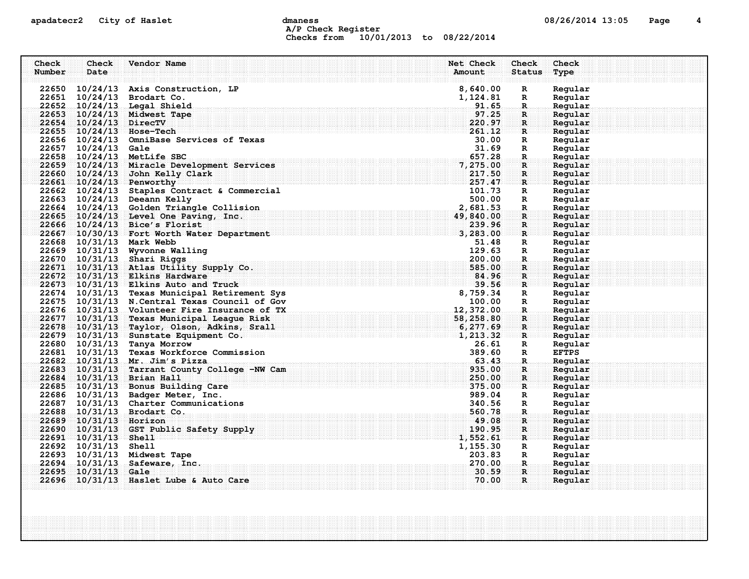apadatecr2 City of Haslet dmaness 08/26/2014 13:05

A/P Check Register
Checks from 10/01/2013 to 08/22/2014

| Check Number | Check Date | Vendor Name | Net Check Amount | Check Status | Check Type |
|---|---|---|---|---|---|
| 22650 | 10/24/13 | Axis Construction, LP | 8,640.00 | R | Regular |
| 22651 | 10/24/13 | Brodart Co. | 1,124.81 | R | Regular |
| 22652 | 10/24/13 | Legal Shield | 91.65 | R | Regular |
| 22653 | 10/24/13 | Midwest Tape | 97.25 | R | Regular |
| 22654 | 10/24/13 | DirecTV | 220.97 | R | Regular |
| 22655 | 10/24/13 | Hose-Tech | 261.12 | R | Regular |
| 22656 | 10/24/13 | OmniBase Services of Texas | 30.00 | R | Regular |
| 22657 | 10/24/13 | Gale | 31.69 | R | Regular |
| 22658 | 10/24/13 | MetLife SBC | 657.28 | R | Regular |
| 22659 | 10/24/13 | Miracle Development Services | 7,275.00 | R | Regular |
| 22660 | 10/24/13 | John Kelly Clark | 217.50 | R | Regular |
| 22661 | 10/24/13 | Penworthy | 257.47 | R | Regular |
| 22662 | 10/24/13 | Staples Contract & Commercial | 101.73 | R | Regular |
| 22663 | 10/24/13 | Deeann Kelly | 500.00 | R | Regular |
| 22664 | 10/24/13 | Golden Triangle Collision | 2,681.53 | R | Regular |
| 22665 | 10/24/13 | Level One Paving, Inc. | 49,840.00 | R | Regular |
| 22666 | 10/24/13 | Bice's Florist | 239.96 | R | Regular |
| 22667 | 10/30/13 | Fort Worth Water Department | 3,283.00 | R | Regular |
| 22668 | 10/31/13 | Mark Webb | 51.48 | R | Regular |
| 22669 | 10/31/13 | Wyvonne Walling | 129.63 | R | Regular |
| 22670 | 10/31/13 | Shari Riggs | 200.00 | R | Regular |
| 22671 | 10/31/13 | Atlas Utility Supply Co. | 585.00 | R | Regular |
| 22672 | 10/31/13 | Elkins Hardware | 84.96 | R | Regular |
| 22673 | 10/31/13 | Elkins Auto and Truck | 39.56 | R | Regular |
| 22674 | 10/31/13 | Texas Municipal Retirement Sys | 8,759.34 | R | Regular |
| 22675 | 10/31/13 | N.Central Texas Council of Gov | 100.00 | R | Regular |
| 22676 | 10/31/13 | Volunteer Fire Insurance of TX | 12,372.00 | R | Regular |
| 22677 | 10/31/13 | Texas Municipal League Risk | 58,258.80 | R | Regular |
| 22678 | 10/31/13 | Taylor, Olson, Adkins, Srall | 6,277.69 | R | Regular |
| 22679 | 10/31/13 | Sunstate Equipment Co. | 1,213.32 | R | Regular |
| 22680 | 10/31/13 | Tanya Morrow | 26.61 | R | Regular |
| 22681 | 10/31/13 | Texas Workforce Commission | 389.60 | R | EFTPS |
| 22682 | 10/31/13 | Mr. Jim's Pizza | 63.43 | R | Regular |
| 22683 | 10/31/13 | Tarrant County College -NW Cam | 935.00 | R | Regular |
| 22684 | 10/31/13 | Brian Hall | 250.00 | R | Regular |
| 22685 | 10/31/13 | Bonus Building Care | 375.00 | R | Regular |
| 22686 | 10/31/13 | Badger Meter, Inc. | 989.04 | R | Regular |
| 22687 | 10/31/13 | Charter Communications | 340.56 | R | Regular |
| 22688 | 10/31/13 | Brodart Co. | 560.78 | R | Regular |
| 22689 | 10/31/13 | Horizon | 49.08 | R | Regular |
| 22690 | 10/31/13 | GST Public Safety Supply | 190.95 | R | Regular |
| 22691 | 10/31/13 | Shell | 1,552.61 | R | Regular |
| 22692 | 10/31/13 | Shell | 1,155.30 | R | Regular |
| 22693 | 10/31/13 | Midwest Tape | 203.83 | R | Regular |
| 22694 | 10/31/13 | Safeware, Inc. | 270.00 | R | Regular |
| 22695 | 10/31/13 | Gale | 30.59 | R | Regular |
| 22696 | 10/31/13 | Haslet Lube & Auto Care | 70.00 | R | Regular |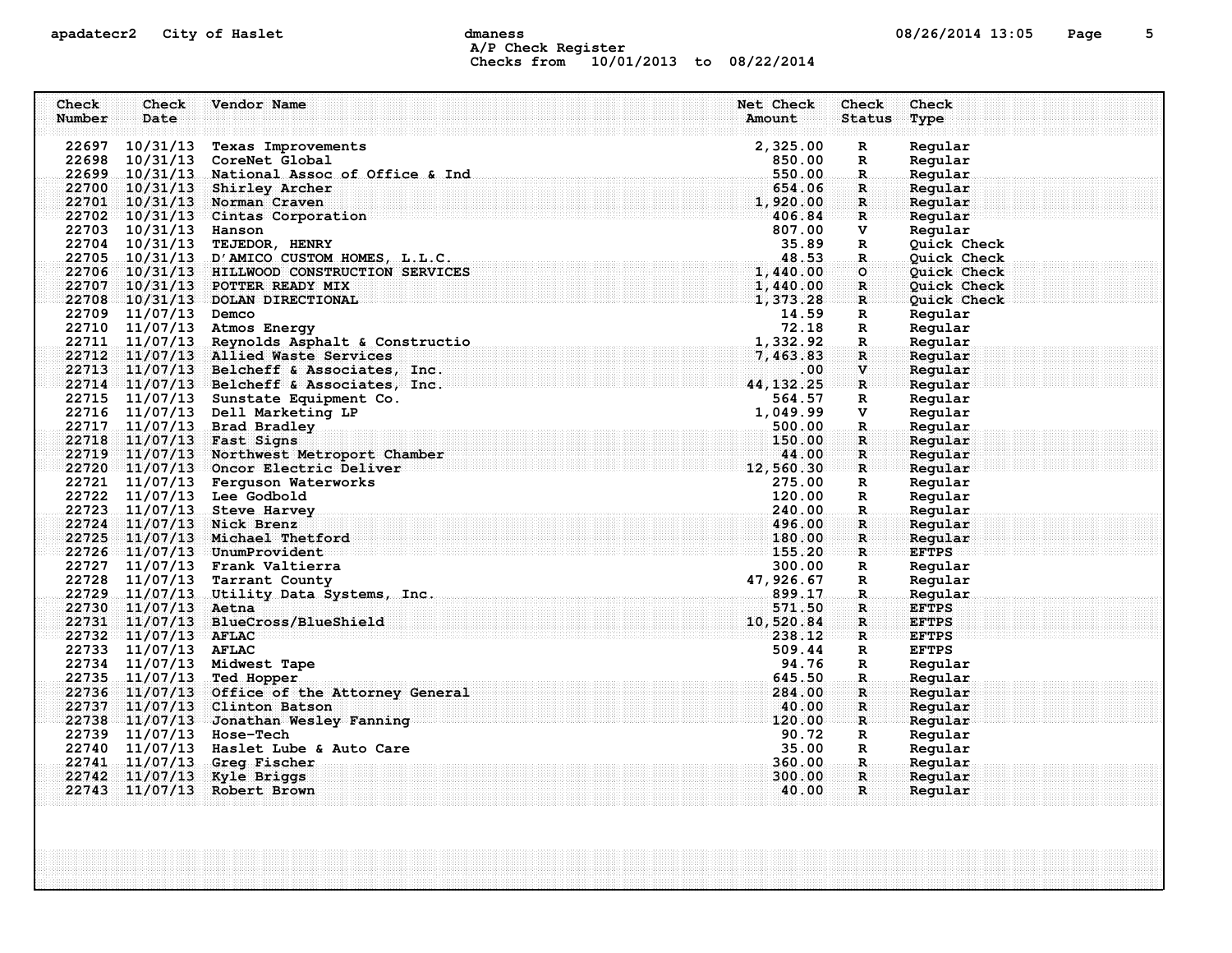A/P Check Register
Checks from 10/01/2013 to 08/22/2014

| Check Number | Check Date | Vendor Name | Net Check Amount | Check Status | Check Type |
|---|---|---|---|---|---|
| 22697 | 10/31/13 | Texas Improvements | 2,325.00 | R | Regular |
| 22698 | 10/31/13 | CoreNet Global | 850.00 | R | Regular |
| 22699 | 10/31/13 | National Assoc of Office & Ind | 550.00 | R | Regular |
| 22700 | 10/31/13 | Shirley Archer | 654.06 | R | Regular |
| 22701 | 10/31/13 | Norman Craven | 1,920.00 | R | Regular |
| 22702 | 10/31/13 | Cintas Corporation | 406.84 | R | Regular |
| 22703 | 10/31/13 | Hanson | 807.00 | V | Regular |
| 22704 | 10/31/13 | TEJEDOR, HENRY | 35.89 | R | Quick Check |
| 22705 | 10/31/13 | D'AMICO CUSTOM HOMES, L.L.C. | 48.53 | R | Quick Check |
| 22706 | 10/31/13 | HILLWOOD CONSTRUCTION SERVICES | 1,440.00 | O | Quick Check |
| 22707 | 10/31/13 | POTTER READY MIX | 1,440.00 | R | Quick Check |
| 22708 | 10/31/13 | DOLAN DIRECTIONAL | 1,373.28 | R | Quick Check |
| 22709 | 11/07/13 | Demco | 14.59 | R | Regular |
| 22710 | 11/07/13 | Atmos Energy | 72.18 | R | Regular |
| 22711 | 11/07/13 | Reynolds Asphalt & Constructio | 1,332.92 | R | Regular |
| 22712 | 11/07/13 | Allied Waste Services | 7,463.83 | R | Regular |
| 22713 | 11/07/13 | Belcheff & Associates, Inc. | .00 | V | Regular |
| 22714 | 11/07/13 | Belcheff & Associates, Inc. | 44,132.25 | R | Regular |
| 22715 | 11/07/13 | Sunstate Equipment Co. | 564.57 | R | Regular |
| 22716 | 11/07/13 | Dell Marketing LP | 1,049.99 | V | Regular |
| 22717 | 11/07/13 | Brad Bradley | 500.00 | R | Regular |
| 22718 | 11/07/13 | Fast Signs | 150.00 | R | Regular |
| 22719 | 11/07/13 | Northwest Metroport Chamber | 44.00 | R | Regular |
| 22720 | 11/07/13 | Oncor Electric Deliver | 12,560.30 | R | Regular |
| 22721 | 11/07/13 | Ferguson Waterworks | 275.00 | R | Regular |
| 22722 | 11/07/13 | Lee Godbold | 120.00 | R | Regular |
| 22723 | 11/07/13 | Steve Harvey | 240.00 | R | Regular |
| 22724 | 11/07/13 | Nick Brenz | 496.00 | R | Regular |
| 22725 | 11/07/13 | Michael Thetford | 180.00 | R | Regular |
| 22726 | 11/07/13 | UnumProvident | 155.20 | R | EFTPS |
| 22727 | 11/07/13 | Frank Valtierra | 300.00 | R | Regular |
| 22728 | 11/07/13 | Tarrant County | 47,926.67 | R | Regular |
| 22729 | 11/07/13 | Utility Data Systems, Inc. | 899.17 | R | Regular |
| 22730 | 11/07/13 | Aetna | 571.50 | R | EFTPS |
| 22731 | 11/07/13 | BlueCross/BlueShield | 10,520.84 | R | EFTPS |
| 22732 | 11/07/13 | AFLAC | 238.12 | R | EFTPS |
| 22733 | 11/07/13 | AFLAC | 509.44 | R | EFTPS |
| 22734 | 11/07/13 | Midwest Tape | 94.76 | R | Regular |
| 22735 | 11/07/13 | Ted Hopper | 645.50 | R | Regular |
| 22736 | 11/07/13 | Office of the Attorney General | 284.00 | R | Regular |
| 22737 | 11/07/13 | Clinton Batson | 40.00 | R | Regular |
| 22738 | 11/07/13 | Jonathan Wesley Fanning | 120.00 | R | Regular |
| 22739 | 11/07/13 | Hose-Tech | 90.72 | R | Regular |
| 22740 | 11/07/13 | Haslet Lube & Auto Care | 35.00 | R | Regular |
| 22741 | 11/07/13 | Greg Fischer | 360.00 | R | Regular |
| 22742 | 11/07/13 | Kyle Briggs | 300.00 | R | Regular |
| 22743 | 11/07/13 | Robert Brown | 40.00 | R | Regular |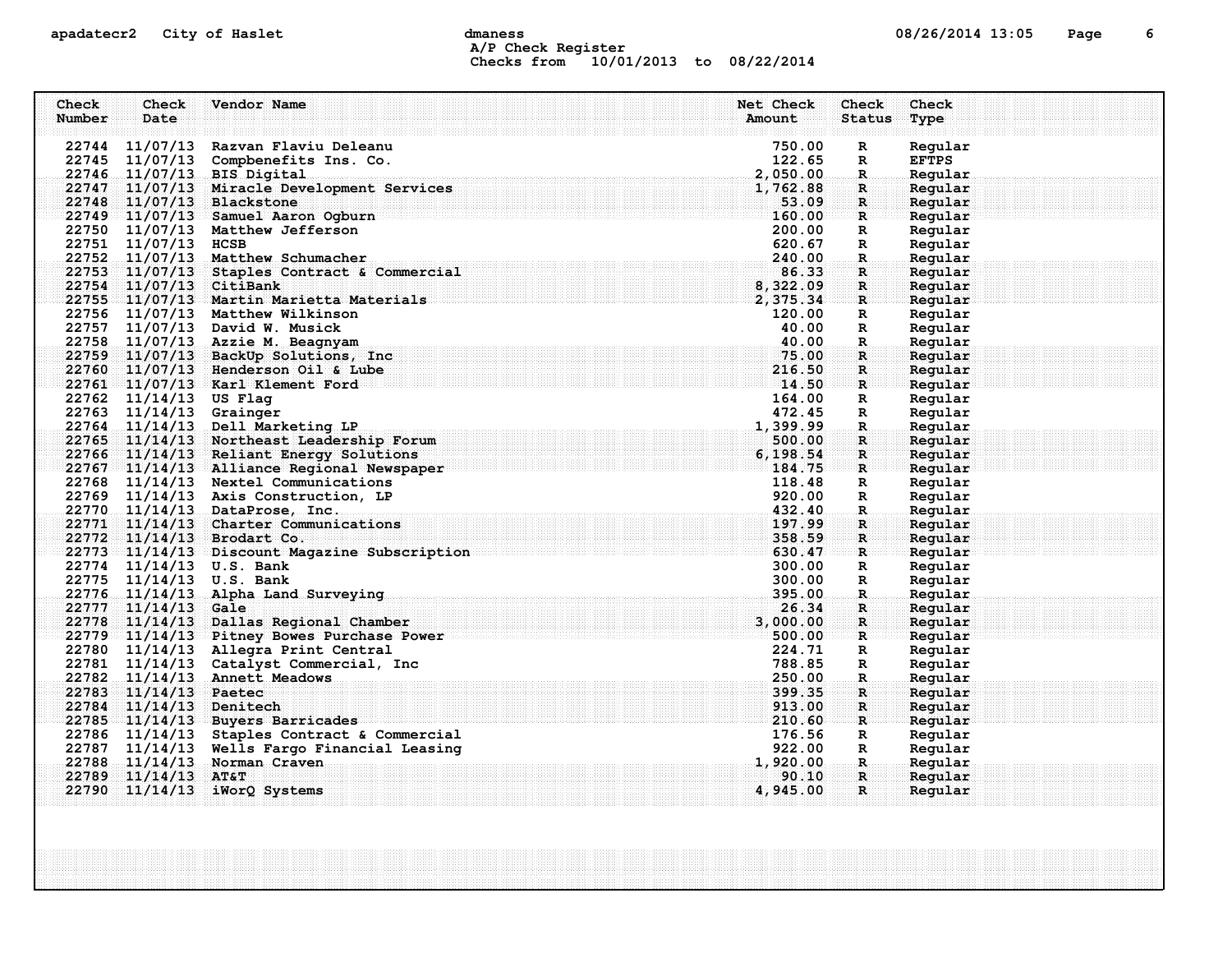| Check Number | Check Date | Vendor Name | Net Check Amount | Check Status | Check Type |
|---|---|---|---|---|---|
| 22744 | 11/07/13 | Razvan Flaviu Deleanu | 750.00 | R | Regular |
| 22745 | 11/07/13 | Compbenefits Ins. Co. | 122.65 | R | EFTPS |
| 22746 | 11/07/13 | BIS Digital | 2,050.00 | R | Regular |
| 22747 | 11/07/13 | Miracle Development Services | 1,762.88 | R | Regular |
| 22748 | 11/07/13 | Blackstone | 53.09 | R | Regular |
| 22749 | 11/07/13 | Samuel Aaron Ogburn | 160.00 | R | Regular |
| 22750 | 11/07/13 | Matthew Jefferson | 200.00 | R | Regular |
| 22751 | 11/07/13 | HCSB | 620.67 | R | Regular |
| 22752 | 11/07/13 | Matthew Schumacher | 240.00 | R | Regular |
| 22753 | 11/07/13 | Staples Contract & Commercial | 86.33 | R | Regular |
| 22754 | 11/07/13 | CitiBank | 8,322.09 | R | Regular |
| 22755 | 11/07/13 | Martin Marietta Materials | 2,375.34 | R | Regular |
| 22756 | 11/07/13 | Matthew Wilkinson | 120.00 | R | Regular |
| 22757 | 11/07/13 | David W. Musick | 40.00 | R | Regular |
| 22758 | 11/07/13 | Azzie M. Beagnyam | 40.00 | R | Regular |
| 22759 | 11/07/13 | BackUp Solutions, Inc | 75.00 | R | Regular |
| 22760 | 11/07/13 | Henderson Oil & Lube | 216.50 | R | Regular |
| 22761 | 11/07/13 | Karl Klement Ford | 14.50 | R | Regular |
| 22762 | 11/14/13 | US Flag | 164.00 | R | Regular |
| 22763 | 11/14/13 | Grainger | 472.45 | R | Regular |
| 22764 | 11/14/13 | Dell Marketing LP | 1,399.99 | R | Regular |
| 22765 | 11/14/13 | Northeast Leadership Forum | 500.00 | R | Regular |
| 22766 | 11/14/13 | Reliant Energy Solutions | 6,198.54 | R | Regular |
| 22767 | 11/14/13 | Alliance Regional Newspaper | 184.75 | R | Regular |
| 22768 | 11/14/13 | Nextel Communications | 118.48 | R | Regular |
| 22769 | 11/14/13 | Axis Construction, LP | 920.00 | R | Regular |
| 22770 | 11/14/13 | DataProse, Inc. | 432.40 | R | Regular |
| 22771 | 11/14/13 | Charter Communications | 197.99 | R | Regular |
| 22772 | 11/14/13 | Brodart Co. | 358.59 | R | Regular |
| 22773 | 11/14/13 | Discount Magazine Subscription | 630.47 | R | Regular |
| 22774 | 11/14/13 | U.S. Bank | 300.00 | R | Regular |
| 22775 | 11/14/13 | U.S. Bank | 300.00 | R | Regular |
| 22776 | 11/14/13 | Alpha Land Surveying | 395.00 | R | Regular |
| 22777 | 11/14/13 | Gale | 26.34 | R | Regular |
| 22778 | 11/14/13 | Dallas Regional Chamber | 3,000.00 | R | Regular |
| 22779 | 11/14/13 | Pitney Bowes Purchase Power | 500.00 | R | Regular |
| 22780 | 11/14/13 | Allegra Print Central | 224.71 | R | Regular |
| 22781 | 11/14/13 | Catalyst Commercial, Inc | 788.85 | R | Regular |
| 22782 | 11/14/13 | Annett Meadows | 250.00 | R | Regular |
| 22783 | 11/14/13 | Paetec | 399.35 | R | Regular |
| 22784 | 11/14/13 | Denitech | 913.00 | R | Regular |
| 22785 | 11/14/13 | Buyers Barricades | 210.60 | R | Regular |
| 22786 | 11/14/13 | Staples Contract & Commercial | 176.56 | R | Regular |
| 22787 | 11/14/13 | Wells Fargo Financial Leasing | 922.00 | R | Regular |
| 22788 | 11/14/13 | Norman Craven | 1,920.00 | R | Regular |
| 22789 | 11/14/13 | AT&T | 90.10 | R | Regular |
| 22790 | 11/14/13 | iWorQ Systems | 4,945.00 | R | Regular |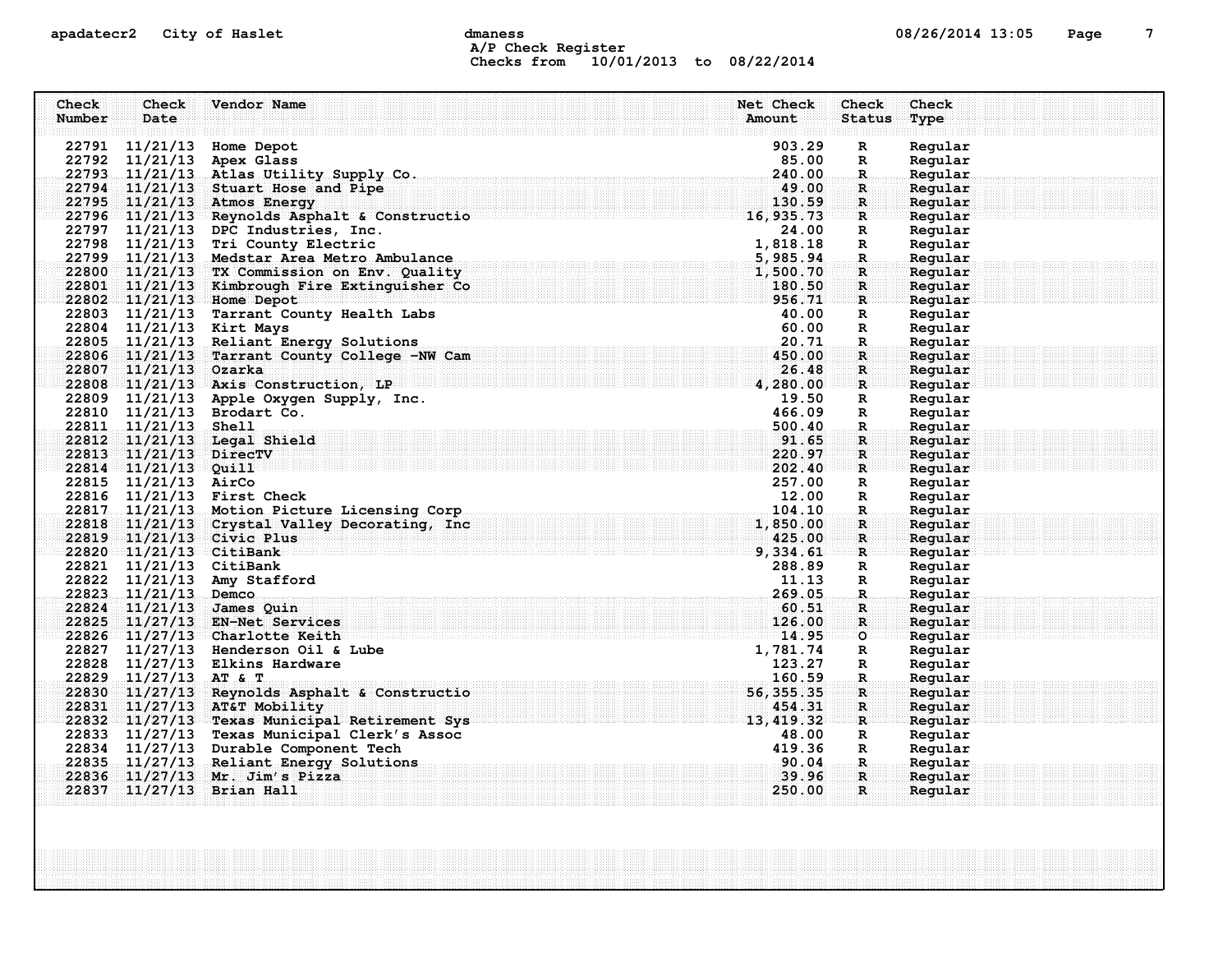apadatecr2 City of Haslet dmaness

A/P Check Register
Checks from 10/01/2013 to 08/22/2014

| Check Number | Check Date | Vendor Name | Net Check Amount | Check Status | Check Type |
|---|---|---|---|---|---|
| 22791 | 11/21/13 | Home Depot | 903.29 | R | Regular |
| 22792 | 11/21/13 | Apex Glass | 85.00 | R | Regular |
| 22793 | 11/21/13 | Atlas Utility Supply Co. | 240.00 | R | Regular |
| 22794 | 11/21/13 | Stuart Hose and Pipe | 49.00 | R | Regular |
| 22795 | 11/21/13 | Atmos Energy | 130.59 | R | Regular |
| 22796 | 11/21/13 | Reynolds Asphalt & Constructio | 16,935.73 | R | Regular |
| 22797 | 11/21/13 | DPC Industries, Inc. | 24.00 | R | Regular |
| 22798 | 11/21/13 | Tri County Electric | 1,818.18 | R | Regular |
| 22799 | 11/21/13 | Medstar Area Metro Ambulance | 5,985.94 | R | Regular |
| 22800 | 11/21/13 | TX Commission on Env. Quality | 1,500.70 | R | Regular |
| 22801 | 11/21/13 | Kimbrough Fire Extinguisher Co | 180.50 | R | Regular |
| 22802 | 11/21/13 | Home Depot | 956.71 | R | Regular |
| 22803 | 11/21/13 | Tarrant County Health Labs | 40.00 | R | Regular |
| 22804 | 11/21/13 | Kirt Mays | 60.00 | R | Regular |
| 22805 | 11/21/13 | Reliant Energy Solutions | 20.71 | R | Regular |
| 22806 | 11/21/13 | Tarrant County College -NW Cam | 450.00 | R | Regular |
| 22807 | 11/21/13 | Ozarka | 26.48 | R | Regular |
| 22808 | 11/21/13 | Axis Construction, LP | 4,280.00 | R | Regular |
| 22809 | 11/21/13 | Apple Oxygen Supply, Inc. | 19.50 | R | Regular |
| 22810 | 11/21/13 | Brodart Co. | 466.09 | R | Regular |
| 22811 | 11/21/13 | Shell | 500.40 | R | Regular |
| 22812 | 11/21/13 | Legal Shield | 91.65 | R | Regular |
| 22813 | 11/21/13 | DirecTV | 220.97 | R | Regular |
| 22814 | 11/21/13 | Quill | 202.40 | R | Regular |
| 22815 | 11/21/13 | AirCo | 257.00 | R | Regular |
| 22816 | 11/21/13 | First Check | 12.00 | R | Regular |
| 22817 | 11/21/13 | Motion Picture Licensing Corp | 104.10 | R | Regular |
| 22818 | 11/21/13 | Crystal Valley Decorating, Inc | 1,850.00 | R | Regular |
| 22819 | 11/21/13 | Civic Plus | 425.00 | R | Regular |
| 22820 | 11/21/13 | CitiBank | 9,334.61 | R | Regular |
| 22821 | 11/21/13 | CitiBank | 288.89 | R | Regular |
| 22822 | 11/21/13 | Amy Stafford | 11.13 | R | Regular |
| 22823 | 11/21/13 | Demco | 269.05 | R | Regular |
| 22824 | 11/21/13 | James Quin | 60.51 | R | Regular |
| 22825 | 11/27/13 | EN-Net Services | 126.00 | R | Regular |
| 22826 | 11/27/13 | Charlotte Keith | 14.95 | O | Regular |
| 22827 | 11/27/13 | Henderson Oil & Lube | 1,781.74 | R | Regular |
| 22828 | 11/27/13 | Elkins Hardware | 123.27 | R | Regular |
| 22829 | 11/27/13 | AT & T | 160.59 | R | Regular |
| 22830 | 11/27/13 | Reynolds Asphalt & Constructio | 56,355.35 | R | Regular |
| 22831 | 11/27/13 | AT&T Mobility | 454.31 | R | Regular |
| 22832 | 11/27/13 | Texas Municipal Retirement Sys | 13,419.32 | R | Regular |
| 22833 | 11/27/13 | Texas Municipal Clerk's Assoc | 48.00 | R | Regular |
| 22834 | 11/27/13 | Durable Component Tech | 419.36 | R | Regular |
| 22835 | 11/27/13 | Reliant Energy Solutions | 90.04 | R | Regular |
| 22836 | 11/27/13 | Mr. Jim's Pizza | 39.96 | R | Regular |
| 22837 | 11/27/13 | Brian Hall | 250.00 | R | Regular |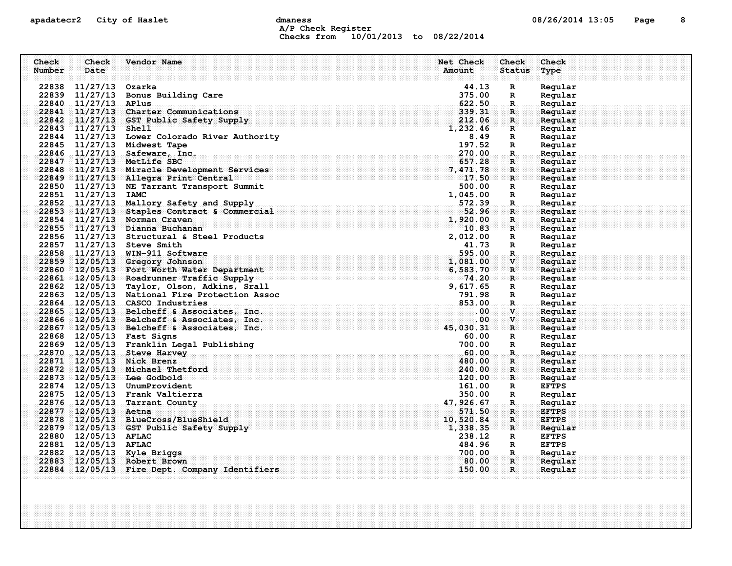A/P Check Register
Checks from 10/01/2013 to 08/22/2014

| Check Number | Check Date | Vendor Name | Net Check Amount | Check Status | Check Type |
|---|---|---|---|---|---|
| 22838 | 11/27/13 | Ozarka | 44.13 | R | Regular |
| 22839 | 11/27/13 | Bonus Building Care | 375.00 | R | Regular |
| 22840 | 11/27/13 | APlus | 622.50 | R | Regular |
| 22841 | 11/27/13 | Charter Communications | 339.31 | R | Regular |
| 22842 | 11/27/13 | GST Public Safety Supply | 212.06 | R | Regular |
| 22843 | 11/27/13 | Shell | 1,232.46 | R | Regular |
| 22844 | 11/27/13 | Lower Colorado River Authority | 8.49 | R | Regular |
| 22845 | 11/27/13 | Midwest Tape | 197.52 | R | Regular |
| 22846 | 11/27/13 | Safeware, Inc. | 270.00 | R | Regular |
| 22847 | 11/27/13 | MetLife SBC | 657.28 | R | Regular |
| 22848 | 11/27/13 | Miracle Development Services | 7,471.78 | R | Regular |
| 22849 | 11/27/13 | Allegra Print Central | 17.50 | R | Regular |
| 22850 | 11/27/13 | NE Tarrant Transport Summit | 500.00 | R | Regular |
| 22851 | 11/27/13 | IAMC | 1,045.00 | R | Regular |
| 22852 | 11/27/13 | Mallory Safety and Supply | 572.39 | R | Regular |
| 22853 | 11/27/13 | Staples Contract & Commercial | 52.96 | R | Regular |
| 22854 | 11/27/13 | Norman Craven | 1,920.00 | R | Regular |
| 22855 | 11/27/13 | Dianna Buchanan | 10.83 | R | Regular |
| 22856 | 11/27/13 | Structural & Steel Products | 2,012.00 | R | Regular |
| 22857 | 11/27/13 | Steve Smith | 41.73 | R | Regular |
| 22858 | 11/27/13 | WIN-911 Software | 595.00 | R | Regular |
| 22859 | 12/05/13 | Gregory Johnson | 1,081.00 | V | Regular |
| 22860 | 12/05/13 | Fort Worth Water Department | 6,583.70 | R | Regular |
| 22861 | 12/05/13 | Roadrunner Traffic Supply | 74.20 | R | Regular |
| 22862 | 12/05/13 | Taylor, Olson, Adkins, Srall | 9,617.65 | R | Regular |
| 22863 | 12/05/13 | National Fire Protection Assoc | 791.98 | R | Regular |
| 22864 | 12/05/13 | CASCO Industries | 853.00 | R | Regular |
| 22865 | 12/05/13 | Belcheff & Associates, Inc. | .00 | V | Regular |
| 22866 | 12/05/13 | Belcheff & Associates, Inc. | .00 | V | Regular |
| 22867 | 12/05/13 | Belcheff & Associates, Inc. | 45,030.31 | R | Regular |
| 22868 | 12/05/13 | Fast Signs | 60.00 | R | Regular |
| 22869 | 12/05/13 | Franklin Legal Publishing | 700.00 | R | Regular |
| 22870 | 12/05/13 | Steve Harvey | 60.00 | R | Regular |
| 22871 | 12/05/13 | Nick Brenz | 480.00 | R | Regular |
| 22872 | 12/05/13 | Michael Thetford | 240.00 | R | Regular |
| 22873 | 12/05/13 | Lee Godbold | 120.00 | R | Regular |
| 22874 | 12/05/13 | UnumProvident | 161.00 | R | EFTPS |
| 22875 | 12/05/13 | Frank Valtierra | 350.00 | R | Regular |
| 22876 | 12/05/13 | Tarrant County | 47,926.67 | R | Regular |
| 22877 | 12/05/13 | Aetna | 571.50 | R | EFTPS |
| 22878 | 12/05/13 | BlueCross/BlueShield | 10,520.84 | R | EFTPS |
| 22879 | 12/05/13 | GST Public Safety Supply | 1,338.35 | R | Regular |
| 22880 | 12/05/13 | AFLAC | 238.12 | R | EFTPS |
| 22881 | 12/05/13 | AFLAC | 484.96 | R | EFTPS |
| 22882 | 12/05/13 | Kyle Briggs | 700.00 | R | Regular |
| 22883 | 12/05/13 | Robert Brown | 80.00 | R | Regular |
| 22884 | 12/05/13 | Fire Dept. Company Identifiers | 150.00 | R | Regular |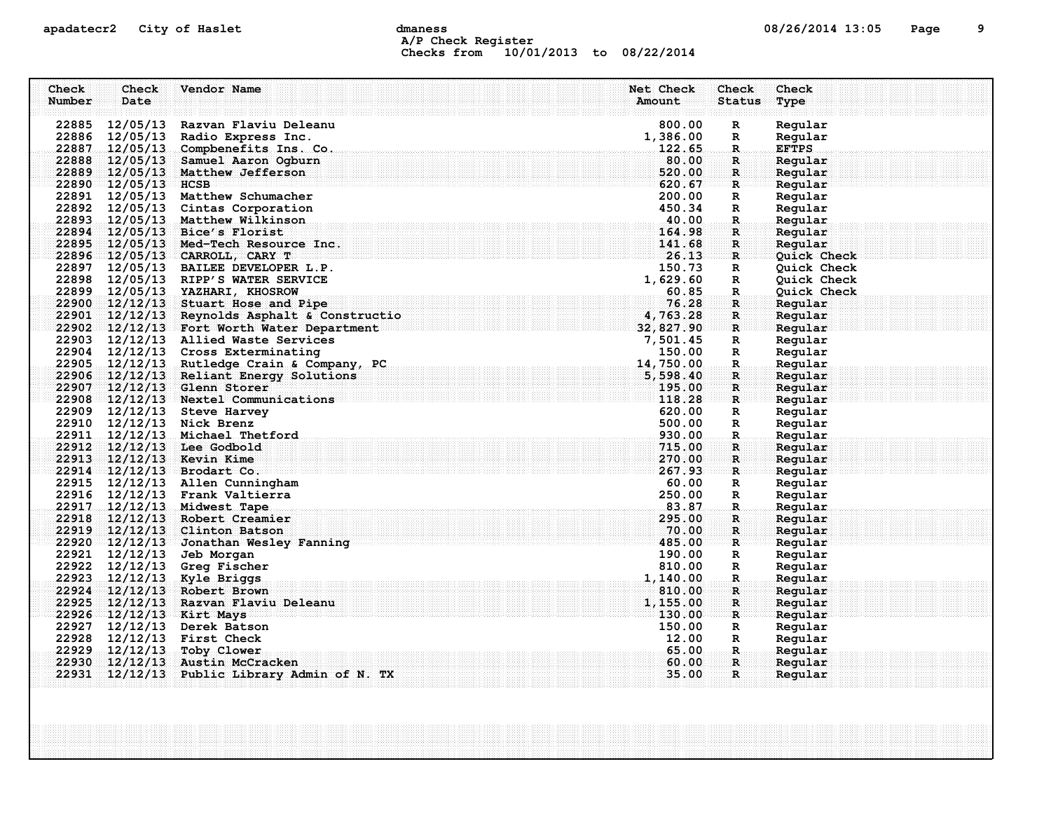A/P Check Register
Checks from 10/01/2013 to 08/22/2014

| Check Number | Check Date | Vendor Name | Net Check Amount | Check Status | Check Type |
|---|---|---|---|---|---|
| 22885 | 12/05/13 | Razvan Flaviu Deleanu | 800.00 | R | Regular |
| 22886 | 12/05/13 | Radio Express Inc. | 1,386.00 | R | Regular |
| 22887 | 12/05/13 | Compbenefits Ins. Co. | 122.65 | R | EFTPS |
| 22888 | 12/05/13 | Samuel Aaron Ogburn | 80.00 | R | Regular |
| 22889 | 12/05/13 | Matthew Jefferson | 520.00 | R | Regular |
| 22890 | 12/05/13 | HCSB | 620.67 | R | Regular |
| 22891 | 12/05/13 | Matthew Schumacher | 200.00 | R | Regular |
| 22892 | 12/05/13 | Cintas Corporation | 450.34 | R | Regular |
| 22893 | 12/05/13 | Matthew Wilkinson | 40.00 | R | Regular |
| 22894 | 12/05/13 | Bice's Florist | 164.98 | R | Regular |
| 22895 | 12/05/13 | Med-Tech Resource Inc. | 141.68 | R | Regular |
| 22896 | 12/05/13 | CARROLL, CARY T | 26.13 | R | Quick Check |
| 22897 | 12/05/13 | BAILEE DEVELOPER L.P. | 150.73 | R | Quick Check |
| 22898 | 12/05/13 | RIPP'S WATER SERVICE | 1,629.60 | R | Quick Check |
| 22899 | 12/05/13 | YAZHARI, KHOSROW | 60.85 | R | Quick Check |
| 22900 | 12/12/13 | Stuart Hose and Pipe | 76.28 | R | Regular |
| 22901 | 12/12/13 | Reynolds Asphalt & Constructio | 4,763.28 | R | Regular |
| 22902 | 12/12/13 | Fort Worth Water Department | 32,827.90 | R | Regular |
| 22903 | 12/12/13 | Allied Waste Services | 7,501.45 | R | Regular |
| 22904 | 12/12/13 | Cross Exterminating | 150.00 | R | Regular |
| 22905 | 12/12/13 | Rutledge Crain & Company, PC | 14,750.00 | R | Regular |
| 22906 | 12/12/13 | Reliant Energy Solutions | 5,598.40 | R | Regular |
| 22907 | 12/12/13 | Glenn Storer | 195.00 | R | Regular |
| 22908 | 12/12/13 | Nextel Communications | 118.28 | R | Regular |
| 22909 | 12/12/13 | Steve Harvey | 620.00 | R | Regular |
| 22910 | 12/12/13 | Nick Brenz | 500.00 | R | Regular |
| 22911 | 12/12/13 | Michael Thetford | 930.00 | R | Regular |
| 22912 | 12/12/13 | Lee Godbold | 715.00 | R | Regular |
| 22913 | 12/12/13 | Kevin Kime | 270.00 | R | Regular |
| 22914 | 12/12/13 | Brodart Co. | 267.93 | R | Regular |
| 22915 | 12/12/13 | Allen Cunningham | 60.00 | R | Regular |
| 22916 | 12/12/13 | Frank Valtierra | 250.00 | R | Regular |
| 22917 | 12/12/13 | Midwest Tape | 83.87 | R | Regular |
| 22918 | 12/12/13 | Robert Creamier | 295.00 | R | Regular |
| 22919 | 12/12/13 | Clinton Batson | 70.00 | R | Regular |
| 22920 | 12/12/13 | Jonathan Wesley Fanning | 485.00 | R | Regular |
| 22921 | 12/12/13 | Jeb Morgan | 190.00 | R | Regular |
| 22922 | 12/12/13 | Greg Fischer | 810.00 | R | Regular |
| 22923 | 12/12/13 | Kyle Briggs | 1,140.00 | R | Regular |
| 22924 | 12/12/13 | Robert Brown | 810.00 | R | Regular |
| 22925 | 12/12/13 | Razvan Flaviu Deleanu | 1,155.00 | R | Regular |
| 22926 | 12/12/13 | Kirt Mays | 130.00 | R | Regular |
| 22927 | 12/12/13 | Derek Batson | 150.00 | R | Regular |
| 22928 | 12/12/13 | First Check | 12.00 | R | Regular |
| 22929 | 12/12/13 | Toby Clower | 65.00 | R | Regular |
| 22930 | 12/12/13 | Austin McCracken | 60.00 | R | Regular |
| 22931 | 12/12/13 | Public Library Admin of N. TX | 35.00 | R | Regular |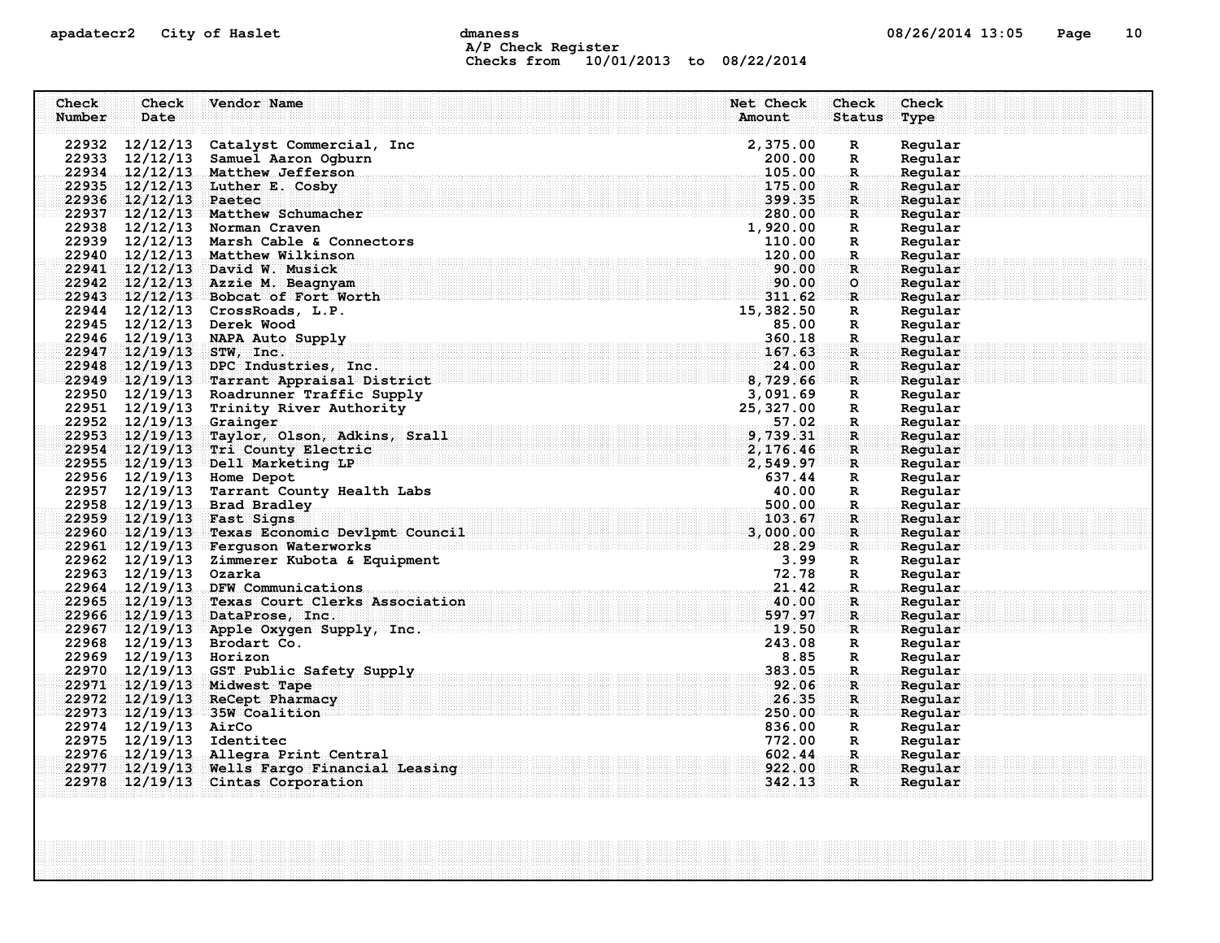apadatecr2 City of Haslet dmaness

A/P Check Register

Checks from 10/01/2013 to 08/22/2014

| Check Number | Check Date | Vendor Name | Net Check Amount | Check Status | Check Type |
|---|---|---|---|---|---|
| 22932 | 12/12/13 | Catalyst Commercial, Inc | 2,375.00 | R | Regular |
| 22933 | 12/12/13 | Samuel Aaron Ogburn | 200.00 | R | Regular |
| 22934 | 12/12/13 | Matthew Jefferson | 105.00 | R | Regular |
| 22935 | 12/12/13 | Luther E. Cosby | 175.00 | R | Regular |
| 22936 | 12/12/13 | Paetec | 399.35 | R | Regular |
| 22937 | 12/12/13 | Matthew Schumacher | 280.00 | R | Regular |
| 22938 | 12/12/13 | Norman Craven | 1,920.00 | R | Regular |
| 22939 | 12/12/13 | Marsh Cable & Connectors | 110.00 | R | Regular |
| 22940 | 12/12/13 | Matthew Wilkinson | 120.00 | R | Regular |
| 22941 | 12/12/13 | David W. Musick | 90.00 | R | Regular |
| 22942 | 12/12/13 | Azzie M. Beagnyam | 90.00 | O | Regular |
| 22943 | 12/12/13 | Bobcat of Fort Worth | 311.62 | R | Regular |
| 22944 | 12/12/13 | CrossRoads, L.P. | 15,382.50 | R | Regular |
| 22945 | 12/12/13 | Derek Wood | 85.00 | R | Regular |
| 22946 | 12/19/13 | NAPA Auto Supply | 360.18 | R | Regular |
| 22947 | 12/19/13 | STW, Inc. | 167.63 | R | Regular |
| 22948 | 12/19/13 | DPC Industries, Inc. | 24.00 | R | Regular |
| 22949 | 12/19/13 | Tarrant Appraisal District | 8,729.66 | R | Regular |
| 22950 | 12/19/13 | Roadrunner Traffic Supply | 3,091.69 | R | Regular |
| 22951 | 12/19/13 | Trinity River Authority | 25,327.00 | R | Regular |
| 22952 | 12/19/13 | Grainger | 57.02 | R | Regular |
| 22953 | 12/19/13 | Taylor, Olson, Adkins, Srall | 9,739.31 | R | Regular |
| 22954 | 12/19/13 | Tri County Electric | 2,176.46 | R | Regular |
| 22955 | 12/19/13 | Dell Marketing LP | 2,549.97 | R | Regular |
| 22956 | 12/19/13 | Home Depot | 637.44 | R | Regular |
| 22957 | 12/19/13 | Tarrant County Health Labs | 40.00 | R | Regular |
| 22958 | 12/19/13 | Brad Bradley | 500.00 | R | Regular |
| 22959 | 12/19/13 | Fast Signs | 103.67 | R | Regular |
| 22960 | 12/19/13 | Texas Economic Devlpmt Council | 3,000.00 | R | Regular |
| 22961 | 12/19/13 | Ferguson Waterworks | 28.29 | R | Regular |
| 22962 | 12/19/13 | Zimmerer Kubota & Equipment | 3.99 | R | Regular |
| 22963 | 12/19/13 | Ozarka | 72.78 | R | Regular |
| 22964 | 12/19/13 | DFW Communications | 21.42 | R | Regular |
| 22965 | 12/19/13 | Texas Court Clerks Association | 40.00 | R | Regular |
| 22966 | 12/19/13 | DataProse, Inc. | 597.97 | R | Regular |
| 22967 | 12/19/13 | Apple Oxygen Supply, Inc. | 19.50 | R | Regular |
| 22968 | 12/19/13 | Brodart Co. | 243.08 | R | Regular |
| 22969 | 12/19/13 | Horizon | 8.85 | R | Regular |
| 22970 | 12/19/13 | GST Public Safety Supply | 383.05 | R | Regular |
| 22971 | 12/19/13 | Midwest Tape | 92.06 | R | Regular |
| 22972 | 12/19/13 | ReCept Pharmacy | 26.35 | R | Regular |
| 22973 | 12/19/13 | 35W Coalition | 250.00 | R | Regular |
| 22974 | 12/19/13 | AirCo | 836.00 | R | Regular |
| 22975 | 12/19/13 | Identitec | 772.00 | R | Regular |
| 22976 | 12/19/13 | Allegra Print Central | 602.44 | R | Regular |
| 22977 | 12/19/13 | Wells Fargo Financial Leasing | 922.00 | R | Regular |
| 22978 | 12/19/13 | Cintas Corporation | 342.13 | R | Regular |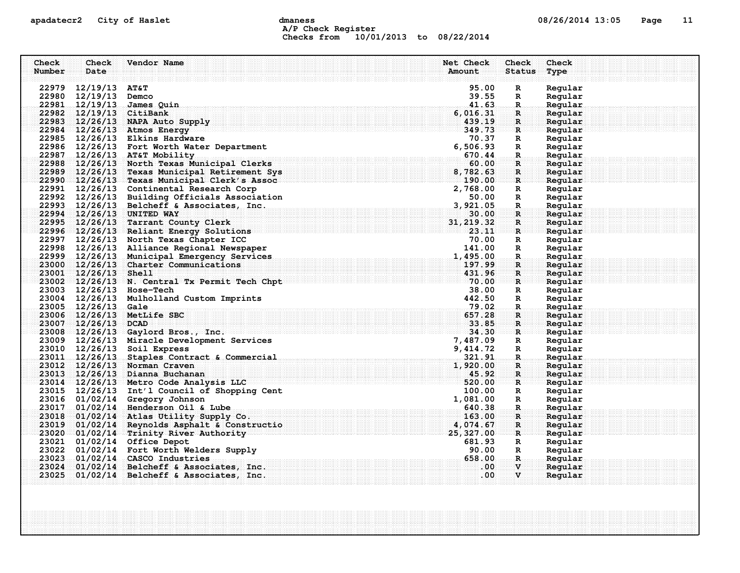A/P Check Register
Checks from 10/01/2013 to 08/22/2014

| Check Number | Check Date | Vendor Name | Net Check Amount | Check Status | Check Type |
|---|---|---|---|---|---|
| 22979 | 12/19/13 | AT&T | 95.00 | R | Regular |
| 22980 | 12/19/13 | Demco | 39.55 | R | Regular |
| 22981 | 12/19/13 | James Quin | 41.63 | R | Regular |
| 22982 | 12/19/13 | CitiBank | 6,016.31 | R | Regular |
| 22983 | 12/26/13 | NAPA Auto Supply | 439.19 | R | Regular |
| 22984 | 12/26/13 | Atmos Energy | 349.73 | R | Regular |
| 22985 | 12/26/13 | Elkins Hardware | 70.37 | R | Regular |
| 22986 | 12/26/13 | Fort Worth Water Department | 6,506.93 | R | Regular |
| 22987 | 12/26/13 | AT&T Mobility | 670.44 | R | Regular |
| 22988 | 12/26/13 | North Texas Municipal Clerks | 60.00 | R | Regular |
| 22989 | 12/26/13 | Texas Municipal Retirement Sys | 8,782.63 | R | Regular |
| 22990 | 12/26/13 | Texas Municipal Clerk's Assoc | 190.00 | R | Regular |
| 22991 | 12/26/13 | Continental Research Corp | 2,768.00 | R | Regular |
| 22992 | 12/26/13 | Building Officials Association | 50.00 | R | Regular |
| 22993 | 12/26/13 | Belcheff & Associates, Inc. | 3,921.05 | R | Regular |
| 22994 | 12/26/13 | UNITED WAY | 30.00 | R | Regular |
| 22995 | 12/26/13 | Tarrant County Clerk | 31,219.32 | R | Regular |
| 22996 | 12/26/13 | Reliant Energy Solutions | 23.11 | R | Regular |
| 22997 | 12/26/13 | North Texas Chapter ICC | 70.00 | R | Regular |
| 22998 | 12/26/13 | Alliance Regional Newspaper | 141.00 | R | Regular |
| 22999 | 12/26/13 | Municipal Emergency Services | 1,495.00 | R | Regular |
| 23000 | 12/26/13 | Charter Communications | 197.99 | R | Regular |
| 23001 | 12/26/13 | Shell | 431.96 | R | Regular |
| 23002 | 12/26/13 | N. Central Tx Permit Tech Chpt | 70.00 | R | Regular |
| 23003 | 12/26/13 | Hose-Tech | 38.00 | R | Regular |
| 23004 | 12/26/13 | Mulholland Custom Imprints | 442.50 | R | Regular |
| 23005 | 12/26/13 | Gale | 79.02 | R | Regular |
| 23006 | 12/26/13 | MetLife SBC | 657.28 | R | Regular |
| 23007 | 12/26/13 | DCAD | 33.85 | R | Regular |
| 23008 | 12/26/13 | Gaylord Bros., Inc. | 34.30 | R | Regular |
| 23009 | 12/26/13 | Miracle Development Services | 7,487.09 | R | Regular |
| 23010 | 12/26/13 | Soil Express | 9,414.72 | R | Regular |
| 23011 | 12/26/13 | Staples Contract & Commercial | 321.91 | R | Regular |
| 23012 | 12/26/13 | Norman Craven | 1,920.00 | R | Regular |
| 23013 | 12/26/13 | Dianna Buchanan | 45.92 | R | Regular |
| 23014 | 12/26/13 | Metro Code Analysis LLC | 520.00 | R | Regular |
| 23015 | 12/26/13 | Int'l Council of Shopping Cent | 100.00 | R | Regular |
| 23016 | 01/02/14 | Gregory Johnson | 1,081.00 | R | Regular |
| 23017 | 01/02/14 | Henderson Oil & Lube | 640.38 | R | Regular |
| 23018 | 01/02/14 | Atlas Utility Supply Co. | 163.00 | R | Regular |
| 23019 | 01/02/14 | Reynolds Asphalt & Constructio | 4,074.67 | R | Regular |
| 23020 | 01/02/14 | Trinity River Authority | 25,327.00 | R | Regular |
| 23021 | 01/02/14 | Office Depot | 681.93 | R | Regular |
| 23022 | 01/02/14 | Fort Worth Welders Supply | 90.00 | R | Regular |
| 23023 | 01/02/14 | CASCO Industries | 658.00 | R | Regular |
| 23024 | 01/02/14 | Belcheff & Associates, Inc. | .00 | V | Regular |
| 23025 | 01/02/14 | Belcheff & Associates, Inc. | .00 | V | Regular |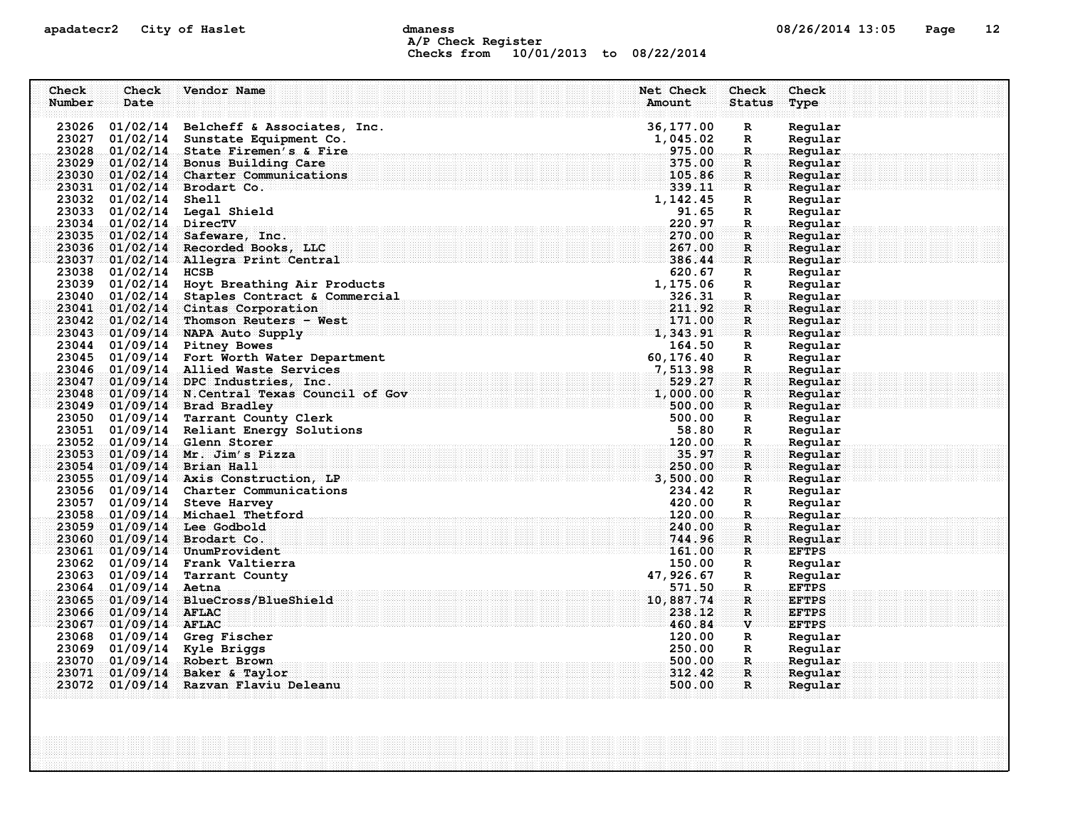apadatecr2 City of Haslet dmaness

A/P Check Register

Checks from 10/01/2013 to 08/22/2014

| Check Number | Check Date | Vendor Name | Net Check Amount | Check Status | Check Type |
|---|---|---|---|---|---|
| 23026 | 01/02/14 | Belcheff & Associates, Inc. | 36,177.00 | R | Regular |
| 23027 | 01/02/14 | Sunstate Equipment Co. | 1,045.02 | R | Regular |
| 23028 | 01/02/14 | State Firemen's & Fire | 975.00 | R | Regular |
| 23029 | 01/02/14 | Bonus Building Care | 375.00 | R | Regular |
| 23030 | 01/02/14 | Charter Communications | 105.86 | R | Regular |
| 23031 | 01/02/14 | Brodart Co. | 339.11 | R | Regular |
| 23032 | 01/02/14 | Shell | 1,142.45 | R | Regular |
| 23033 | 01/02/14 | Legal Shield | 91.65 | R | Regular |
| 23034 | 01/02/14 | DirecTV | 220.97 | R | Regular |
| 23035 | 01/02/14 | Safeware, Inc. | 270.00 | R | Regular |
| 23036 | 01/02/14 | Recorded Books, LLC | 267.00 | R | Regular |
| 23037 | 01/02/14 | Allegra Print Central | 386.44 | R | Regular |
| 23038 | 01/02/14 | HCSB | 620.67 | R | Regular |
| 23039 | 01/02/14 | Hoyt Breathing Air Products | 1,175.06 | R | Regular |
| 23040 | 01/02/14 | Staples Contract & Commercial | 326.31 | R | Regular |
| 23041 | 01/02/14 | Cintas Corporation | 211.92 | R | Regular |
| 23042 | 01/02/14 | Thomson Reuters - West | 171.00 | R | Regular |
| 23043 | 01/09/14 | NAPA Auto Supply | 1,343.91 | R | Regular |
| 23044 | 01/09/14 | Pitney Bowes | 164.50 | R | Regular |
| 23045 | 01/09/14 | Fort Worth Water Department | 60,176.40 | R | Regular |
| 23046 | 01/09/14 | Allied Waste Services | 7,513.98 | R | Regular |
| 23047 | 01/09/14 | DPC Industries, Inc. | 529.27 | R | Regular |
| 23048 | 01/09/14 | N.Central Texas Council of Gov | 1,000.00 | R | Regular |
| 23049 | 01/09/14 | Brad Bradley | 500.00 | R | Regular |
| 23050 | 01/09/14 | Tarrant County Clerk | 500.00 | R | Regular |
| 23051 | 01/09/14 | Reliant Energy Solutions | 58.80 | R | Regular |
| 23052 | 01/09/14 | Glenn Storer | 120.00 | R | Regular |
| 23053 | 01/09/14 | Mr. Jim's Pizza | 35.97 | R | Regular |
| 23054 | 01/09/14 | Brian Hall | 250.00 | R | Regular |
| 23055 | 01/09/14 | Axis Construction, LP | 3,500.00 | R | Regular |
| 23056 | 01/09/14 | Charter Communications | 234.42 | R | Regular |
| 23057 | 01/09/14 | Steve Harvey | 420.00 | R | Regular |
| 23058 | 01/09/14 | Michael Thetford | 120.00 | R | Regular |
| 23059 | 01/09/14 | Lee Godbold | 240.00 | R | Regular |
| 23060 | 01/09/14 | Brodart Co. | 744.96 | R | Regular |
| 23061 | 01/09/14 | UnumProvident | 161.00 | R | EFTPS |
| 23062 | 01/09/14 | Frank Valtierra | 150.00 | R | Regular |
| 23063 | 01/09/14 | Tarrant County | 47,926.67 | R | Regular |
| 23064 | 01/09/14 | Aetna | 571.50 | R | EFTPS |
| 23065 | 01/09/14 | BlueCross/BlueShield | 10,887.74 | R | EFTPS |
| 23066 | 01/09/14 | AFLAC | 238.12 | R | EFTPS |
| 23067 | 01/09/14 | AFLAC | 460.84 | V | EFTPS |
| 23068 | 01/09/14 | Greg Fischer | 120.00 | R | Regular |
| 23069 | 01/09/14 | Kyle Briggs | 250.00 | R | Regular |
| 23070 | 01/09/14 | Robert Brown | 500.00 | R | Regular |
| 23071 | 01/09/14 | Baker & Taylor | 312.42 | R | Regular |
| 23072 | 01/09/14 | Razvan Flaviu Deleanu | 500.00 | R | Regular |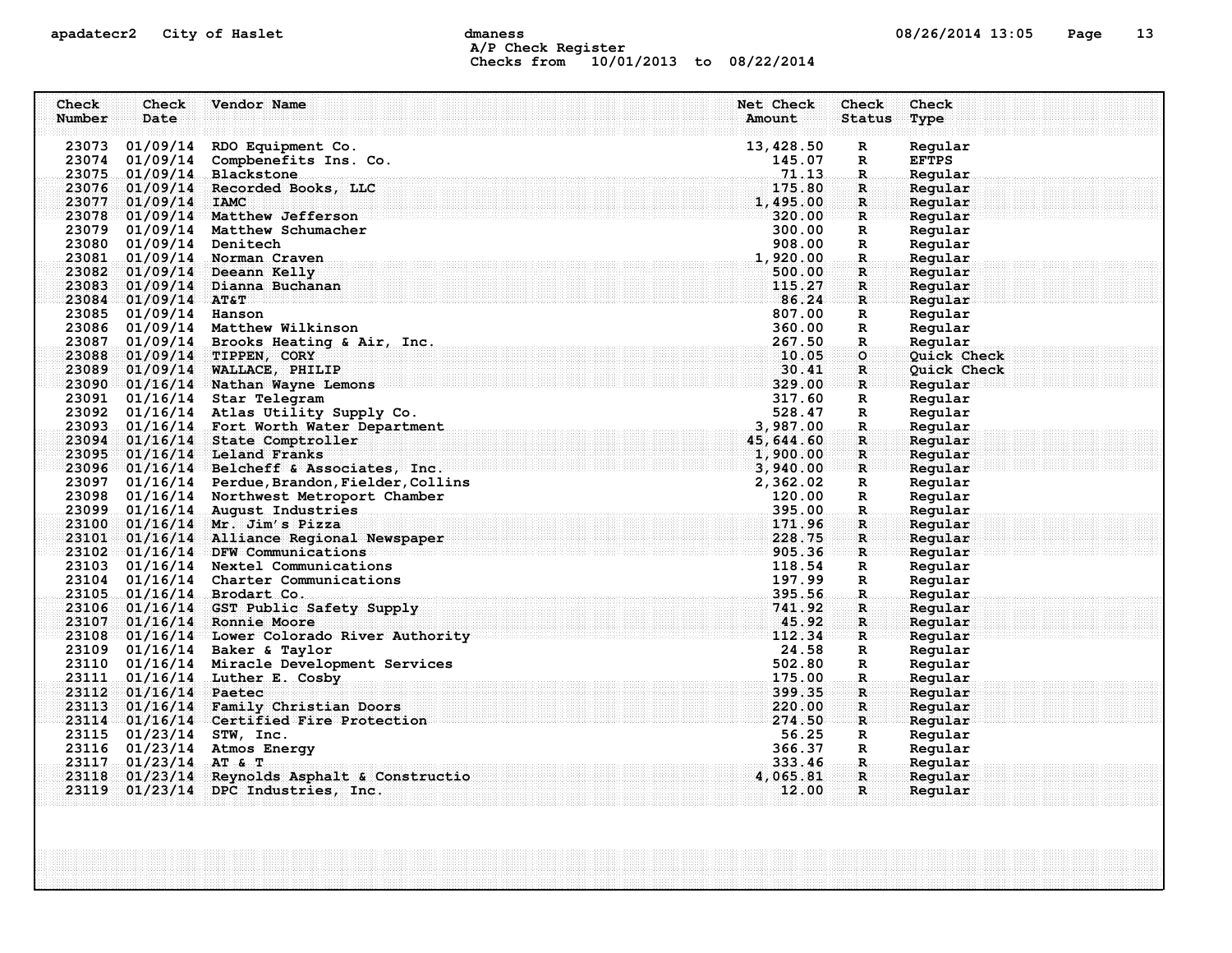apadatecr2 City of Haslet dmaness 08/26/2014 13:05

A/P Check Register
Checks from 10/01/2013 to 08/22/2014

| Check Number | Check Date | Vendor Name | Net Check Amount | Check Status | Check Type |
|---|---|---|---|---|---|
| 23073 | 01/09/14 | RDO Equipment Co. | 13,428.50 | R | Regular |
| 23074 | 01/09/14 | Compbenefits Ins. Co. | 145.07 | R | EFTPS |
| 23075 | 01/09/14 | Blackstone | 71.13 | R | Regular |
| 23076 | 01/09/14 | Recorded Books, LLC | 175.80 | R | Regular |
| 23077 | 01/09/14 | IAMC | 1,495.00 | R | Regular |
| 23078 | 01/09/14 | Matthew Jefferson | 320.00 | R | Regular |
| 23079 | 01/09/14 | Matthew Schumacher | 300.00 | R | Regular |
| 23080 | 01/09/14 | Denitech | 908.00 | R | Regular |
| 23081 | 01/09/14 | Norman Craven | 1,920.00 | R | Regular |
| 23082 | 01/09/14 | Deeann Kelly | 500.00 | R | Regular |
| 23083 | 01/09/14 | Dianna Buchanan | 115.27 | R | Regular |
| 23084 | 01/09/14 | AT&T | 86.24 | R | Regular |
| 23085 | 01/09/14 | Hanson | 807.00 | R | Regular |
| 23086 | 01/09/14 | Matthew Wilkinson | 360.00 | R | Regular |
| 23087 | 01/09/14 | Brooks Heating & Air, Inc. | 267.50 | R | Regular |
| 23088 | 01/09/14 | TIPPEN, CORY | 10.05 | O | Quick Check |
| 23089 | 01/09/14 | WALLACE, PHILIP | 30.41 | R | Quick Check |
| 23090 | 01/16/14 | Nathan Wayne Lemons | 329.00 | R | Regular |
| 23091 | 01/16/14 | Star Telegram | 317.60 | R | Regular |
| 23092 | 01/16/14 | Atlas Utility Supply Co. | 528.47 | R | Regular |
| 23093 | 01/16/14 | Fort Worth Water Department | 3,987.00 | R | Regular |
| 23094 | 01/16/14 | State Comptroller | 45,644.60 | R | Regular |
| 23095 | 01/16/14 | Leland Franks | 1,900.00 | R | Regular |
| 23096 | 01/16/14 | Belcheff & Associates, Inc. | 3,940.00 | R | Regular |
| 23097 | 01/16/14 | Perdue,Brandon,Fielder,Collins | 2,362.02 | R | Regular |
| 23098 | 01/16/14 | Northwest Metroport Chamber | 120.00 | R | Regular |
| 23099 | 01/16/14 | August Industries | 395.00 | R | Regular |
| 23100 | 01/16/14 | Mr. Jim's Pizza | 171.96 | R | Regular |
| 23101 | 01/16/14 | Alliance Regional Newspaper | 228.75 | R | Regular |
| 23102 | 01/16/14 | DFW Communications | 905.36 | R | Regular |
| 23103 | 01/16/14 | Nextel Communications | 118.54 | R | Regular |
| 23104 | 01/16/14 | Charter Communications | 197.99 | R | Regular |
| 23105 | 01/16/14 | Brodart Co. | 395.56 | R | Regular |
| 23106 | 01/16/14 | GST Public Safety Supply | 741.92 | R | Regular |
| 23107 | 01/16/14 | Ronnie Moore | 45.92 | R | Regular |
| 23108 | 01/16/14 | Lower Colorado River Authority | 112.34 | R | Regular |
| 23109 | 01/16/14 | Baker & Taylor | 24.58 | R | Regular |
| 23110 | 01/16/14 | Miracle Development Services | 502.80 | R | Regular |
| 23111 | 01/16/14 | Luther E. Cosby | 175.00 | R | Regular |
| 23112 | 01/16/14 | Paetec | 399.35 | R | Regular |
| 23113 | 01/16/14 | Family Christian Doors | 220.00 | R | Regular |
| 23114 | 01/16/14 | Certified Fire Protection | 274.50 | R | Regular |
| 23115 | 01/23/14 | STW, Inc. | 56.25 | R | Regular |
| 23116 | 01/23/14 | Atmos Energy | 366.37 | R | Regular |
| 23117 | 01/23/14 | AT & T | 333.46 | R | Regular |
| 23118 | 01/23/14 | Reynolds Asphalt & Constructio | 4,065.81 | R | Regular |
| 23119 | 01/23/14 | DPC Industries, Inc. | 12.00 | R | Regular |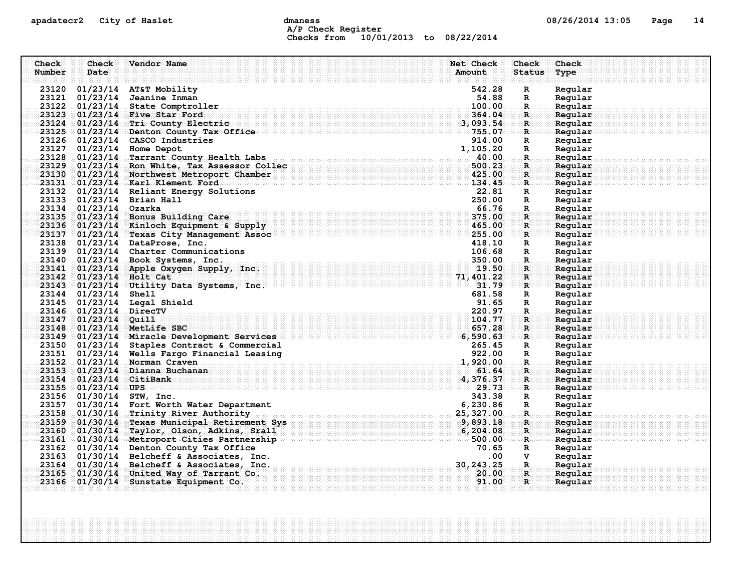apadatecr2 City of Haslet dmaness

A/P Check Register
Checks from 10/01/2013 to 08/22/2014

| Check Number | Check Date | Vendor Name | Net Check Amount | Check Status | Check Type |
|---|---|---|---|---|---|
| 23120 | 01/23/14 | AT&T Mobility | 542.28 | R | Regular |
| 23121 | 01/23/14 | Jeanine Inman | 54.88 | R | Regular |
| 23122 | 01/23/14 | State Comptroller | 100.00 | R | Regular |
| 23123 | 01/23/14 | Five Star Ford | 364.04 | R | Regular |
| 23124 | 01/23/14 | Tri County Electric | 3,093.54 | R | Regular |
| 23125 | 01/23/14 | Denton County Tax Office | 755.07 | R | Regular |
| 23126 | 01/23/14 | CASCO Industries | 914.00 | R | Regular |
| 23127 | 01/23/14 | Home Depot | 1,105.20 | R | Regular |
| 23128 | 01/23/14 | Tarrant County Health Labs | 40.00 | R | Regular |
| 23129 | 01/23/14 | Ron White, Tax Assessor Collec | 500.23 | R | Regular |
| 23130 | 01/23/14 | Northwest Metroport Chamber | 425.00 | R | Regular |
| 23131 | 01/23/14 | Karl Klement Ford | 134.45 | R | Regular |
| 23132 | 01/23/14 | Reliant Energy Solutions | 22.81 | R | Regular |
| 23133 | 01/23/14 | Brian Hall | 250.00 | R | Regular |
| 23134 | 01/23/14 | Ozarka | 66.76 | R | Regular |
| 23135 | 01/23/14 | Bonus Building Care | 375.00 | R | Regular |
| 23136 | 01/23/14 | Kinloch Equipment & Supply | 465.00 | R | Regular |
| 23137 | 01/23/14 | Texas City Management Assoc | 255.00 | R | Regular |
| 23138 | 01/23/14 | DataProse, Inc. | 418.10 | R | Regular |
| 23139 | 01/23/14 | Charter Communications | 106.68 | R | Regular |
| 23140 | 01/23/14 | Book Systems, Inc. | 350.00 | R | Regular |
| 23141 | 01/23/14 | Apple Oxygen Supply, Inc. | 19.50 | R | Regular |
| 23142 | 01/23/14 | Holt Cat | 71,401.22 | R | Regular |
| 23143 | 01/23/14 | Utility Data Systems, Inc. | 31.79 | R | Regular |
| 23144 | 01/23/14 | Shell | 681.58 | R | Regular |
| 23145 | 01/23/14 | Legal Shield | 91.65 | R | Regular |
| 23146 | 01/23/14 | DirecTV | 220.97 | R | Regular |
| 23147 | 01/23/14 | Quill | 104.77 | R | Regular |
| 23148 | 01/23/14 | MetLife SBC | 657.28 | R | Regular |
| 23149 | 01/23/14 | Miracle Development Services | 6,590.63 | R | Regular |
| 23150 | 01/23/14 | Staples Contract & Commercial | 265.45 | R | Regular |
| 23151 | 01/23/14 | Wells Fargo Financial Leasing | 922.00 | R | Regular |
| 23152 | 01/23/14 | Norman Craven | 1,920.00 | R | Regular |
| 23153 | 01/23/14 | Dianna Buchanan | 61.64 | R | Regular |
| 23154 | 01/23/14 | CitiBank | 4,376.37 | R | Regular |
| 23155 | 01/23/14 | UPS | 29.73 | R | Regular |
| 23156 | 01/30/14 | STW, Inc. | 343.38 | R | Regular |
| 23157 | 01/30/14 | Fort Worth Water Department | 6,230.86 | R | Regular |
| 23158 | 01/30/14 | Trinity River Authority | 25,327.00 | R | Regular |
| 23159 | 01/30/14 | Texas Municipal Retirement Sys | 9,893.18 | R | Regular |
| 23160 | 01/30/14 | Taylor, Olson, Adkins, Srall | 6,204.08 | R | Regular |
| 23161 | 01/30/14 | Metroport Cities Partnership | 500.00 | R | Regular |
| 23162 | 01/30/14 | Denton County Tax Office | 70.65 | R | Regular |
| 23163 | 01/30/14 | Belcheff & Associates, Inc. | .00 | V | Regular |
| 23164 | 01/30/14 | Belcheff & Associates, Inc. | 30,243.25 | R | Regular |
| 23165 | 01/30/14 | United Way of Tarrant Co. | 20.00 | R | Regular |
| 23166 | 01/30/14 | Sunstate Equipment Co. | 91.00 | R | Regular |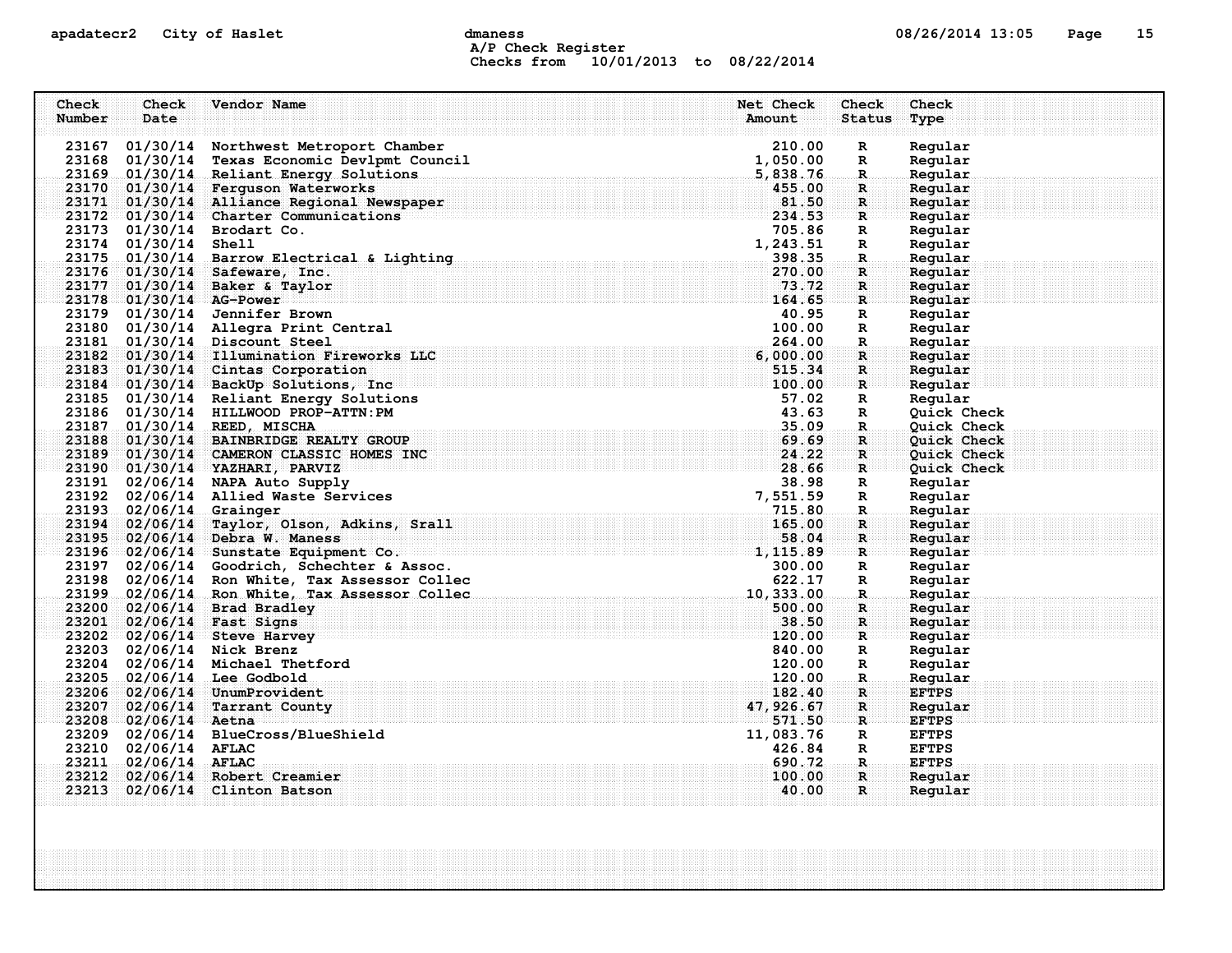| Check Number | Check Date | Vendor Name | Net Check Amount | Check Status | Check Type |
|---|---|---|---|---|---|
| 23167 | 01/30/14 | Northwest Metroport Chamber | 210.00 | R | Regular |
| 23168 | 01/30/14 | Texas Economic Devlpmt Council | 1,050.00 | R | Regular |
| 23169 | 01/30/14 | Reliant Energy Solutions | 5,838.76 | R | Regular |
| 23170 | 01/30/14 | Ferguson Waterworks | 455.00 | R | Regular |
| 23171 | 01/30/14 | Alliance Regional Newspaper | 81.50 | R | Regular |
| 23172 | 01/30/14 | Charter Communications | 234.53 | R | Regular |
| 23173 | 01/30/14 | Brodart Co. | 705.86 | R | Regular |
| 23174 | 01/30/14 | Shell | 1,243.51 | R | Regular |
| 23175 | 01/30/14 | Barrow Electrical & Lighting | 398.35 | R | Regular |
| 23176 | 01/30/14 | Safeware, Inc. | 270.00 | R | Regular |
| 23177 | 01/30/14 | Baker & Taylor | 73.72 | R | Regular |
| 23178 | 01/30/14 | AG-Power | 164.65 | R | Regular |
| 23179 | 01/30/14 | Jennifer Brown | 40.95 | R | Regular |
| 23180 | 01/30/14 | Allegra Print Central | 100.00 | R | Regular |
| 23181 | 01/30/14 | Discount Steel | 264.00 | R | Regular |
| 23182 | 01/30/14 | Illumination Fireworks LLC | 6,000.00 | R | Regular |
| 23183 | 01/30/14 | Cintas Corporation | 515.34 | R | Regular |
| 23184 | 01/30/14 | BackUp Solutions, Inc | 100.00 | R | Regular |
| 23185 | 01/30/14 | Reliant Energy Solutions | 57.02 | R | Regular |
| 23186 | 01/30/14 | HILLWOOD PROP-ATTN:PM | 43.63 | R | Quick Check |
| 23187 | 01/30/14 | REED, MISCHA | 35.09 | R | Quick Check |
| 23188 | 01/30/14 | BAINBRIDGE REALTY GROUP | 69.69 | R | Quick Check |
| 23189 | 01/30/14 | CAMERON CLASSIC HOMES INC | 24.22 | R | Quick Check |
| 23190 | 01/30/14 | YAZHARI, PARVIZ | 28.66 | R | Quick Check |
| 23191 | 02/06/14 | NAPA Auto Supply | 38.98 | R | Regular |
| 23192 | 02/06/14 | Allied Waste Services | 7,551.59 | R | Regular |
| 23193 | 02/06/14 | Grainger | 715.80 | R | Regular |
| 23194 | 02/06/14 | Taylor, Olson, Adkins, Srall | 165.00 | R | Regular |
| 23195 | 02/06/14 | Debra W. Maness | 58.04 | R | Regular |
| 23196 | 02/06/14 | Sunstate Equipment Co. | 1,115.89 | R | Regular |
| 23197 | 02/06/14 | Goodrich, Schechter & Assoc. | 300.00 | R | Regular |
| 23198 | 02/06/14 | Ron White, Tax Assessor Collec | 622.17 | R | Regular |
| 23199 | 02/06/14 | Ron White, Tax Assessor Collec | 10,333.00 | R | Regular |
| 23200 | 02/06/14 | Brad Bradley | 500.00 | R | Regular |
| 23201 | 02/06/14 | Fast Signs | 38.50 | R | Regular |
| 23202 | 02/06/14 | Steve Harvey | 120.00 | R | Regular |
| 23203 | 02/06/14 | Nick Brenz | 840.00 | R | Regular |
| 23204 | 02/06/14 | Michael Thetford | 120.00 | R | Regular |
| 23205 | 02/06/14 | Lee Godbold | 120.00 | R | Regular |
| 23206 | 02/06/14 | UnumProvident | 182.40 | R | EFTPS |
| 23207 | 02/06/14 | Tarrant County | 47,926.67 | R | Regular |
| 23208 | 02/06/14 | Aetna | 571.50 | R | EFTPS |
| 23209 | 02/06/14 | BlueCross/BlueShield | 11,083.76 | R | EFTPS |
| 23210 | 02/06/14 | AFLAC | 426.84 | R | EFTPS |
| 23211 | 02/06/14 | AFLAC | 690.72 | R | EFTPS |
| 23212 | 02/06/14 | Robert Creamier | 100.00 | R | Regular |
| 23213 | 02/06/14 | Clinton Batson | 40.00 | R | Regular |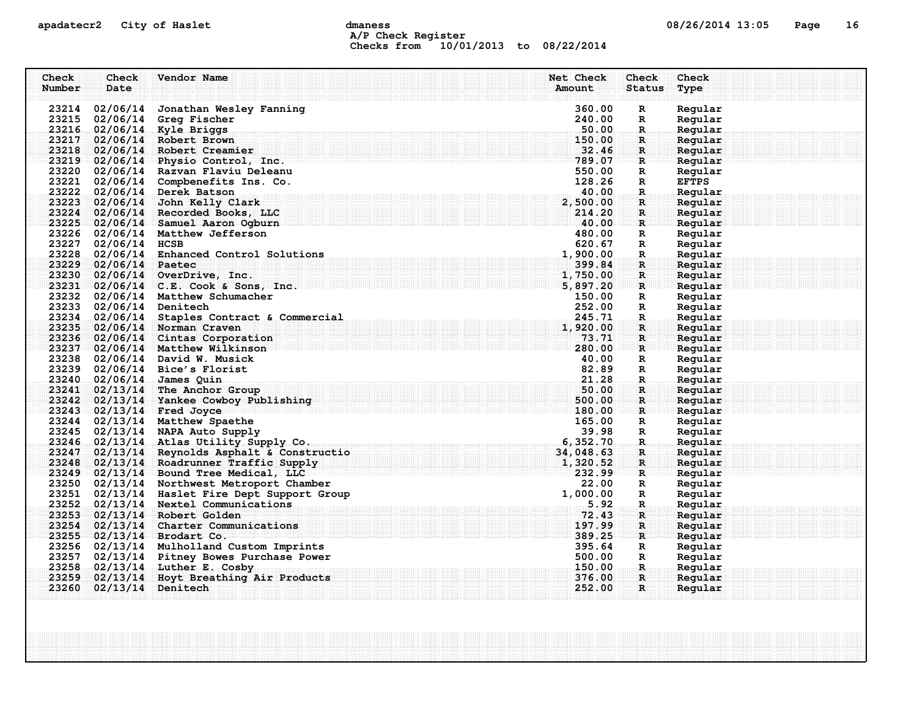apadatecr2 City of Haslet dmaness

A/P Check Register

Checks from 10/01/2013 to 08/22/2014

| Check Number | Check Date | Vendor Name | Net Check Amount | Check Status | Check Type |
|---|---|---|---|---|---|
| 23214 | 02/06/14 | Jonathan Wesley Fanning | 360.00 | R | Regular |
| 23215 | 02/06/14 | Greg Fischer | 240.00 | R | Regular |
| 23216 | 02/06/14 | Kyle Briggs | 50.00 | R | Regular |
| 23217 | 02/06/14 | Robert Brown | 150.00 | R | Regular |
| 23218 | 02/06/14 | Robert Creamier | 32.46 | R | Regular |
| 23219 | 02/06/14 | Physio Control, Inc. | 789.07 | R | Regular |
| 23220 | 02/06/14 | Razvan Flaviu Deleanu | 550.00 | R | Regular |
| 23221 | 02/06/14 | Compbenefits Ins. Co. | 128.26 | R | EFTPS |
| 23222 | 02/06/14 | Derek Batson | 40.00 | R | Regular |
| 23223 | 02/06/14 | John Kelly Clark | 2,500.00 | R | Regular |
| 23224 | 02/06/14 | Recorded Books, LLC | 214.20 | R | Regular |
| 23225 | 02/06/14 | Samuel Aaron Ogburn | 40.00 | R | Regular |
| 23226 | 02/06/14 | Matthew Jefferson | 480.00 | R | Regular |
| 23227 | 02/06/14 | HCSB | 620.67 | R | Regular |
| 23228 | 02/06/14 | Enhanced Control Solutions | 1,900.00 | R | Regular |
| 23229 | 02/06/14 | Paetec | 399.84 | R | Regular |
| 23230 | 02/06/14 | OverDrive, Inc. | 1,750.00 | R | Regular |
| 23231 | 02/06/14 | C.E. Cook & Sons, Inc. | 5,897.20 | R | Regular |
| 23232 | 02/06/14 | Matthew Schumacher | 150.00 | R | Regular |
| 23233 | 02/06/14 | Denitech | 252.00 | R | Regular |
| 23234 | 02/06/14 | Staples Contract & Commercial | 245.71 | R | Regular |
| 23235 | 02/06/14 | Norman Craven | 1,920.00 | R | Regular |
| 23236 | 02/06/14 | Cintas Corporation | 73.71 | R | Regular |
| 23237 | 02/06/14 | Matthew Wilkinson | 280.00 | R | Regular |
| 23238 | 02/06/14 | David W. Musick | 40.00 | R | Regular |
| 23239 | 02/06/14 | Bice's Florist | 82.89 | R | Regular |
| 23240 | 02/06/14 | James Quin | 21.28 | R | Regular |
| 23241 | 02/13/14 | The Anchor Group | 50.00 | R | Regular |
| 23242 | 02/13/14 | Yankee Cowboy Publishing | 500.00 | R | Regular |
| 23243 | 02/13/14 | Fred Joyce | 180.00 | R | Regular |
| 23244 | 02/13/14 | Matthew Spaethe | 165.00 | R | Regular |
| 23245 | 02/13/14 | NAPA Auto Supply | 39.98 | R | Regular |
| 23246 | 02/13/14 | Atlas Utility Supply Co. | 6,352.70 | R | Regular |
| 23247 | 02/13/14 | Reynolds Asphalt & Constructio | 34,048.63 | R | Regular |
| 23248 | 02/13/14 | Roadrunner Traffic Supply | 1,320.52 | R | Regular |
| 23249 | 02/13/14 | Bound Tree Medical, LLC | 232.99 | R | Regular |
| 23250 | 02/13/14 | Northwest Metroport Chamber | 22.00 | R | Regular |
| 23251 | 02/13/14 | Haslet Fire Dept Support Group | 1,000.00 | R | Regular |
| 23252 | 02/13/14 | Nextel Communications | 5.92 | R | Regular |
| 23253 | 02/13/14 | Robert Golden | 72.43 | R | Regular |
| 23254 | 02/13/14 | Charter Communications | 197.99 | R | Regular |
| 23255 | 02/13/14 | Brodart Co. | 389.25 | R | Regular |
| 23256 | 02/13/14 | Mulholland Custom Imprints | 395.64 | R | Regular |
| 23257 | 02/13/14 | Pitney Bowes Purchase Power | 500.00 | R | Regular |
| 23258 | 02/13/14 | Luther E. Cosby | 150.00 | R | Regular |
| 23259 | 02/13/14 | Hoyt Breathing Air Products | 376.00 | R | Regular |
| 23260 | 02/13/14 | Denitech | 252.00 | R | Regular |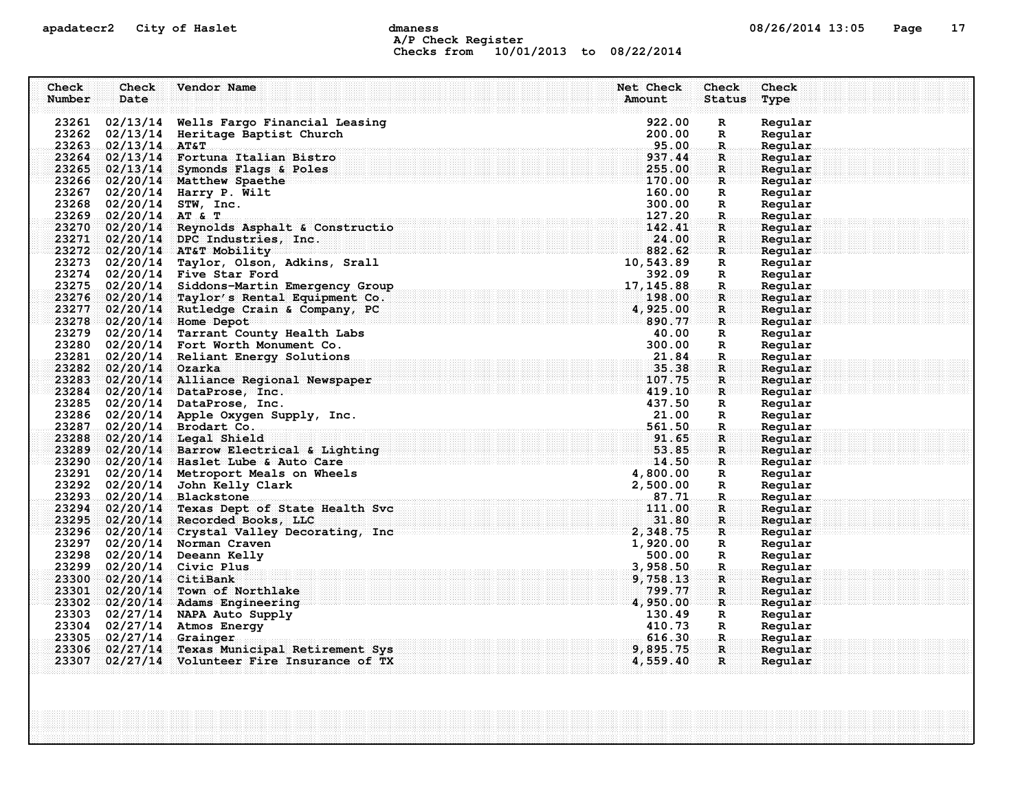A/P Check Register
Checks from 10/01/2013 to 08/22/2014

| Check Number | Check Date | Vendor Name | Net Check Amount | Check Status | Check Type |
|---|---|---|---|---|---|
| 23261 | 02/13/14 | Wells Fargo Financial Leasing | 922.00 | R | Regular |
| 23262 | 02/13/14 | Heritage Baptist Church | 200.00 | R | Regular |
| 23263 | 02/13/14 | AT&T | 95.00 | R | Regular |
| 23264 | 02/13/14 | Fortuna Italian Bistro | 937.44 | R | Regular |
| 23265 | 02/13/14 | Symonds Flags & Poles | 255.00 | R | Regular |
| 23266 | 02/20/14 | Matthew Spaethe | 170.00 | R | Regular |
| 23267 | 02/20/14 | Harry P. Wilt | 160.00 | R | Regular |
| 23268 | 02/20/14 | STW, Inc. | 300.00 | R | Regular |
| 23269 | 02/20/14 | AT & T | 127.20 | R | Regular |
| 23270 | 02/20/14 | Reynolds Asphalt & Constructio | 142.41 | R | Regular |
| 23271 | 02/20/14 | DPC Industries, Inc. | 24.00 | R | Regular |
| 23272 | 02/20/14 | AT&T Mobility | 882.62 | R | Regular |
| 23273 | 02/20/14 | Taylor, Olson, Adkins, Srall | 10,543.89 | R | Regular |
| 23274 | 02/20/14 | Five Star Ford | 392.09 | R | Regular |
| 23275 | 02/20/14 | Siddons-Martin Emergency Group | 17,145.88 | R | Regular |
| 23276 | 02/20/14 | Taylor's Rental Equipment Co. | 198.00 | R | Regular |
| 23277 | 02/20/14 | Rutledge Crain & Company, PC | 4,925.00 | R | Regular |
| 23278 | 02/20/14 | Home Depot | 890.77 | R | Regular |
| 23279 | 02/20/14 | Tarrant County Health Labs | 40.00 | R | Regular |
| 23280 | 02/20/14 | Fort Worth Monument Co. | 300.00 | R | Regular |
| 23281 | 02/20/14 | Reliant Energy Solutions | 21.84 | R | Regular |
| 23282 | 02/20/14 | Ozarka | 35.38 | R | Regular |
| 23283 | 02/20/14 | Alliance Regional Newspaper | 107.75 | R | Regular |
| 23284 | 02/20/14 | DataProse, Inc. | 419.10 | R | Regular |
| 23285 | 02/20/14 | DataProse, Inc. | 437.50 | R | Regular |
| 23286 | 02/20/14 | Apple Oxygen Supply, Inc. | 21.00 | R | Regular |
| 23287 | 02/20/14 | Brodart Co. | 561.50 | R | Regular |
| 23288 | 02/20/14 | Legal Shield | 91.65 | R | Regular |
| 23289 | 02/20/14 | Barrow Electrical & Lighting | 53.85 | R | Regular |
| 23290 | 02/20/14 | Haslet Lube & Auto Care | 14.50 | R | Regular |
| 23291 | 02/20/14 | Metroport Meals on Wheels | 4,800.00 | R | Regular |
| 23292 | 02/20/14 | John Kelly Clark | 2,500.00 | R | Regular |
| 23293 | 02/20/14 | Blackstone | 87.71 | R | Regular |
| 23294 | 02/20/14 | Texas Dept of State Health Svc | 111.00 | R | Regular |
| 23295 | 02/20/14 | Recorded Books, LLC | 31.80 | R | Regular |
| 23296 | 02/20/14 | Crystal Valley Decorating, Inc | 2,348.75 | R | Regular |
| 23297 | 02/20/14 | Norman Craven | 1,920.00 | R | Regular |
| 23298 | 02/20/14 | Deeann Kelly | 500.00 | R | Regular |
| 23299 | 02/20/14 | Civic Plus | 3,958.50 | R | Regular |
| 23300 | 02/20/14 | CitiBank | 9,758.13 | R | Regular |
| 23301 | 02/20/14 | Town of Northlake | 799.77 | R | Regular |
| 23302 | 02/20/14 | Adams Engineering | 4,950.00 | R | Regular |
| 23303 | 02/27/14 | NAPA Auto Supply | 130.49 | R | Regular |
| 23304 | 02/27/14 | Atmos Energy | 410.73 | R | Regular |
| 23305 | 02/27/14 | Graingar | 616.30 | R | Regular |
| 23306 | 02/27/14 | Texas Municipal Retirement Sys | 9,895.75 | R | Regular |
| 23307 | 02/27/14 | Volunteer Fire Insurance of TX | 4,559.40 | R | Regular |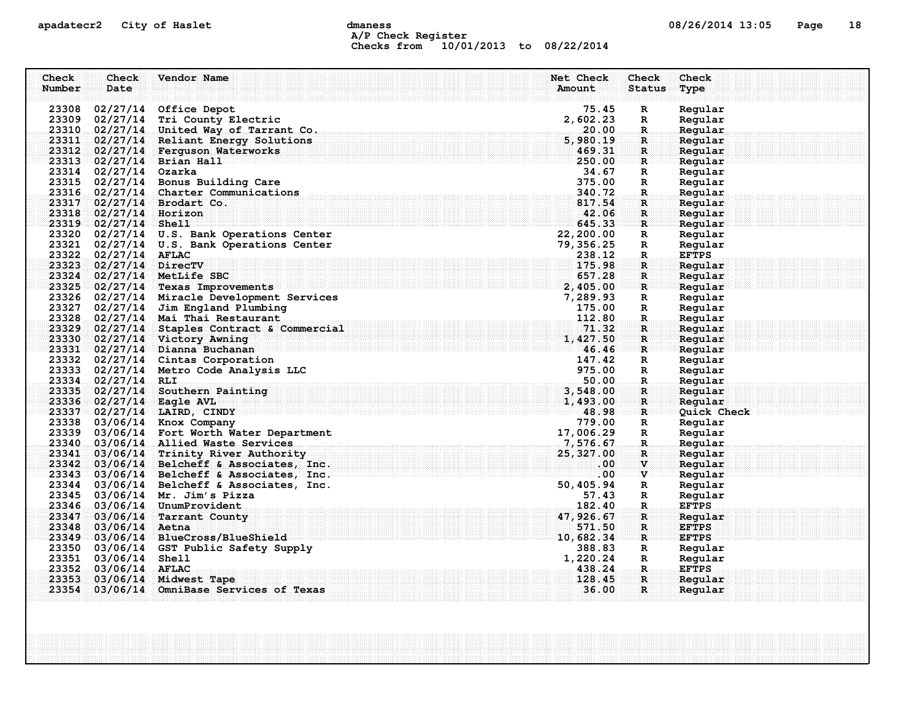apadatecr2 City of Haslet dmaness
A/P Check Register
Checks from 10/01/2013 to 08/22/2014

| Check Number | Check Date | Vendor Name | Net Check Amount | Check Status | Check Type |
|---|---|---|---|---|---|
| 23308 | 02/27/14 | Office Depot | 75.45 | R | Regular |
| 23309 | 02/27/14 | Tri County Electric | 2,602.23 | R | Regular |
| 23310 | 02/27/14 | United Way of Tarrant Co. | 20.00 | R | Regular |
| 23311 | 02/27/14 | Reliant Energy Solutions | 5,980.19 | R | Regular |
| 23312 | 02/27/14 | Ferguson Waterworks | 469.31 | R | Regular |
| 23313 | 02/27/14 | Brian Hall | 250.00 | R | Regular |
| 23314 | 02/27/14 | Ozarka | 34.67 | R | Regular |
| 23315 | 02/27/14 | Bonus Building Care | 375.00 | R | Regular |
| 23316 | 02/27/14 | Charter Communications | 340.72 | R | Regular |
| 23317 | 02/27/14 | Brodart Co. | 817.54 | R | Regular |
| 23318 | 02/27/14 | Horizon | 42.06 | R | Regular |
| 23319 | 02/27/14 | Shell | 645.33 | R | Regular |
| 23320 | 02/27/14 | U.S. Bank Operations Center | 22,200.00 | R | Regular |
| 23321 | 02/27/14 | U.S. Bank Operations Center | 79,356.25 | R | Regular |
| 23322 | 02/27/14 | AFLAC | 238.12 | R | EFTPS |
| 23323 | 02/27/14 | DirecTV | 175.98 | R | Regular |
| 23324 | 02/27/14 | MetLife SBC | 657.28 | R | Regular |
| 23325 | 02/27/14 | Texas Improvements | 2,405.00 | R | Regular |
| 23326 | 02/27/14 | Miracle Development Services | 7,289.93 | R | Regular |
| 23327 | 02/27/14 | Jim England Plumbing | 175.00 | R | Regular |
| 23328 | 02/27/14 | Mai Thai Restaurant | 112.80 | R | Regular |
| 23329 | 02/27/14 | Staples Contract & Commercial | 71.32 | R | Regular |
| 23330 | 02/27/14 | Victory Awning | 1,427.50 | R | Regular |
| 23331 | 02/27/14 | Dianna Buchanan | 46.46 | R | Regular |
| 23332 | 02/27/14 | Cintas Corporation | 147.42 | R | Regular |
| 23333 | 02/27/14 | Metro Code Analysis LLC | 975.00 | R | Regular |
| 23334 | 02/27/14 | RLI | 50.00 | R | Regular |
| 23335 | 02/27/14 | Southern Painting | 3,548.00 | R | Regular |
| 23336 | 02/27/14 | Eagle AVL | 1,493.00 | R | Regular |
| 23337 | 02/27/14 | LAIRD, CINDY | 48.98 | R | Quick Check |
| 23338 | 03/06/14 | Knox Company | 779.00 | R | Regular |
| 23339 | 03/06/14 | Fort Worth Water Department | 17,006.29 | R | Regular |
| 23340 | 03/06/14 | Allied Waste Services | 7,576.67 | R | Regular |
| 23341 | 03/06/14 | Trinity River Authority | 25,327.00 | R | Regular |
| 23342 | 03/06/14 | Belcheff & Associates, Inc. | .00 | V | Regular |
| 23343 | 03/06/14 | Belcheff & Associates, Inc. | .00 | V | Regular |
| 23344 | 03/06/14 | Belcheff & Associates, Inc. | 50,405.94 | R | Regular |
| 23345 | 03/06/14 | Mr. Jim's Pizza | 57.43 | R | Regular |
| 23346 | 03/06/14 | UnumProvident | 182.40 | R | EFTPS |
| 23347 | 03/06/14 | Tarrant County | 47,926.67 | R | Regular |
| 23348 | 03/06/14 | Aetna | 571.50 | R | EFTPS |
| 23349 | 03/06/14 | BlueCross/BlueShield | 10,682.34 | R | EFTPS |
| 23350 | 03/06/14 | GST Public Safety Supply | 388.83 | R | Regular |
| 23351 | 03/06/14 | Shell | 1,220.24 | R | Regular |
| 23352 | 03/06/14 | AFLAC | 438.24 | R | EFTPS |
| 23353 | 03/06/14 | Midwest Tape | 128.45 | R | Regular |
| 23354 | 03/06/14 | OmniBase Services of Texas | 36.00 | R | Regular |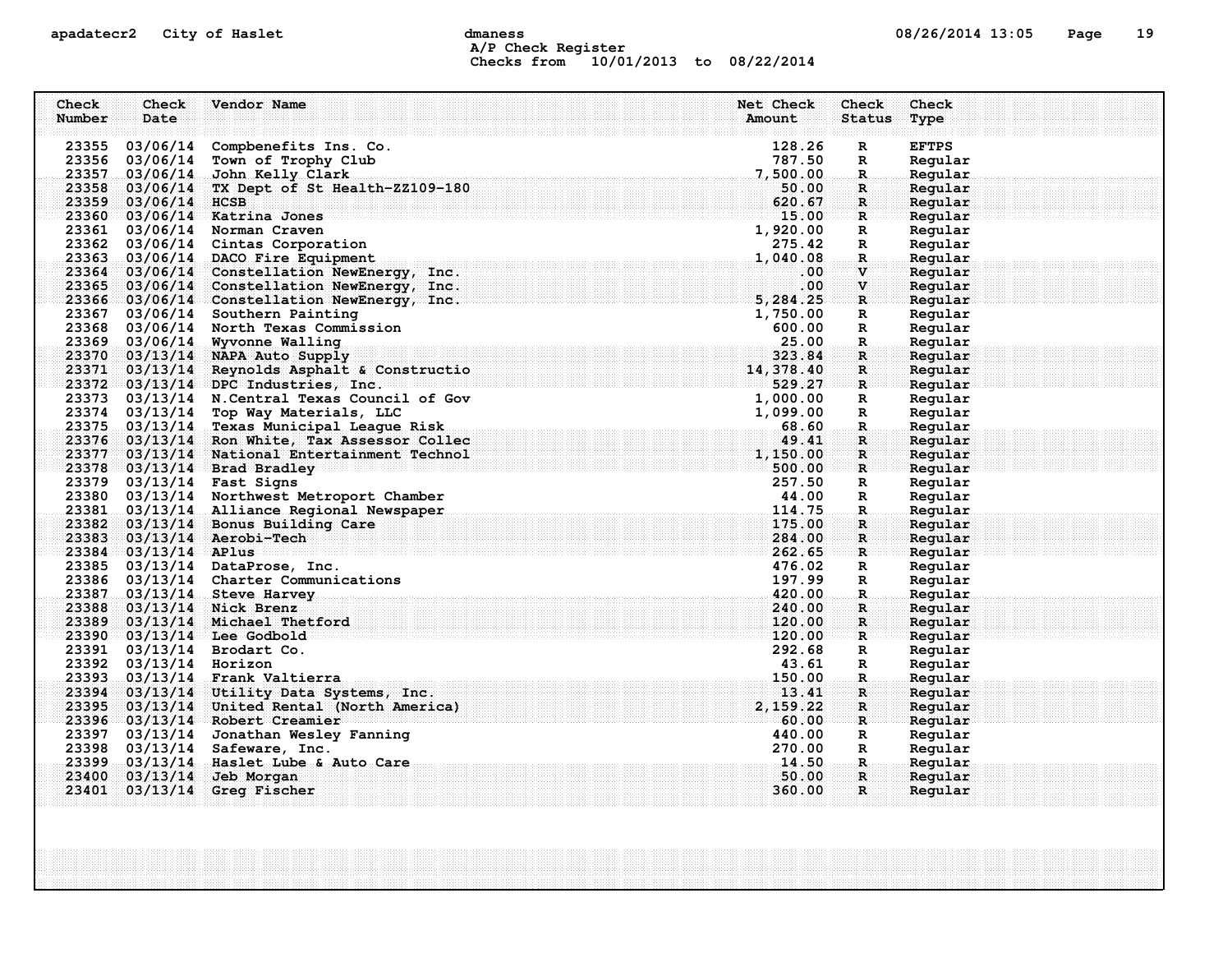A/P Check Register
Checks from 10/01/2013 to 08/22/2014

| Check Number | Check Date | Vendor Name | Net Check Amount | Check Status | Check Type |
|---|---|---|---|---|---|
| 23355 | 03/06/14 | Compbenefits Ins. Co. | 128.26 | R | EFTPS |
| 23356 | 03/06/14 | Town of Trophy Club | 787.50 | R | Regular |
| 23357 | 03/06/14 | John Kelly Clark | 7,500.00 | R | Regular |
| 23358 | 03/06/14 | TX Dept of St Health-ZZ109-180 | 50.00 | R | Regular |
| 23359 | 03/06/14 | HCSB | 620.67 | R | Regular |
| 23360 | 03/06/14 | Katrina Jones | 15.00 | R | Regular |
| 23361 | 03/06/14 | Norman Craven | 1,920.00 | R | Regular |
| 23362 | 03/06/14 | Cintas Corporation | 275.42 | R | Regular |
| 23363 | 03/06/14 | DACO Fire Equipment | 1,040.08 | R | Regular |
| 23364 | 03/06/14 | Constellation NewEnergy, Inc. | .00 | V | Regular |
| 23365 | 03/06/14 | Constellation NewEnergy, Inc. | .00 | V | Regular |
| 23366 | 03/06/14 | Constellation NewEnergy, Inc. | 5,284.25 | R | Regular |
| 23367 | 03/06/14 | Southern Painting | 1,750.00 | R | Regular |
| 23368 | 03/06/14 | North Texas Commission | 600.00 | R | Regular |
| 23369 | 03/06/14 | Wyvonne Walling | 25.00 | R | Regular |
| 23370 | 03/13/14 | NAPA Auto Supply | 323.84 | R | Regular |
| 23371 | 03/13/14 | Reynolds Asphalt & Constructio | 14,378.40 | R | Regular |
| 23372 | 03/13/14 | DPC Industries, Inc. | 529.27 | R | Regular |
| 23373 | 03/13/14 | N.Central Texas Council of Gov | 1,000.00 | R | Regular |
| 23374 | 03/13/14 | Top Way Materials, LLC | 1,099.00 | R | Regular |
| 23375 | 03/13/14 | Texas Municipal League Risk | 68.60 | R | Regular |
| 23376 | 03/13/14 | Ron White, Tax Assessor Collec | 49.41 | R | Regular |
| 23377 | 03/13/14 | National Entertainment Technol | 1,150.00 | R | Regular |
| 23378 | 03/13/14 | Brad Bradley | 500.00 | R | Regular |
| 23379 | 03/13/14 | Fast Signs | 257.50 | R | Regular |
| 23380 | 03/13/14 | Northwest Metroport Chamber | 44.00 | R | Regular |
| 23381 | 03/13/14 | Alliance Regional Newspaper | 114.75 | R | Regular |
| 23382 | 03/13/14 | Bonus Building Care | 175.00 | R | Regular |
| 23383 | 03/13/14 | Aerobi-Tech | 284.00 | R | Regular |
| 23384 | 03/13/14 | APlus | 262.65 | R | Regular |
| 23385 | 03/13/14 | DataProse, Inc. | 476.02 | R | Regular |
| 23386 | 03/13/14 | Charter Communications | 197.99 | R | Regular |
| 23387 | 03/13/14 | Steve Harvey | 420.00 | R | Regular |
| 23388 | 03/13/14 | Nick Brenz | 240.00 | R | Regular |
| 23389 | 03/13/14 | Michael Thetford | 120.00 | R | Regular |
| 23390 | 03/13/14 | Lee Godbold | 120.00 | R | Regular |
| 23391 | 03/13/14 | Brodart Co. | 292.68 | R | Regular |
| 23392 | 03/13/14 | Horizon | 43.61 | R | Regular |
| 23393 | 03/13/14 | Frank Valtierra | 150.00 | R | Regular |
| 23394 | 03/13/14 | Utility Data Systems, Inc. | 13.41 | R | Regular |
| 23395 | 03/13/14 | United Rental (North America) | 2,159.22 | R | Regular |
| 23396 | 03/13/14 | Robert Creamier | 60.00 | R | Regular |
| 23397 | 03/13/14 | Jonathan Wesley Fanning | 440.00 | R | Regular |
| 23398 | 03/13/14 | Safeware, Inc. | 270.00 | R | Regular |
| 23399 | 03/13/14 | Haslet Lube & Auto Care | 14.50 | R | Regular |
| 23400 | 03/13/14 | Jeb Morgan | 50.00 | R | Regular |
| 23401 | 03/13/14 | Greg Fischer | 360.00 | R | Regular |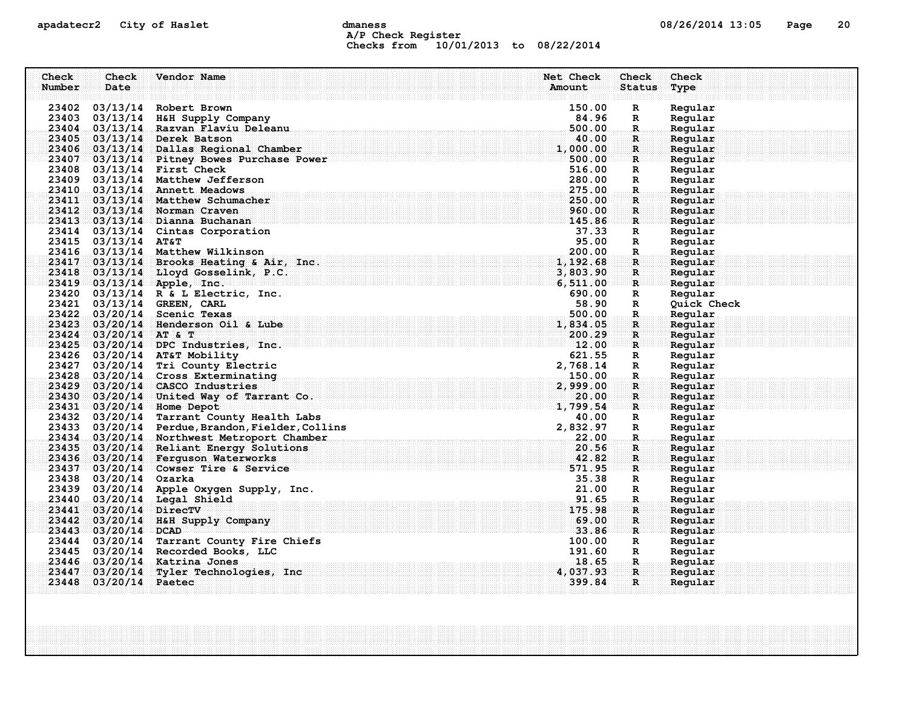apadatecr2 City of Haslet dmaness

A/P Check Register
Checks from 10/01/2013 to 08/22/2014

| Check Number | Check Date | Vendor Name | Net Check Amount | Check Status | Check Type |
|---|---|---|---|---|---|
| 23402 | 03/13/14 | Robert Brown | 150.00 | R | Regular |
| 23403 | 03/13/14 | H&H Supply Company | 84.96 | R | Regular |
| 23404 | 03/13/14 | Razvan Flaviu Deleanu | 500.00 | R | Regular |
| 23405 | 03/13/14 | Derek Batson | 40.00 | R | Regular |
| 23406 | 03/13/14 | Dallas Regional Chamber | 1,000.00 | R | Regular |
| 23407 | 03/13/14 | Pitney Bowes Purchase Power | 500.00 | R | Regular |
| 23408 | 03/13/14 | First Check | 516.00 | R | Regular |
| 23409 | 03/13/14 | Matthew Jefferson | 280.00 | R | Regular |
| 23410 | 03/13/14 | Annett Meadows | 275.00 | R | Regular |
| 23411 | 03/13/14 | Matthew Schumacher | 250.00 | R | Regular |
| 23412 | 03/13/14 | Norman Craven | 960.00 | R | Regular |
| 23413 | 03/13/14 | Dianna Buchanan | 145.86 | R | Regular |
| 23414 | 03/13/14 | Cintas Corporation | 37.33 | R | Regular |
| 23415 | 03/13/14 | AT&T | 95.00 | R | Regular |
| 23416 | 03/13/14 | Matthew Wilkinson | 200.00 | R | Regular |
| 23417 | 03/13/14 | Brooks Heating & Air, Inc. | 1,192.68 | R | Regular |
| 23418 | 03/13/14 | Lloyd Gosselink, P.C. | 3,803.90 | R | Regular |
| 23419 | 03/13/14 | Apple, Inc. | 6,511.00 | R | Regular |
| 23420 | 03/13/14 | R & L Electric, Inc. | 690.00 | R | Regular |
| 23421 | 03/13/14 | GREEN, CARL | 58.90 | R | Quick Check |
| 23422 | 03/20/14 | Scenic Texas | 500.00 | R | Regular |
| 23423 | 03/20/14 | Henderson Oil & Lube | 1,834.05 | R | Regular |
| 23424 | 03/20/14 | AT & T | 200.29 | R | Regular |
| 23425 | 03/20/14 | DPC Industries, Inc. | 12.00 | R | Regular |
| 23426 | 03/20/14 | AT&T Mobility | 621.55 | R | Regular |
| 23427 | 03/20/14 | Tri County Electric | 2,768.14 | R | Regular |
| 23428 | 03/20/14 | Cross Exterminating | 150.00 | R | Regular |
| 23429 | 03/20/14 | CASCO Industries | 2,999.00 | R | Regular |
| 23430 | 03/20/14 | United Way of Tarrant Co. | 20.00 | R | Regular |
| 23431 | 03/20/14 | Home Depot | 1,799.54 | R | Regular |
| 23432 | 03/20/14 | Tarrant County Health Labs | 40.00 | R | Regular |
| 23433 | 03/20/14 | Perdue,Brandon,Fielder,Collins | 2,832.97 | R | Regular |
| 23434 | 03/20/14 | Northwest Metroport Chamber | 22.00 | R | Regular |
| 23435 | 03/20/14 | Reliant Energy Solutions | 20.56 | R | Regular |
| 23436 | 03/20/14 | Ferguson Waterworks | 42.82 | R | Regular |
| 23437 | 03/20/14 | Cowser Tire & Service | 571.95 | R | Regular |
| 23438 | 03/20/14 | Ozarka | 35.38 | R | Regular |
| 23439 | 03/20/14 | Apple Oxygen Supply, Inc. | 21.00 | R | Regular |
| 23440 | 03/20/14 | Legal Shield | 91.65 | R | Regular |
| 23441 | 03/20/14 | DirecTV | 175.98 | R | Regular |
| 23442 | 03/20/14 | H&H Supply Company | 69.00 | R | Regular |
| 23443 | 03/20/14 | DCAD | 33.86 | R | Regular |
| 23444 | 03/20/14 | Tarrant County Fire Chiefs | 100.00 | R | Regular |
| 23445 | 03/20/14 | Recorded Books, LLC | 191.60 | R | Regular |
| 23446 | 03/20/14 | Katrina Jones | 18.65 | R | Regular |
| 23447 | 03/20/14 | Tyler Technologies, Inc | 4,037.93 | R | Regular |
| 23448 | 03/20/14 | Paetec | 399.84 | R | Regular |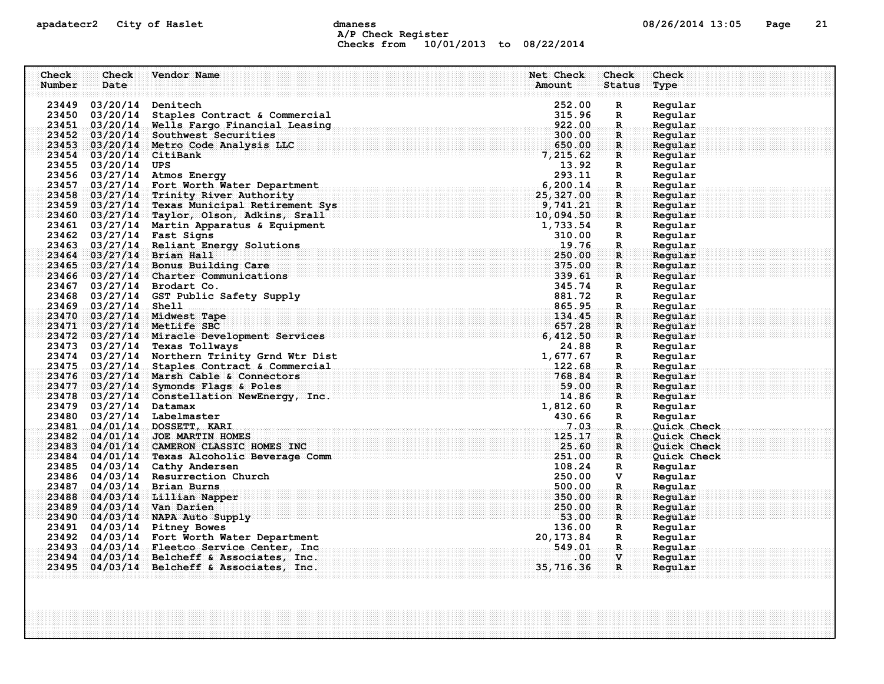apadatecr2 City of Haslet

dmaness

A/P Check Register

Checks from 10/01/2013 to 08/22/2014

08/26/2014 13:05

| Check Number | Check Date | Vendor Name | Net Check Amount | Check Status | Check Type |
|---|---|---|---|---|---|
| 23449 | 03/20/14 | Denitech | 252.00 | R | Regular |
| 23450 | 03/20/14 | Staples Contract & Commercial | 315.96 | R | Regular |
| 23451 | 03/20/14 | Wells Fargo Financial Leasing | 922.00 | R | Regular |
| 23452 | 03/20/14 | Southwest Securities | 300.00 | R | Regular |
| 23453 | 03/20/14 | Metro Code Analysis LLC | 650.00 | R | Regular |
| 23454 | 03/20/14 | CitiBank | 7,215.62 | R | Regular |
| 23455 | 03/20/14 | UPS | 13.92 | R | Regular |
| 23456 | 03/27/14 | Atmos Energy | 293.11 | R | Regular |
| 23457 | 03/27/14 | Fort Worth Water Department | 6,200.14 | R | Regular |
| 23458 | 03/27/14 | Trinity River Authority | 25,327.00 | R | Regular |
| 23459 | 03/27/14 | Texas Municipal Retirement Sys | 9,741.21 | R | Regular |
| 23460 | 03/27/14 | Taylor, Olson, Adkins, Srall | 10,094.50 | R | Regular |
| 23461 | 03/27/14 | Martin Apparatus & Equipment | 1,733.54 | R | Regular |
| 23462 | 03/27/14 | Fast Signs | 310.00 | R | Regular |
| 23463 | 03/27/14 | Reliant Energy Solutions | 19.76 | R | Regular |
| 23464 | 03/27/14 | Brian Hall | 250.00 | R | Regular |
| 23465 | 03/27/14 | Bonus Building Care | 375.00 | R | Regular |
| 23466 | 03/27/14 | Charter Communications | 339.61 | R | Regular |
| 23467 | 03/27/14 | Brodart Co. | 345.74 | R | Regular |
| 23468 | 03/27/14 | GST Public Safety Supply | 881.72 | R | Regular |
| 23469 | 03/27/14 | Shell | 865.95 | R | Regular |
| 23470 | 03/27/14 | Midwest Tape | 134.45 | R | Regular |
| 23471 | 03/27/14 | MetLife SBC | 657.28 | R | Regular |
| 23472 | 03/27/14 | Miracle Development Services | 6,412.50 | R | Regular |
| 23473 | 03/27/14 | Texas Tollways | 24.88 | R | Regular |
| 23474 | 03/27/14 | Northern Trinity Grnd Wtr Dist | 1,677.67 | R | Regular |
| 23475 | 03/27/14 | Staples Contract & Commercial | 122.68 | R | Regular |
| 23476 | 03/27/14 | Marsh Cable & Connectors | 768.84 | R | Regular |
| 23477 | 03/27/14 | Symonds Flags & Poles | 59.00 | R | Regular |
| 23478 | 03/27/14 | Constellation NewEnergy, Inc. | 14.86 | R | Regular |
| 23479 | 03/27/14 | Datamax | 1,812.60 | R | Regular |
| 23480 | 03/27/14 | Labelmaster | 430.66 | R | Regular |
| 23481 | 04/01/14 | DOSSETT, KARI | 7.03 | R | Quick Check |
| 23482 | 04/01/14 | JOE MARTIN HOMES | 125.17 | R | Quick Check |
| 23483 | 04/01/14 | CAMERON CLASSIC HOMES INC | 25.60 | R | Quick Check |
| 23484 | 04/01/14 | Texas Alcoholic Beverage Comm | 251.00 | R | Quick Check |
| 23485 | 04/03/14 | Cathy Andersen | 108.24 | R | Regular |
| 23486 | 04/03/14 | Resurrection Church | 250.00 | V | Regular |
| 23487 | 04/03/14 | Brian Burns | 500.00 | R | Regular |
| 23488 | 04/03/14 | Lillian Napper | 350.00 | R | Regular |
| 23489 | 04/03/14 | Van Darien | 250.00 | R | Regular |
| 23490 | 04/03/14 | NAPA Auto Supply | 53.00 | R | Regular |
| 23491 | 04/03/14 | Pitney Bowes | 136.00 | R | Regular |
| 23492 | 04/03/14 | Fort Worth Water Department | 20,173.84 | R | Regular |
| 23493 | 04/03/14 | Fleetco Service Center, Inc | 549.01 | R | Regular |
| 23494 | 04/03/14 | Belcheff & Associates, Inc. | .00 | V | Regular |
| 23495 | 04/03/14 | Belcheff & Associates, Inc. | 35,716.36 | R | Regular |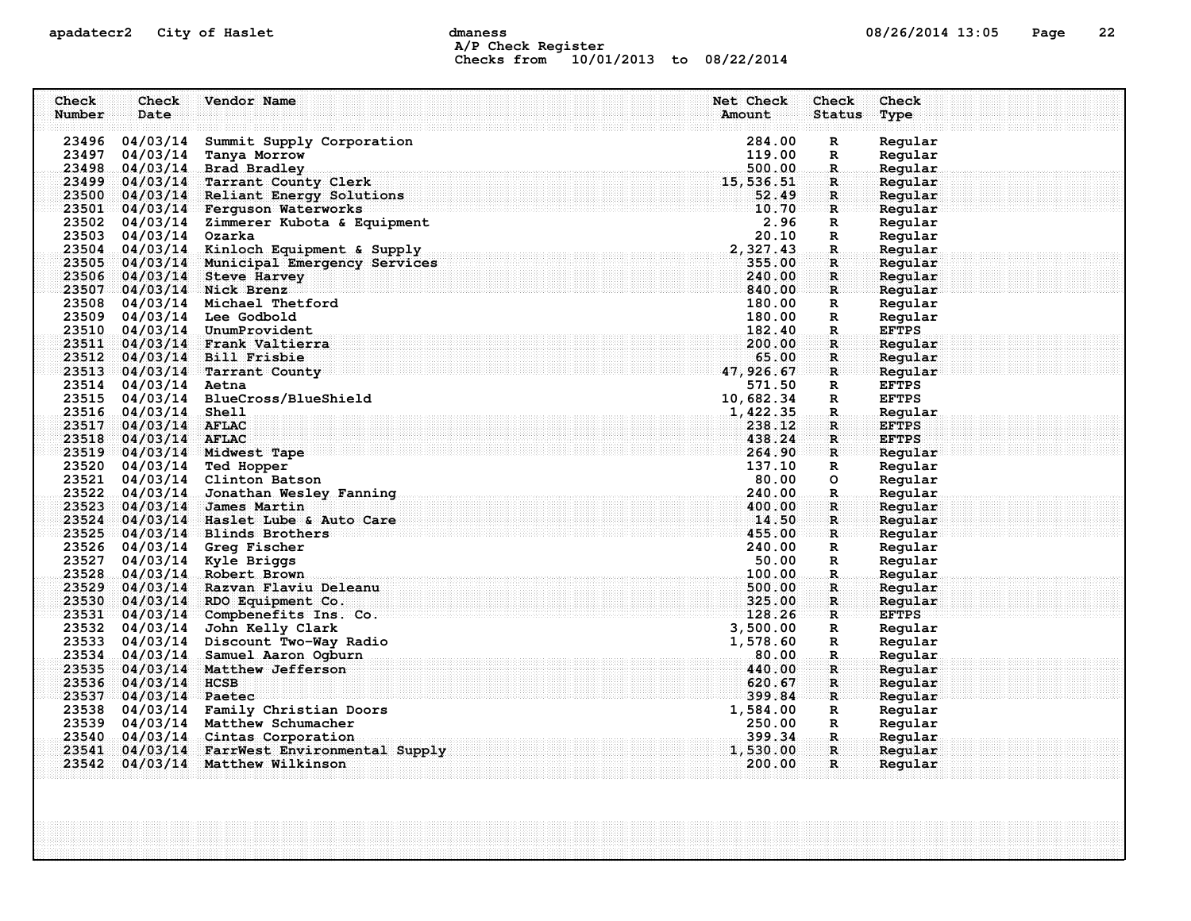A/P Check Register
Checks from 10/01/2013 to 08/22/2014

| Check Number | Check Date | Vendor Name | Net Check Amount | Check Status | Check Type |
|---|---|---|---|---|---|
| 23496 | 04/03/14 | Summit Supply Corporation | 284.00 | R | Regular |
| 23497 | 04/03/14 | Tanya Morrow | 119.00 | R | Regular |
| 23498 | 04/03/14 | Brad Bradley | 500.00 | R | Regular |
| 23499 | 04/03/14 | Tarrant County Clerk | 15,536.51 | R | Regular |
| 23500 | 04/03/14 | Reliant Energy Solutions | 52.49 | R | Regular |
| 23501 | 04/03/14 | Ferguson Waterworks | 10.70 | R | Regular |
| 23502 | 04/03/14 | Zimmerer Kubota & Equipment | 2.96 | R | Regular |
| 23503 | 04/03/14 | Ozarka | 20.10 | R | Regular |
| 23504 | 04/03/14 | Kinloch Equipment & Supply | 2,327.43 | R | Regular |
| 23505 | 04/03/14 | Municipal Emergency Services | 355.00 | R | Regular |
| 23506 | 04/03/14 | Steve Harvey | 240.00 | R | Regular |
| 23507 | 04/03/14 | Nick Brenz | 840.00 | R | Regular |
| 23508 | 04/03/14 | Michael Thetford | 180.00 | R | Regular |
| 23509 | 04/03/14 | Lee Godbold | 180.00 | R | Regular |
| 23510 | 04/03/14 | UnumProvident | 182.40 | R | EFTPS |
| 23511 | 04/03/14 | Frank Valtierra | 200.00 | R | Regular |
| 23512 | 04/03/14 | Bill Frisbie | 65.00 | R | Regular |
| 23513 | 04/03/14 | Tarrant County | 47,926.67 | R | Regular |
| 23514 | 04/03/14 | Aetna | 571.50 | R | EFTPS |
| 23515 | 04/03/14 | BlueCross/BlueShield | 10,682.34 | R | EFTPS |
| 23516 | 04/03/14 | Shell | 1,422.35 | R | Regular |
| 23517 | 04/03/14 | AFLAC | 238.12 | R | EFTPS |
| 23518 | 04/03/14 | AFLAC | 438.24 | R | EFTPS |
| 23519 | 04/03/14 | Midwest Tape | 264.90 | R | Regular |
| 23520 | 04/03/14 | Ted Hopper | 137.10 | R | Regular |
| 23521 | 04/03/14 | Clinton Batson | 80.00 | O | Regular |
| 23522 | 04/03/14 | Jonathan Wesley Fanning | 240.00 | R | Regular |
| 23523 | 04/03/14 | James Martin | 400.00 | R | Regular |
| 23524 | 04/03/14 | Haslet Lube & Auto Care | 14.50 | R | Regular |
| 23525 | 04/03/14 | Blinds Brothers | 455.00 | R | Regular |
| 23526 | 04/03/14 | Greg Fischer | 240.00 | R | Regular |
| 23527 | 04/03/14 | Kyle Briggs | 50.00 | R | Regular |
| 23528 | 04/03/14 | Robert Brown | 100.00 | R | Regular |
| 23529 | 04/03/14 | Razvan Flaviu Deleanu | 500.00 | R | Regular |
| 23530 | 04/03/14 | RDO Equipment Co. | 325.00 | R | Regular |
| 23531 | 04/03/14 | Compbenefits Ins. Co. | 128.26 | R | EFTPS |
| 23532 | 04/03/14 | John Kelly Clark | 3,500.00 | R | Regular |
| 23533 | 04/03/14 | Discount Two-Way Radio | 1,578.60 | R | Regular |
| 23534 | 04/03/14 | Samuel Aaron Ogburn | 80.00 | R | Regular |
| 23535 | 04/03/14 | Matthew Jefferson | 440.00 | R | Regular |
| 23536 | 04/03/14 | HCSB | 620.67 | R | Regular |
| 23537 | 04/03/14 | Paetec | 399.84 | R | Regular |
| 23538 | 04/03/14 | Family Christian Doors | 1,584.00 | R | Regular |
| 23539 | 04/03/14 | Matthew Schumacher | 250.00 | R | Regular |
| 23540 | 04/03/14 | Cintas Corporation | 399.34 | R | Regular |
| 23541 | 04/03/14 | FarrWest Environmental Supply | 1,530.00 | R | Regular |
| 23542 | 04/03/14 | Matthew Wilkinson | 200.00 | R | Regular |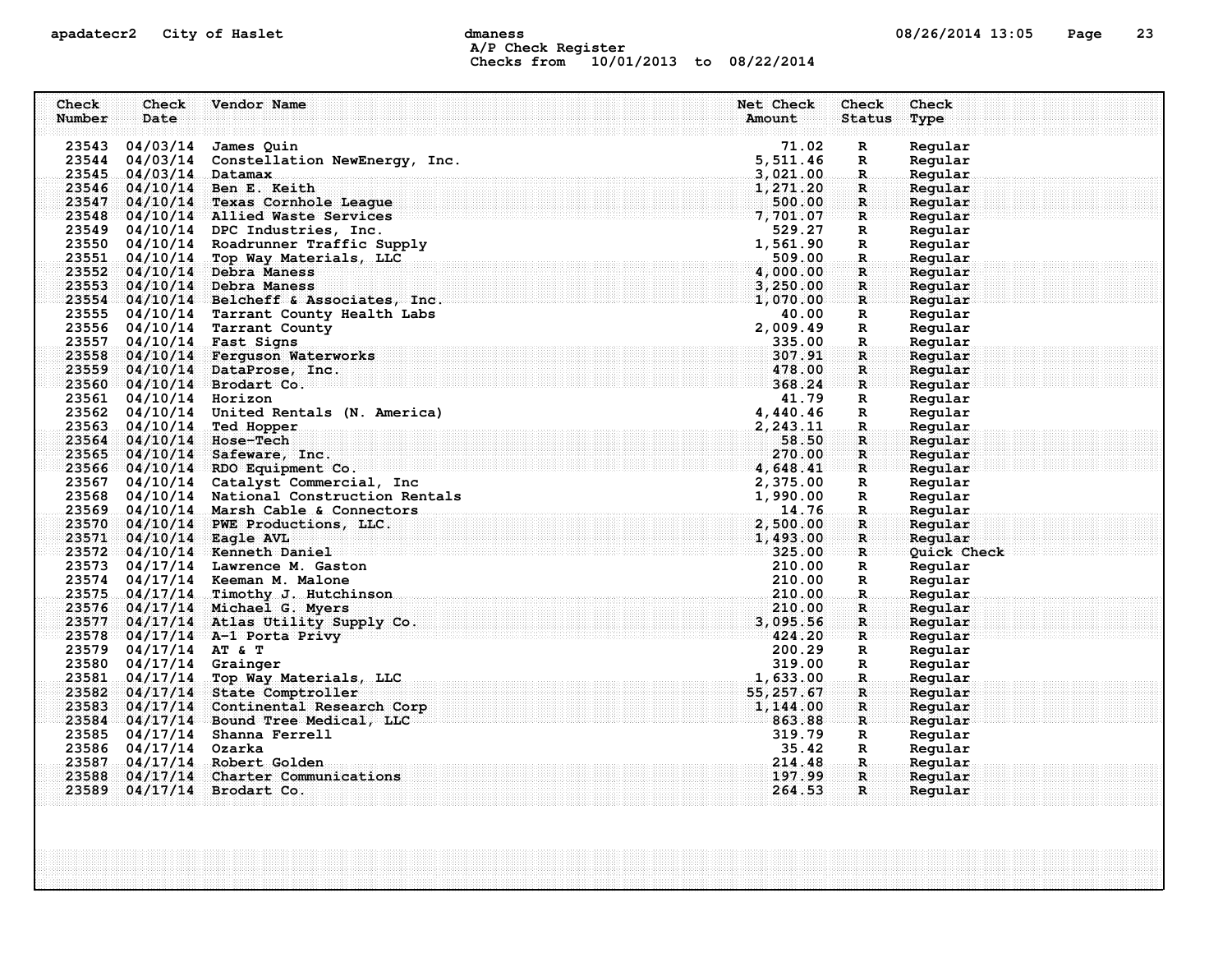apadatecr2 City of Haslet dmaness

A/P Check Register
Checks from 10/01/2013 to 08/22/2014

| Check Number | Check Date | Vendor Name | Net Check Amount | Check Status | Check Type |
|---|---|---|---|---|---|
| 23543 | 04/03/14 | James Quin | 71.02 | R | Regular |
| 23544 | 04/03/14 | Constellation NewEnergy, Inc. | 5,511.46 | R | Regular |
| 23545 | 04/03/14 | Datamax | 3,021.00 | R | Regular |
| 23546 | 04/10/14 | Ben E. Keith | 1,271.20 | R | Regular |
| 23547 | 04/10/14 | Texas Cornhole League | 500.00 | R | Regular |
| 23548 | 04/10/14 | Allied Waste Services | 7,701.07 | R | Regular |
| 23549 | 04/10/14 | DPC Industries, Inc. | 529.27 | R | Regular |
| 23550 | 04/10/14 | Roadrunner Traffic Supply | 1,561.90 | R | Regular |
| 23551 | 04/10/14 | Top Way Materials, LLC | 509.00 | R | Regular |
| 23552 | 04/10/14 | Debra Maness | 4,000.00 | R | Regular |
| 23553 | 04/10/14 | Debra Maness | 3,250.00 | R | Regular |
| 23554 | 04/10/14 | Belcheff & Associates, Inc. | 1,070.00 | R | Regular |
| 23555 | 04/10/14 | Tarrant County Health Labs | 40.00 | R | Regular |
| 23556 | 04/10/14 | Tarrant County | 2,009.49 | R | Regular |
| 23557 | 04/10/14 | Fast Signs | 335.00 | R | Regular |
| 23558 | 04/10/14 | Ferguson Waterworks | 307.91 | R | Regular |
| 23559 | 04/10/14 | DataProse, Inc. | 478.00 | R | Regular |
| 23560 | 04/10/14 | Brodart Co. | 368.24 | R | Regular |
| 23561 | 04/10/14 | Horizon | 41.79 | R | Regular |
| 23562 | 04/10/14 | United Rentals (N. America) | 4,440.46 | R | Regular |
| 23563 | 04/10/14 | Ted Hopper | 2,243.11 | R | Regular |
| 23564 | 04/10/14 | Hose-Tech | 58.50 | R | Regular |
| 23565 | 04/10/14 | Safeware, Inc. | 270.00 | R | Regular |
| 23566 | 04/10/14 | RDO Equipment Co. | 4,648.41 | R | Regular |
| 23567 | 04/10/14 | Catalyst Commercial, Inc | 2,375.00 | R | Regular |
| 23568 | 04/10/14 | National Construction Rentals | 1,990.00 | R | Regular |
| 23569 | 04/10/14 | Marsh Cable & Connectors | 14.76 | R | Regular |
| 23570 | 04/10/14 | PWE Productions, LLC. | 2,500.00 | R | Regular |
| 23571 | 04/10/14 | Eagle AVL | 1,493.00 | R | Regular |
| 23572 | 04/10/14 | Kenneth Daniel | 325.00 | R | Quick Check |
| 23573 | 04/17/14 | Lawrence M. Gaston | 210.00 | R | Regular |
| 23574 | 04/17/14 | Keeman M. Malone | 210.00 | R | Regular |
| 23575 | 04/17/14 | Timothy J. Hutchinson | 210.00 | R | Regular |
| 23576 | 04/17/14 | Michael G. Myers | 210.00 | R | Regular |
| 23577 | 04/17/14 | Atlas Utility Supply Co. | 3,095.56 | R | Regular |
| 23578 | 04/17/14 | A-1 Porta Privy | 424.20 | R | Regular |
| 23579 | 04/17/14 | AT & T | 200.29 | R | Regular |
| 23580 | 04/17/14 | Grainger | 319.00 | R | Regular |
| 23581 | 04/17/14 | Top Way Materials, LLC | 1,633.00 | R | Regular |
| 23582 | 04/17/14 | State Comptroller | 55,257.67 | R | Regular |
| 23583 | 04/17/14 | Continental Research Corp | 1,144.00 | R | Regular |
| 23584 | 04/17/14 | Bound Tree Medical, LLC | 863.88 | R | Regular |
| 23585 | 04/17/14 | Shanna Ferrell | 319.79 | R | Regular |
| 23586 | 04/17/14 | Ozarka | 35.42 | R | Regular |
| 23587 | 04/17/14 | Robert Golden | 214.48 | R | Regular |
| 23588 | 04/17/14 | Charter Communications | 197.99 | R | Regular |
| 23589 | 04/17/14 | Brodart Co. | 264.53 | R | Regular |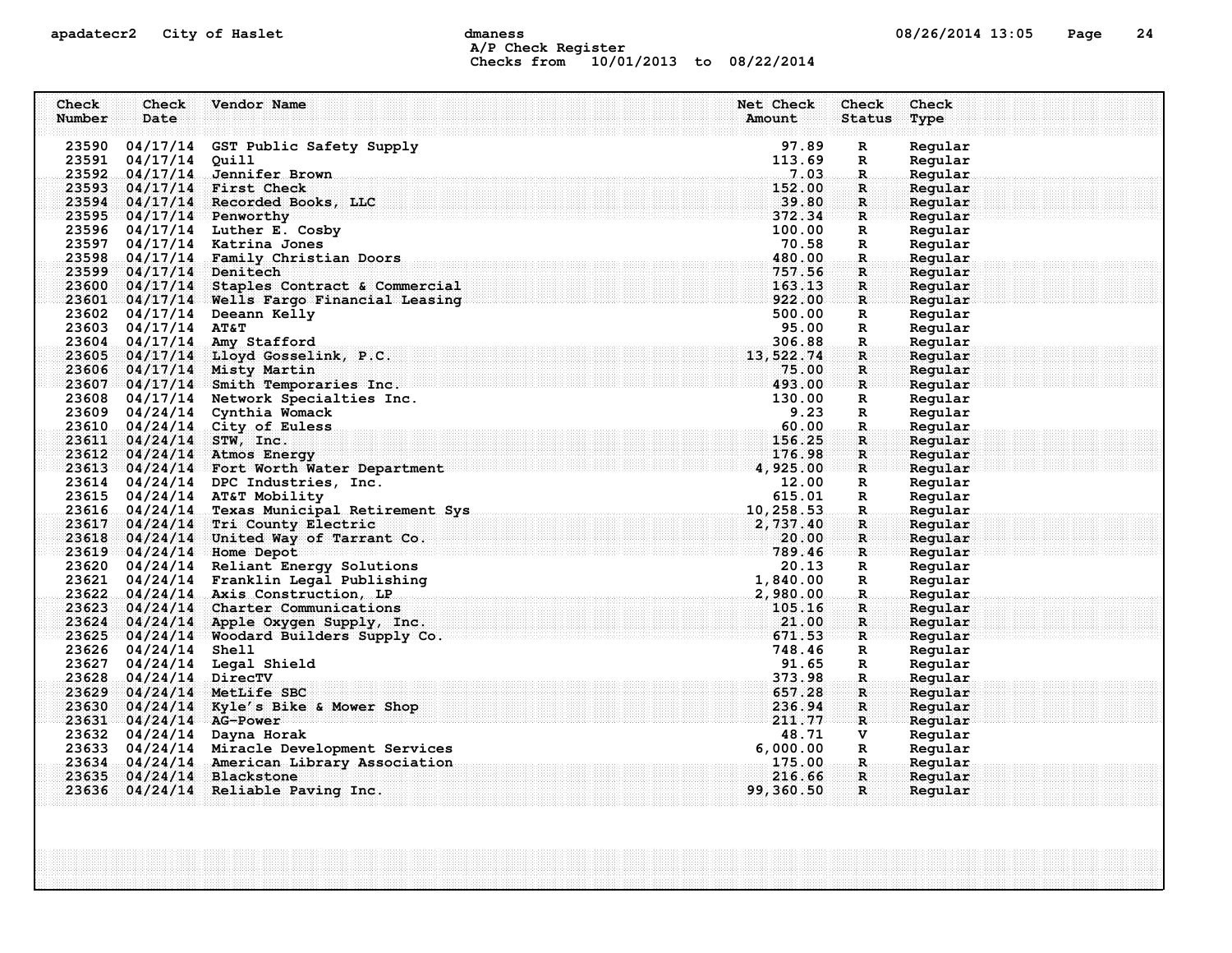| Check Number | Check Date | Vendor Name | Net Check Amount | Check Status | Check Type |
|---|---|---|---|---|---|
| 23590 | 04/17/14 | GST Public Safety Supply | 97.89 | R | Regular |
| 23591 | 04/17/14 | Quill | 113.69 | R | Regular |
| 23592 | 04/17/14 | Jennifer Brown | 7.03 | R | Regular |
| 23593 | 04/17/14 | First Check | 152.00 | R | Regular |
| 23594 | 04/17/14 | Recorded Books, LLC | 39.80 | R | Regular |
| 23595 | 04/17/14 | Penworthy | 372.34 | R | Regular |
| 23596 | 04/17/14 | Luther E. Cosby | 100.00 | R | Regular |
| 23597 | 04/17/14 | Katrina Jones | 70.58 | R | Regular |
| 23598 | 04/17/14 | Family Christian Doors | 480.00 | R | Regular |
| 23599 | 04/17/14 | Denitech | 757.56 | R | Regular |
| 23600 | 04/17/14 | Staples Contract & Commercial | 163.13 | R | Regular |
| 23601 | 04/17/14 | Wells Fargo Financial Leasing | 922.00 | R | Regular |
| 23602 | 04/17/14 | Deeann Kelly | 500.00 | R | Regular |
| 23603 | 04/17/14 | AT&T | 95.00 | R | Regular |
| 23604 | 04/17/14 | Amy Stafford | 306.88 | R | Regular |
| 23605 | 04/17/14 | Lloyd Gosselink, P.C. | 13,522.74 | R | Regular |
| 23606 | 04/17/14 | Misty Martin | 75.00 | R | Regular |
| 23607 | 04/17/14 | Smith Temporaries Inc. | 493.00 | R | Regular |
| 23608 | 04/17/14 | Network Specialties Inc. | 130.00 | R | Regular |
| 23609 | 04/24/14 | Cynthia Womack | 9.23 | R | Regular |
| 23610 | 04/24/14 | City of Euless | 60.00 | R | Regular |
| 23611 | 04/24/14 | STW, Inc. | 156.25 | R | Regular |
| 23612 | 04/24/14 | Atmos Energy | 176.98 | R | Regular |
| 23613 | 04/24/14 | Fort Worth Water Department | 4,925.00 | R | Regular |
| 23614 | 04/24/14 | DPC Industries, Inc. | 12.00 | R | Regular |
| 23615 | 04/24/14 | AT&T Mobility | 615.01 | R | Regular |
| 23616 | 04/24/14 | Texas Municipal Retirement Sys | 10,258.53 | R | Regular |
| 23617 | 04/24/14 | Tri County Electric | 2,737.40 | R | Regular |
| 23618 | 04/24/14 | United Way of Tarrant Co. | 20.00 | R | Regular |
| 23619 | 04/24/14 | Home Depot | 789.46 | R | Regular |
| 23620 | 04/24/14 | Reliant Energy Solutions | 20.13 | R | Regular |
| 23621 | 04/24/14 | Franklin Legal Publishing | 1,840.00 | R | Regular |
| 23622 | 04/24/14 | Axis Construction, LP | 2,980.00 | R | Regular |
| 23623 | 04/24/14 | Charter Communications | 105.16 | R | Regular |
| 23624 | 04/24/14 | Apple Oxygen Supply, Inc. | 21.00 | R | Regular |
| 23625 | 04/24/14 | Woodard Builders Supply Co. | 671.53 | R | Regular |
| 23626 | 04/24/14 | Shell | 748.46 | R | Regular |
| 23627 | 04/24/14 | Legal Shield | 91.65 | R | Regular |
| 23628 | 04/24/14 | DirecTV | 373.98 | R | Regular |
| 23629 | 04/24/14 | MetLife SBC | 657.28 | R | Regular |
| 23630 | 04/24/14 | Kyle's Bike & Mower Shop | 236.94 | R | Regular |
| 23631 | 04/24/14 | AG-Power | 211.77 | R | Regular |
| 23632 | 04/24/14 | Dayna Horak | 48.71 | V | Regular |
| 23633 | 04/24/14 | Miracle Development Services | 6,000.00 | R | Regular |
| 23634 | 04/24/14 | American Library Association | 175.00 | R | Regular |
| 23635 | 04/24/14 | Blackstone | 216.66 | R | Regular |
| 23636 | 04/24/14 | Reliable Paving Inc. | 99,360.50 | R | Regular |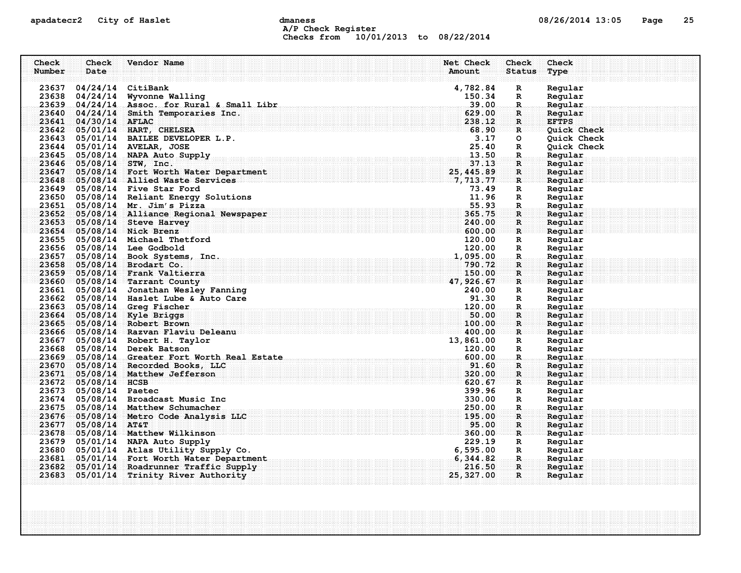A/P Check Register

Checks from 10/01/2013 to 08/22/2014

| Check Number | Check Date | Vendor Name | Net Check Amount | Check Status | Check Type |
|---|---|---|---|---|---|
| 23637 | 04/24/14 | CitiBank | 4,782.84 | R | Regular |
| 23638 | 04/24/14 | Wyvonne Walling | 150.34 | R | Regular |
| 23639 | 04/24/14 | Assoc. for Rural & Small Libr | 39.00 | R | Regular |
| 23640 | 04/24/14 | Smith Temporaries Inc. | 629.00 | R | Regular |
| 23641 | 04/30/14 | AFLAC | 238.12 | R | EFTPS |
| 23642 | 05/01/14 | HART, CHELSEA | 68.90 | R | Quick Check |
| 23643 | 05/01/14 | BAILEE DEVELOPER L.P. | 3.17 | O | Quick Check |
| 23644 | 05/01/14 | AVELAR, JOSE | 25.40 | R | Quick Check |
| 23645 | 05/08/14 | NAPA Auto Supply | 13.50 | R | Regular |
| 23646 | 05/08/14 | STW, Inc. | 37.13 | R | Regular |
| 23647 | 05/08/14 | Fort Worth Water Department | 25,445.89 | R | Regular |
| 23648 | 05/08/14 | Allied Waste Services | 7,713.77 | R | Regular |
| 23649 | 05/08/14 | Five Star Ford | 73.49 | R | Regular |
| 23650 | 05/08/14 | Reliant Energy Solutions | 11.96 | R | Regular |
| 23651 | 05/08/14 | Mr. Jim's Pizza | 55.93 | R | Regular |
| 23652 | 05/08/14 | Alliance Regional Newspaper | 365.75 | R | Regular |
| 23653 | 05/08/14 | Steve Harvey | 240.00 | R | Regular |
| 23654 | 05/08/14 | Nick Brenz | 600.00 | R | Regular |
| 23655 | 05/08/14 | Michael Thetford | 120.00 | R | Regular |
| 23656 | 05/08/14 | Lee Godbold | 120.00 | R | Regular |
| 23657 | 05/08/14 | Book Systems, Inc. | 1,095.00 | R | Regular |
| 23658 | 05/08/14 | Brodart Co. | 790.72 | R | Regular |
| 23659 | 05/08/14 | Frank Valtierra | 150.00 | R | Regular |
| 23660 | 05/08/14 | Tarrant County | 47,926.67 | R | Regular |
| 23661 | 05/08/14 | Jonathan Wesley Fanning | 240.00 | R | Regular |
| 23662 | 05/08/14 | Haslet Lube & Auto Care | 91.30 | R | Regular |
| 23663 | 05/08/14 | Greg Fischer | 120.00 | R | Regular |
| 23664 | 05/08/14 | Kyle Briggs | 50.00 | R | Regular |
| 23665 | 05/08/14 | Robert Brown | 100.00 | R | Regular |
| 23666 | 05/08/14 | Razvan Flaviu Deleanu | 400.00 | R | Regular |
| 23667 | 05/08/14 | Robert H. Taylor | 13,861.00 | R | Regular |
| 23668 | 05/08/14 | Derek Batson | 120.00 | R | Regular |
| 23669 | 05/08/14 | Greater Fort Worth Real Estate | 600.00 | R | Regular |
| 23670 | 05/08/14 | Recorded Books, LLC | 91.60 | R | Regular |
| 23671 | 05/08/14 | Matthew Jefferson | 320.00 | R | Regular |
| 23672 | 05/08/14 | HCSB | 620.67 | R | Regular |
| 23673 | 05/08/14 | Paetec | 399.96 | R | Regular |
| 23674 | 05/08/14 | Broadcast Music Inc | 330.00 | R | Regular |
| 23675 | 05/08/14 | Matthew Schumacher | 250.00 | R | Regular |
| 23676 | 05/08/14 | Metro Code Analysis LLC | 195.00 | R | Regular |
| 23677 | 05/08/14 | AT&T | 95.00 | R | Regular |
| 23678 | 05/08/14 | Matthew Wilkinson | 360.00 | R | Regular |
| 23679 | 05/01/14 | NAPA Auto Supply | 229.19 | R | Regular |
| 23680 | 05/01/14 | Atlas Utility Supply Co. | 6,595.00 | R | Regular |
| 23681 | 05/01/14 | Fort Worth Water Department | 6,344.82 | R | Regular |
| 23682 | 05/01/14 | Roadrunner Traffic Supply | 216.50 | R | Regular |
| 23683 | 05/01/14 | Trinity River Authority | 25,327.00 | R | Regular |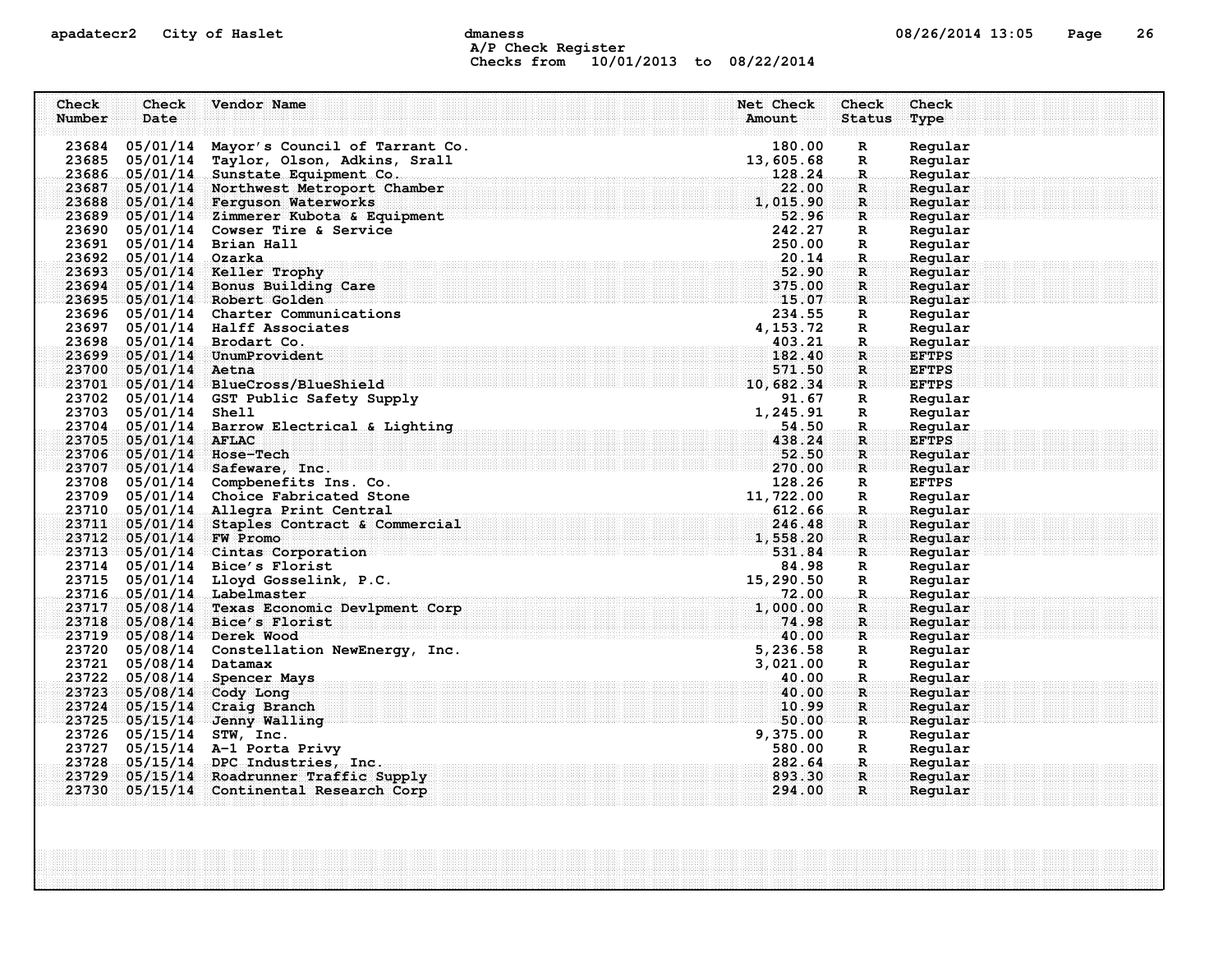A/P Check Register
Checks from 10/01/2013 to 08/22/2014

| Check Number | Check Date | Vendor Name | Net Check Amount | Check Status | Check Type |
|---|---|---|---|---|---|
| 23684 | 05/01/14 | Mayor's Council of Tarrant Co. | 180.00 | R | Regular |
| 23685 | 05/01/14 | Taylor, Olson, Adkins, Srall | 13,605.68 | R | Regular |
| 23686 | 05/01/14 | Sunstate Equipment Co. | 128.24 | R | Regular |
| 23687 | 05/01/14 | Northwest Metroport Chamber | 22.00 | R | Regular |
| 23688 | 05/01/14 | Ferguson Waterworks | 1,015.90 | R | Regular |
| 23689 | 05/01/14 | Zimmerer Kubota & Equipment | 52.96 | R | Regular |
| 23690 | 05/01/14 | Cowser Tire & Service | 242.27 | R | Regular |
| 23691 | 05/01/14 | Brian Hall | 250.00 | R | Regular |
| 23692 | 05/01/14 | Ozarka | 20.14 | R | Regular |
| 23693 | 05/01/14 | Keller Trophy | 52.90 | R | Regular |
| 23694 | 05/01/14 | Bonus Building Care | 375.00 | R | Regular |
| 23695 | 05/01/14 | Robert Golden | 15.07 | R | Regular |
| 23696 | 05/01/14 | Charter Communications | 234.55 | R | Regular |
| 23697 | 05/01/14 | Halff Associates | 4,153.72 | R | Regular |
| 23698 | 05/01/14 | Brodart Co. | 403.21 | R | Regular |
| 23699 | 05/01/14 | UnumProvident | 182.40 | R | EFTPS |
| 23700 | 05/01/14 | Aetna | 571.50 | R | EFTPS |
| 23701 | 05/01/14 | BlueCross/BlueShield | 10,682.34 | R | EFTPS |
| 23702 | 05/01/14 | GST Public Safety Supply | 91.67 | R | Regular |
| 23703 | 05/01/14 | Shell | 1,245.91 | R | Regular |
| 23704 | 05/01/14 | Barrow Electrical & Lighting | 54.50 | R | Regular |
| 23705 | 05/01/14 | AFLAC | 438.24 | R | EFTPS |
| 23706 | 05/01/14 | Hose-Tech | 52.50 | R | Regular |
| 23707 | 05/01/14 | Safeware, Inc. | 270.00 | R | Regular |
| 23708 | 05/01/14 | Compbenefits Ins. Co. | 128.26 | R | EFTPS |
| 23709 | 05/01/14 | Choice Fabricated Stone | 11,722.00 | R | Regular |
| 23710 | 05/01/14 | Allegra Print Central | 612.66 | R | Regular |
| 23711 | 05/01/14 | Staples Contract & Commercial | 246.48 | R | Regular |
| 23712 | 05/01/14 | FW Promo | 1,558.20 | R | Regular |
| 23713 | 05/01/14 | Cintas Corporation | 531.84 | R | Regular |
| 23714 | 05/01/14 | Bice's Florist | 84.98 | R | Regular |
| 23715 | 05/01/14 | Lloyd Gosselink, P.C. | 15,290.50 | R | Regular |
| 23716 | 05/01/14 | Labelmaster | 72.00 | R | Regular |
| 23717 | 05/08/14 | Texas Economic Devlpment Corp | 1,000.00 | R | Regular |
| 23718 | 05/08/14 | Bice's Florist | 74.98 | R | Regular |
| 23719 | 05/08/14 | Derek Wood | 40.00 | R | Regular |
| 23720 | 05/08/14 | Constellation NewEnergy, Inc. | 5,236.58 | R | Regular |
| 23721 | 05/08/14 | Datamax | 3,021.00 | R | Regular |
| 23722 | 05/08/14 | Spencer Mays | 40.00 | R | Regular |
| 23723 | 05/08/14 | Cody Long | 40.00 | R | Regular |
| 23724 | 05/15/14 | Craig Branch | 10.99 | R | Regular |
| 23725 | 05/15/14 | Jenny Walling | 50.00 | R | Regular |
| 23726 | 05/15/14 | STW, Inc. | 9,375.00 | R | Regular |
| 23727 | 05/15/14 | A-1 Porta Privy | 580.00 | R | Regular |
| 23728 | 05/15/14 | DPC Industries, Inc. | 282.64 | R | Regular |
| 23729 | 05/15/14 | Roadrunner Traffic Supply | 893.30 | R | Regular |
| 23730 | 05/15/14 | Continental Research Corp | 294.00 | R | Regular |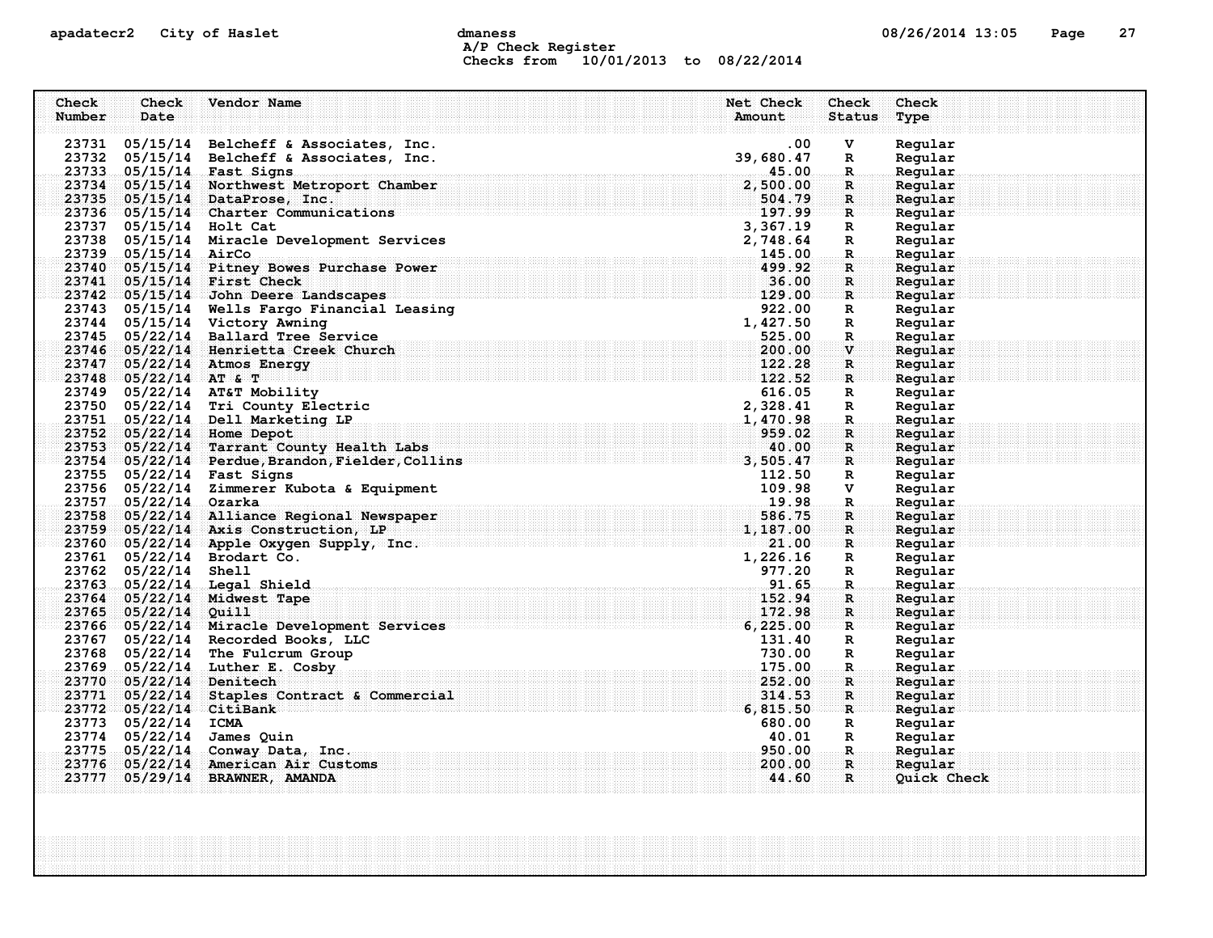A/P Check Register
Checks from 10/01/2013 to 08/22/2014

| Check Number | Check Date | Vendor Name | Net Check Amount | Check Status | Check Type |
|---|---|---|---|---|---|
| 23731 | 05/15/14 | Belcheff & Associates, Inc. | .00 | V | Regular |
| 23732 | 05/15/14 | Belcheff & Associates, Inc. | 39,680.47 | R | Regular |
| 23733 | 05/15/14 | Fast Signs | 45.00 | R | Regular |
| 23734 | 05/15/14 | Northwest Metroport Chamber | 2,500.00 | R | Regular |
| 23735 | 05/15/14 | DataProse, Inc. | 504.79 | R | Regular |
| 23736 | 05/15/14 | Charter Communications | 197.99 | R | Regular |
| 23737 | 05/15/14 | Holt Cat | 3,367.19 | R | Regular |
| 23738 | 05/15/14 | Miracle Development Services | 2,748.64 | R | Regular |
| 23739 | 05/15/14 | AirCo | 145.00 | R | Regular |
| 23740 | 05/15/14 | Pitney Bowes Purchase Power | 499.92 | R | Regular |
| 23741 | 05/15/14 | First Check | 36.00 | R | Regular |
| 23742 | 05/15/14 | John Deere Landscapes | 129.00 | R | Regular |
| 23743 | 05/15/14 | Wells Fargo Financial Leasing | 922.00 | R | Regular |
| 23744 | 05/15/14 | Victory Awning | 1,427.50 | R | Regular |
| 23745 | 05/22/14 | Ballard Tree Service | 525.00 | R | Regular |
| 23746 | 05/22/14 | Henrietta Creek Church | 200.00 | V | Regular |
| 23747 | 05/22/14 | Atmos Energy | 122.28 | R | Regular |
| 23748 | 05/22/14 | AT & T | 122.52 | R | Regular |
| 23749 | 05/22/14 | AT&T Mobility | 616.05 | R | Regular |
| 23750 | 05/22/14 | Tri County Electric | 2,328.41 | R | Regular |
| 23751 | 05/22/14 | Dell Marketing LP | 1,470.98 | R | Regular |
| 23752 | 05/22/14 | Home Depot | 959.02 | R | Regular |
| 23753 | 05/22/14 | Tarrant County Health Labs | 40.00 | R | Regular |
| 23754 | 05/22/14 | Perdue,Brandon,Fielder,Collins | 3,505.47 | R | Regular |
| 23755 | 05/22/14 | Fast Signs | 112.50 | R | Regular |
| 23756 | 05/22/14 | Zimmerer Kubota & Equipment | 109.98 | V | Regular |
| 23757 | 05/22/14 | Ozarka | 19.98 | R | Regular |
| 23758 | 05/22/14 | Alliance Regional Newspaper | 586.75 | R | Regular |
| 23759 | 05/22/14 | Axis Construction, LP | 1,187.00 | R | Regular |
| 23760 | 05/22/14 | Apple Oxygen Supply, Inc. | 21.00 | R | Regular |
| 23761 | 05/22/14 | Brodart Co. | 1,226.16 | R | Regular |
| 23762 | 05/22/14 | Shell | 977.20 | R | Regular |
| 23763 | 05/22/14 | Legal Shield | 91.65 | R | Regular |
| 23764 | 05/22/14 | Midwest Tape | 152.94 | R | Regular |
| 23765 | 05/22/14 | Quill | 172.98 | R | Regular |
| 23766 | 05/22/14 | Miracle Development Services | 6,225.00 | R | Regular |
| 23767 | 05/22/14 | Recorded Books, LLC | 131.40 | R | Regular |
| 23768 | 05/22/14 | The Fulcrum Group | 730.00 | R | Regular |
| 23769 | 05/22/14 | Luther E. Cosby | 175.00 | R | Regular |
| 23770 | 05/22/14 | Denitech | 252.00 | R | Regular |
| 23771 | 05/22/14 | Staples Contract & Commercial | 314.53 | R | Regular |
| 23772 | 05/22/14 | CitiBank | 6,815.50 | R | Regular |
| 23773 | 05/22/14 | ICMA | 680.00 | R | Regular |
| 23774 | 05/22/14 | James Quin | 40.01 | R | Regular |
| 23775 | 05/22/14 | Conway Data, Inc. | 950.00 | R | Regular |
| 23776 | 05/22/14 | American Air Customs | 200.00 | R | Regular |
| 23777 | 05/29/14 | BRAWNER, AMANDA | 44.60 | R | Quick Check |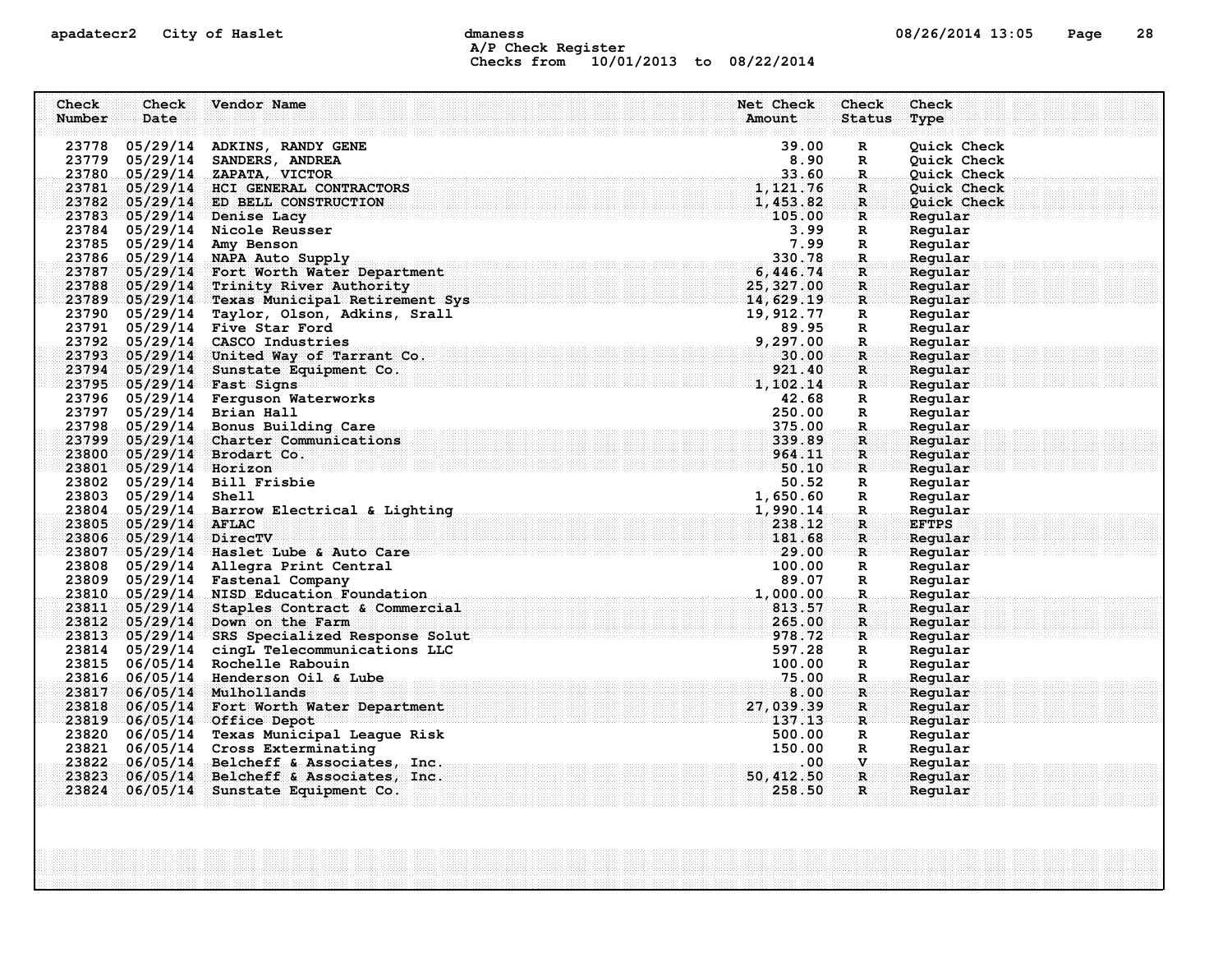apadatecr2 City of Haslet dmaness

A/P Check Register

Checks from 10/01/2013 to 08/22/2014

| Check Number | Check Date | Vendor Name | Net Check Amount | Check Status | Check Type |
|---|---|---|---|---|---|
| 23778 | 05/29/14 | ADKINS, RANDY GENE | 39.00 | R | Quick Check |
| 23779 | 05/29/14 | SANDERS, ANDREA | 8.90 | R | Quick Check |
| 23780 | 05/29/14 | ZAPATA, VICTOR | 33.60 | R | Quick Check |
| 23781 | 05/29/14 | HCI GENERAL CONTRACTORS | 1,121.76 | R | Quick Check |
| 23782 | 05/29/14 | ED BELL CONSTRUCTION | 1,453.82 | R | Quick Check |
| 23783 | 05/29/14 | Denise Lacy | 105.00 | R | Regular |
| 23784 | 05/29/14 | Nicole Reusser | 3.99 | R | Regular |
| 23785 | 05/29/14 | Amy Benson | 7.99 | R | Regular |
| 23786 | 05/29/14 | NAPA Auto Supply | 330.78 | R | Regular |
| 23787 | 05/29/14 | Fort Worth Water Department | 6,446.74 | R | Regular |
| 23788 | 05/29/14 | Trinity River Authority | 25,327.00 | R | Regular |
| 23789 | 05/29/14 | Texas Municipal Retirement Sys | 14,629.19 | R | Regular |
| 23790 | 05/29/14 | Taylor, Olson, Adkins, Srall | 19,912.77 | R | Regular |
| 23791 | 05/29/14 | Five Star Ford | 89.95 | R | Regular |
| 23792 | 05/29/14 | CASCO Industries | 9,297.00 | R | Regular |
| 23793 | 05/29/14 | United Way of Tarrant Co. | 30.00 | R | Regular |
| 23794 | 05/29/14 | Sunstate Equipment Co. | 921.40 | R | Regular |
| 23795 | 05/29/14 | Fast Signs | 1,102.14 | R | Regular |
| 23796 | 05/29/14 | Ferguson Waterworks | 42.68 | R | Regular |
| 23797 | 05/29/14 | Brian Hall | 250.00 | R | Regular |
| 23798 | 05/29/14 | Bonus Building Care | 375.00 | R | Regular |
| 23799 | 05/29/14 | Charter Communications | 339.89 | R | Regular |
| 23800 | 05/29/14 | Brodart Co. | 964.11 | R | Regular |
| 23801 | 05/29/14 | Horizon | 50.10 | R | Regular |
| 23802 | 05/29/14 | Bill Frisbie | 50.52 | R | Regular |
| 23803 | 05/29/14 | Shell | 1,650.60 | R | Regular |
| 23804 | 05/29/14 | Barrow Electrical & Lighting | 1,990.14 | R | Regular |
| 23805 | 05/29/14 | AFLAC | 238.12 | R | EFTPS |
| 23806 | 05/29/14 | DirecTV | 181.68 | R | Regular |
| 23807 | 05/29/14 | Haslet Lube & Auto Care | 29.00 | R | Regular |
| 23808 | 05/29/14 | Allegra Print Central | 100.00 | R | Regular |
| 23809 | 05/29/14 | Fastenal Company | 89.07 | R | Regular |
| 23810 | 05/29/14 | NISD Education Foundation | 1,000.00 | R | Regular |
| 23811 | 05/29/14 | Staples Contract & Commercial | 813.57 | R | Regular |
| 23812 | 05/29/14 | Down on the Farm | 265.00 | R | Regular |
| 23813 | 05/29/14 | SRS Specialized Response Solut | 978.72 | R | Regular |
| 23814 | 05/29/14 | cingL Telecommunications LLC | 597.28 | R | Regular |
| 23815 | 06/05/14 | Rochelle Rabouin | 100.00 | R | Regular |
| 23816 | 06/05/14 | Henderson Oil & Lube | 75.00 | R | Regular |
| 23817 | 06/05/14 | Mulhollands | 8.00 | R | Regular |
| 23818 | 06/05/14 | Fort Worth Water Department | 27,039.39 | R | Regular |
| 23819 | 06/05/14 | Office Depot | 137.13 | R | Regular |
| 23820 | 06/05/14 | Texas Municipal League Risk | 500.00 | R | Regular |
| 23821 | 06/05/14 | Cross Exterminating | 150.00 | R | Regular |
| 23822 | 06/05/14 | Belcheff & Associates, Inc. | .00 | V | Regular |
| 23823 | 06/05/14 | Belcheff & Associates, Inc. | 50,412.50 | R | Regular |
| 23824 | 06/05/14 | Sunstate Equipment Co. | 258.50 | R | Regular |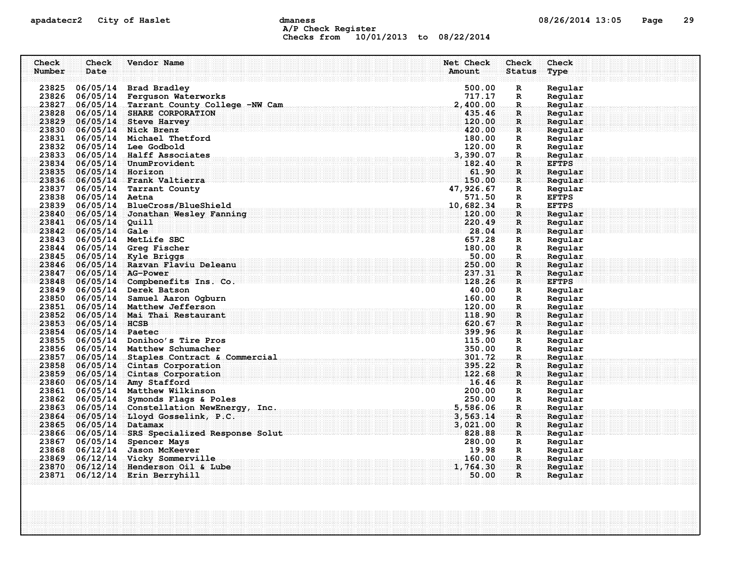apadatecr2 City of Haslet dmaness

A/P Check Register

Checks from 10/01/2013 to 08/22/2014

| Check Number | Check Date | Vendor Name | Net Check Amount | Check Status | Check Type |
|---|---|---|---|---|---|
| 23825 | 06/05/14 | Brad Bradley | 500.00 | R | Regular |
| 23826 | 06/05/14 | Ferguson Waterworks | 717.17 | R | Regular |
| 23827 | 06/05/14 | Tarrant County College -NW Cam | 2,400.00 | R | Regular |
| 23828 | 06/05/14 | SHARE CORPORATION | 435.46 | R | Regular |
| 23829 | 06/05/14 | Steve Harvey | 120.00 | R | Regular |
| 23830 | 06/05/14 | Nick Brenz | 420.00 | R | Regular |
| 23831 | 06/05/14 | Michael Thetford | 180.00 | R | Regular |
| 23832 | 06/05/14 | Lee Godbold | 120.00 | R | Regular |
| 23833 | 06/05/14 | Halff Associates | 3,390.07 | R | Regular |
| 23834 | 06/05/14 | UnumProvident | 182.40 | R | EFTPS |
| 23835 | 06/05/14 | Horizon | 61.90 | R | Regular |
| 23836 | 06/05/14 | Frank Valtierra | 150.00 | R | Regular |
| 23837 | 06/05/14 | Tarrant County | 47,926.67 | R | Regular |
| 23838 | 06/05/14 | Aetna | 571.50 | R | EFTPS |
| 23839 | 06/05/14 | BlueCross/BlueShield | 10,682.34 | R | EFTPS |
| 23840 | 06/05/14 | Jonathan Wesley Fanning | 120.00 | R | Regular |
| 23841 | 06/05/14 | Quill | 220.49 | R | Regular |
| 23842 | 06/05/14 | Gale | 28.04 | R | Regular |
| 23843 | 06/05/14 | MetLife SBC | 657.28 | R | Regular |
| 23844 | 06/05/14 | Greg Fischer | 180.00 | R | Regular |
| 23845 | 06/05/14 | Kyle Briggs | 50.00 | R | Regular |
| 23846 | 06/05/14 | Razvan Flaviu Deleanu | 250.00 | R | Regular |
| 23847 | 06/05/14 | AG-Power | 237.31 | R | Regular |
| 23848 | 06/05/14 | Compbenefits Ins. Co. | 128.26 | R | EFTPS |
| 23849 | 06/05/14 | Derek Batson | 40.00 | R | Regular |
| 23850 | 06/05/14 | Samuel Aaron Ogburn | 160.00 | R | Regular |
| 23851 | 06/05/14 | Matthew Jefferson | 120.00 | R | Regular |
| 23852 | 06/05/14 | Mai Thai Restaurant | 118.90 | R | Regular |
| 23853 | 06/05/14 | HCSB | 620.67 | R | Regular |
| 23854 | 06/05/14 | Paetec | 399.96 | R | Regular |
| 23855 | 06/05/14 | Donihoo's Tire Pros | 115.00 | R | Regular |
| 23856 | 06/05/14 | Matthew Schumacher | 350.00 | R | Regular |
| 23857 | 06/05/14 | Staples Contract & Commercial | 301.72 | R | Regular |
| 23858 | 06/05/14 | Cintas Corporation | 395.22 | R | Regular |
| 23859 | 06/05/14 | Cintas Corporation | 122.68 | R | Regular |
| 23860 | 06/05/14 | Amy Stafford | 16.46 | R | Regular |
| 23861 | 06/05/14 | Matthew Wilkinson | 200.00 | R | Regular |
| 23862 | 06/05/14 | Symonds Flags & Poles | 250.00 | R | Regular |
| 23863 | 06/05/14 | Constellation NewEnergy, Inc. | 5,586.06 | R | Regular |
| 23864 | 06/05/14 | Lloyd Gosselink, P.C. | 3,563.14 | R | Regular |
| 23865 | 06/05/14 | Datamax | 3,021.00 | R | Regular |
| 23866 | 06/05/14 | SRS Specialized Response Solut | 828.88 | R | Regular |
| 23867 | 06/05/14 | Spencer Mays | 280.00 | R | Regular |
| 23868 | 06/12/14 | Jason McKeever | 19.98 | R | Regular |
| 23869 | 06/12/14 | Vicky Sommerville | 160.00 | R | Regular |
| 23870 | 06/12/14 | Henderson Oil & Lube | 1,764.30 | R | Regular |
| 23871 | 06/12/14 | Erin Berryhill | 50.00 | R | Regular |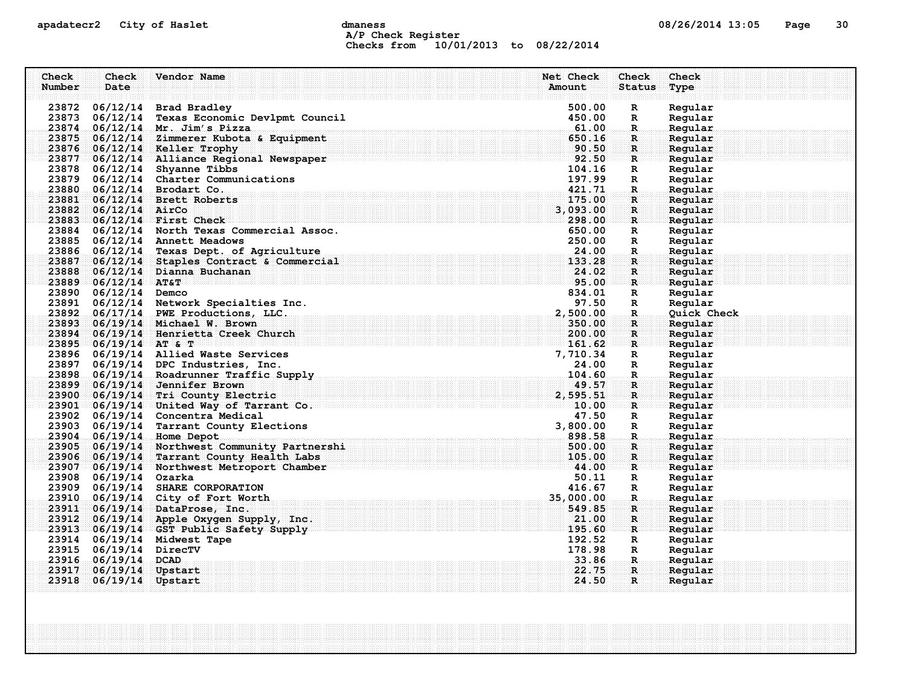A/P Check Register
Checks from 10/01/2013 to 08/22/2014

| Check Number | Check Date | Vendor Name | Net Check Amount | Check Status | Check Type |
|---|---|---|---|---|---|
| 23872 | 06/12/14 | Brad Bradley | 500.00 | R | Regular |
| 23873 | 06/12/14 | Texas Economic Devlpmt Council | 450.00 | R | Regular |
| 23874 | 06/12/14 | Mr. Jim's Pizza | 61.00 | R | Regular |
| 23875 | 06/12/14 | Zimmerer Kubota & Equipment | 650.16 | R | Regular |
| 23876 | 06/12/14 | Keller Trophy | 90.50 | R | Regular |
| 23877 | 06/12/14 | Alliance Regional Newspaper | 92.50 | R | Regular |
| 23878 | 06/12/14 | Shyanne Tibbs | 104.16 | R | Regular |
| 23879 | 06/12/14 | Charter Communications | 197.99 | R | Regular |
| 23880 | 06/12/14 | Brodart Co. | 421.71 | R | Regular |
| 23881 | 06/12/14 | Brett Roberts | 175.00 | R | Regular |
| 23882 | 06/12/14 | AirCo | 3,093.00 | R | Regular |
| 23883 | 06/12/14 | First Check | 298.00 | R | Regular |
| 23884 | 06/12/14 | North Texas Commercial Assoc. | 650.00 | R | Regular |
| 23885 | 06/12/14 | Annett Meadows | 250.00 | R | Regular |
| 23886 | 06/12/14 | Texas Dept. of Agriculture | 24.00 | R | Regular |
| 23887 | 06/12/14 | Staples Contract & Commercial | 133.28 | R | Regular |
| 23888 | 06/12/14 | Dianna Buchanan | 24.02 | R | Regular |
| 23889 | 06/12/14 | AT&T | 95.00 | R | Regular |
| 23890 | 06/12/14 | Demco | 834.01 | R | Regular |
| 23891 | 06/12/14 | Network Specialties Inc. | 97.50 | R | Regular |
| 23892 | 06/17/14 | PWE Productions, LLC. | 2,500.00 | R | Quick Check |
| 23893 | 06/19/14 | Michael W. Brown | 350.00 | R | Regular |
| 23894 | 06/19/14 | Henrietta Creek Church | 200.00 | R | Regular |
| 23895 | 06/19/14 | AT & T | 161.62 | R | Regular |
| 23896 | 06/19/14 | Allied Waste Services | 7,710.34 | R | Regular |
| 23897 | 06/19/14 | DPC Industries, Inc. | 24.00 | R | Regular |
| 23898 | 06/19/14 | Roadrunner Traffic Supply | 104.60 | R | Regular |
| 23899 | 06/19/14 | Jennifer Brown | 49.57 | R | Regular |
| 23900 | 06/19/14 | Tri County Electric | 2,595.51 | R | Regular |
| 23901 | 06/19/14 | United Way of Tarrant Co. | 10.00 | R | Regular |
| 23902 | 06/19/14 | Concentra Medical | 47.50 | R | Regular |
| 23903 | 06/19/14 | Tarrant County Elections | 3,800.00 | R | Regular |
| 23904 | 06/19/14 | Home Depot | 898.58 | R | Regular |
| 23905 | 06/19/14 | Northwest Community Partnershi | 500.00 | R | Regular |
| 23906 | 06/19/14 | Tarrant County Health Labs | 105.00 | R | Regular |
| 23907 | 06/19/14 | Northwest Metroport Chamber | 44.00 | R | Regular |
| 23908 | 06/19/14 | Ozarka | 50.11 | R | Regular |
| 23909 | 06/19/14 | SHARE CORPORATION | 416.67 | R | Regular |
| 23910 | 06/19/14 | City of Fort Worth | 35,000.00 | R | Regular |
| 23911 | 06/19/14 | DataProse, Inc. | 549.85 | R | Regular |
| 23912 | 06/19/14 | Apple Oxygen Supply, Inc. | 21.00 | R | Regular |
| 23913 | 06/19/14 | GST Public Safety Supply | 195.60 | R | Regular |
| 23914 | 06/19/14 | Midwest Tape | 192.52 | R | Regular |
| 23915 | 06/19/14 | DirecTV | 178.98 | R | Regular |
| 23916 | 06/19/14 | DCAD | 33.86 | R | Regular |
| 23917 | 06/19/14 | Upstart | 22.75 | R | Regular |
| 23918 | 06/19/14 | Upstart | 24.50 | R | Regular |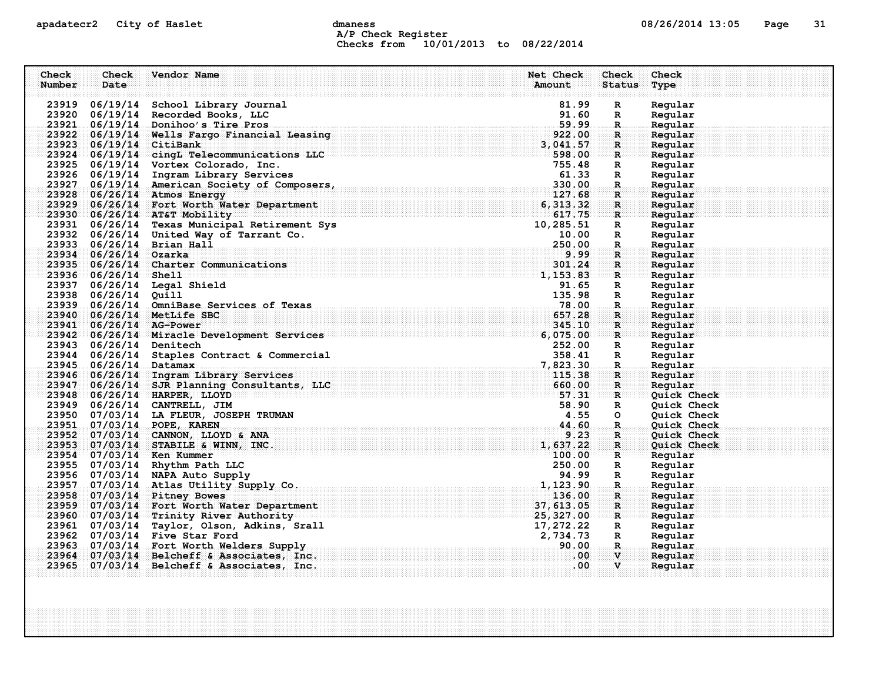| Check Number | Check Date | Vendor Name | Net Check Amount | Check Status | Check Type |
|---|---|---|---|---|---|
| 23919 | 06/19/14 | School Library Journal | 81.99 | R | Regular |
| 23920 | 06/19/14 | Recorded Books, LLC | 91.60 | R | Regular |
| 23921 | 06/19/14 | Donihoo's Tire Pros | 59.99 | R | Regular |
| 23922 | 06/19/14 | Wells Fargo Financial Leasing | 922.00 | R | Regular |
| 23923 | 06/19/14 | CitiBank | 3,041.57 | R | Regular |
| 23924 | 06/19/14 | cingL Telecommunications LLC | 598.00 | R | Regular |
| 23925 | 06/19/14 | Vortex Colorado, Inc. | 755.48 | R | Regular |
| 23926 | 06/19/14 | Ingram Library Services | 61.33 | R | Regular |
| 23927 | 06/19/14 | American Society of Composers, | 330.00 | R | Regular |
| 23928 | 06/26/14 | Atmos Energy | 127.68 | R | Regular |
| 23929 | 06/26/14 | Fort Worth Water Department | 6,313.32 | R | Regular |
| 23930 | 06/26/14 | AT&T Mobility | 617.75 | R | Regular |
| 23931 | 06/26/14 | Texas Municipal Retirement Sys | 10,285.51 | R | Regular |
| 23932 | 06/26/14 | United Way of Tarrant Co. | 10.00 | R | Regular |
| 23933 | 06/26/14 | Brian Hall | 250.00 | R | Regular |
| 23934 | 06/26/14 | Ozarka | 9.99 | R | Regular |
| 23935 | 06/26/14 | Charter Communications | 301.24 | R | Regular |
| 23936 | 06/26/14 | Shell | 1,153.83 | R | Regular |
| 23937 | 06/26/14 | Legal Shield | 91.65 | R | Regular |
| 23938 | 06/26/14 | Quill | 135.98 | R | Regular |
| 23939 | 06/26/14 | OmniBase Services of Texas | 78.00 | R | Regular |
| 23940 | 06/26/14 | MetLife SBC | 657.28 | R | Regular |
| 23941 | 06/26/14 | AG-Power | 345.10 | R | Regular |
| 23942 | 06/26/14 | Miracle Development Services | 6,075.00 | R | Regular |
| 23943 | 06/26/14 | Denitech | 252.00 | R | Regular |
| 23944 | 06/26/14 | Staples Contract & Commercial | 358.41 | R | Regular |
| 23945 | 06/26/14 | Datamax | 7,823.30 | R | Regular |
| 23946 | 06/26/14 | Ingram Library Services | 115.38 | R | Regular |
| 23947 | 06/26/14 | SJR Planning Consultants, LLC | 660.00 | R | Regular |
| 23948 | 06/26/14 | HARPER, LLOYD | 57.31 | R | Quick Check |
| 23949 | 06/26/14 | CANTRELL, JIM | 58.90 | R | Quick Check |
| 23950 | 07/03/14 | LA FLEUR, JOSEPH TRUMAN | 4.55 | O | Quick Check |
| 23951 | 07/03/14 | POPE, KAREN | 44.60 | R | Quick Check |
| 23952 | 07/03/14 | CANNON, LLOYD & ANA | 9.23 | R | Quick Check |
| 23953 | 07/03/14 | STABILE & WINN, INC. | 1,637.22 | R | Quick Check |
| 23954 | 07/03/14 | Ken Kummer | 100.00 | R | Regular |
| 23955 | 07/03/14 | Rhythm Path LLC | 250.00 | R | Regular |
| 23956 | 07/03/14 | NAPA Auto Supply | 94.99 | R | Regular |
| 23957 | 07/03/14 | Atlas Utility Supply Co. | 1,123.90 | R | Regular |
| 23958 | 07/03/14 | Pitney Bowes | 136.00 | R | Regular |
| 23959 | 07/03/14 | Fort Worth Water Department | 37,613.05 | R | Regular |
| 23960 | 07/03/14 | Trinity River Authority | 25,327.00 | R | Regular |
| 23961 | 07/03/14 | Taylor, Olson, Adkins, Srall | 17,272.22 | R | Regular |
| 23962 | 07/03/14 | Five Star Ford | 2,734.73 | R | Regular |
| 23963 | 07/03/14 | Fort Worth Welders Supply | 90.00 | R | Regular |
| 23964 | 07/03/14 | Belcheff & Associates, Inc. | .00 | V | Regular |
| 23965 | 07/03/14 | Belcheff & Associates, Inc. | .00 | V | Regular |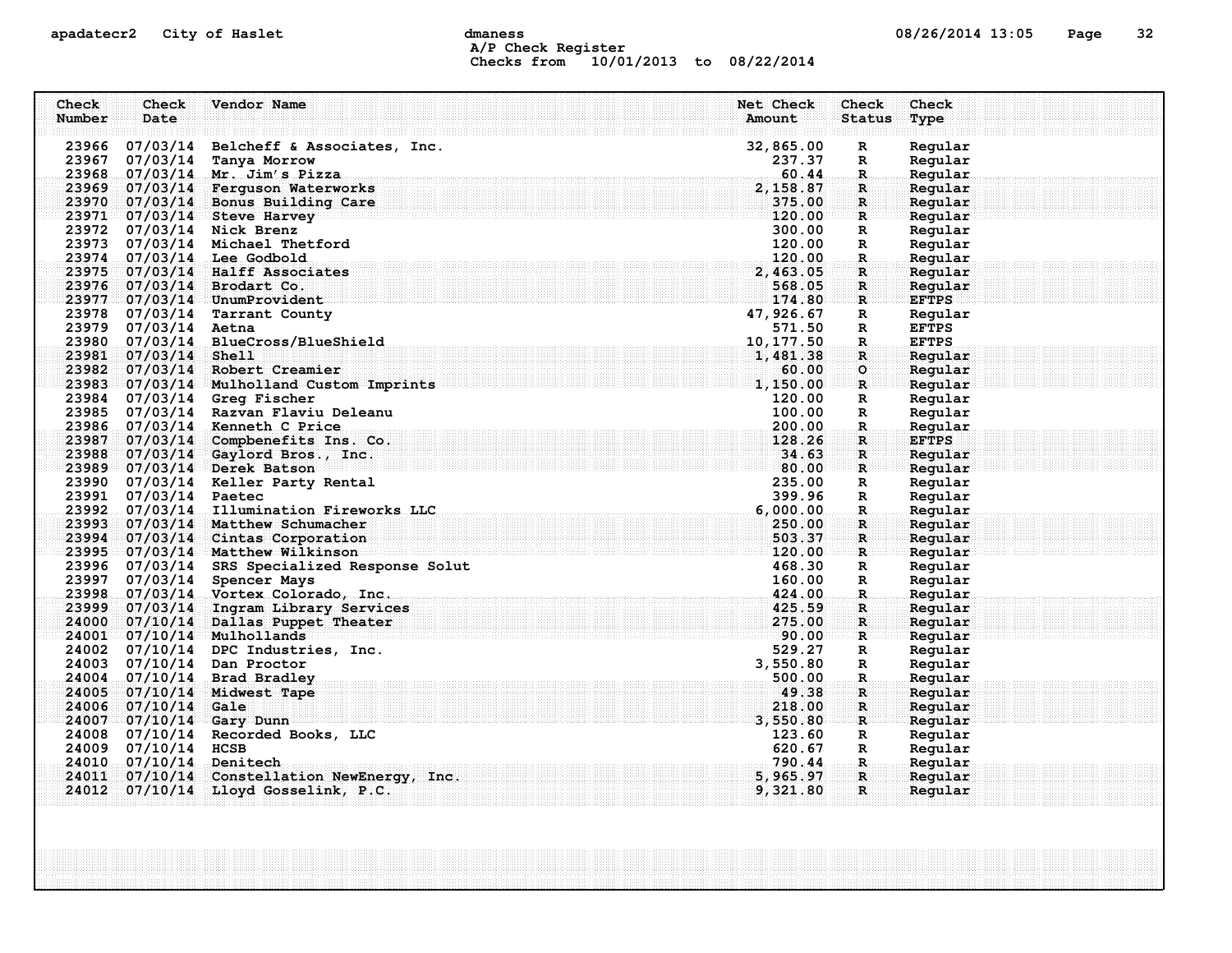apadatecr2 City of Haslet dmaness

A/P Check Register

Checks from 10/01/2013 to 08/22/2014

| Check Number | Check Date | Vendor Name | Net Check Amount | Check Status | Check Type |
|---|---|---|---|---|---|
| 23966 | 07/03/14 | Belcheff & Associates, Inc. | 32,865.00 | R | Regular |
| 23967 | 07/03/14 | Tanya Morrow | 237.37 | R | Regular |
| 23968 | 07/03/14 | Mr. Jim's Pizza | 60.44 | R | Regular |
| 23969 | 07/03/14 | Ferguson Waterworks | 2,158.87 | R | Regular |
| 23970 | 07/03/14 | Bonus Building Care | 375.00 | R | Regular |
| 23971 | 07/03/14 | Steve Harvey | 120.00 | R | Regular |
| 23972 | 07/03/14 | Nick Brenz | 300.00 | R | Regular |
| 23973 | 07/03/14 | Michael Thetford | 120.00 | R | Regular |
| 23974 | 07/03/14 | Lee Godbold | 120.00 | R | Regular |
| 23975 | 07/03/14 | Halff Associates | 2,463.05 | R | Regular |
| 23976 | 07/03/14 | Brodart Co. | 568.05 | R | Regular |
| 23977 | 07/03/14 | UnumProvident | 174.80 | R | EFTPS |
| 23978 | 07/03/14 | Tarrant County | 47,926.67 | R | Regular |
| 23979 | 07/03/14 | Aetna | 571.50 | R | EFTPS |
| 23980 | 07/03/14 | BlueCross/BlueShield | 10,177.50 | R | EFTPS |
| 23981 | 07/03/14 | Shell | 1,481.38 | R | Regular |
| 23982 | 07/03/14 | Robert Creamier | 60.00 | O | Regular |
| 23983 | 07/03/14 | Mulholland Custom Imprints | 1,150.00 | R | Regular |
| 23984 | 07/03/14 | Greg Fischer | 120.00 | R | Regular |
| 23985 | 07/03/14 | Razvan Flaviu Deleanu | 100.00 | R | Regular |
| 23986 | 07/03/14 | Kenneth C Price | 200.00 | R | Regular |
| 23987 | 07/03/14 | Compbenefits Ins. Co. | 128.26 | R | EFTPS |
| 23988 | 07/03/14 | Gaylord Bros., Inc. | 34.63 | R | Regular |
| 23989 | 07/03/14 | Derek Batson | 80.00 | R | Regular |
| 23990 | 07/03/14 | Keller Party Rental | 235.00 | R | Regular |
| 23991 | 07/03/14 | Paetec | 399.96 | R | Regular |
| 23992 | 07/03/14 | Illumination Fireworks LLC | 6,000.00 | R | Regular |
| 23993 | 07/03/14 | Matthew Schumacher | 250.00 | R | Regular |
| 23994 | 07/03/14 | Cintas Corporation | 503.37 | R | Regular |
| 23995 | 07/03/14 | Matthew Wilkinson | 120.00 | R | Regular |
| 23996 | 07/03/14 | SRS Specialized Response Solut | 468.30 | R | Regular |
| 23997 | 07/03/14 | Spencer Mays | 160.00 | R | Regular |
| 23998 | 07/03/14 | Vortex Colorado, Inc. | 424.00 | R | Regular |
| 23999 | 07/03/14 | Ingram Library Services | 425.59 | R | Regular |
| 24000 | 07/10/14 | Dallas Puppet Theater | 275.00 | R | Regular |
| 24001 | 07/10/14 | Mulhollands | 90.00 | R | Regular |
| 24002 | 07/10/14 | DPC Industries, Inc. | 529.27 | R | Regular |
| 24003 | 07/10/14 | Dan Proctor | 3,550.80 | R | Regular |
| 24004 | 07/10/14 | Brad Bradley | 500.00 | R | Regular |
| 24005 | 07/10/14 | Midwest Tape | 49.38 | R | Regular |
| 24006 | 07/10/14 | Gale | 218.00 | R | Regular |
| 24007 | 07/10/14 | Gary Dunn | 3,550.80 | R | Regular |
| 24008 | 07/10/14 | Recorded Books, LLC | 123.60 | R | Regular |
| 24009 | 07/10/14 | HCSB | 620.67 | R | Regular |
| 24010 | 07/10/14 | Denitech | 790.44 | R | Regular |
| 24011 | 07/10/14 | Constellation NewEnergy, Inc. | 5,965.97 | R | Regular |
| 24012 | 07/10/14 | Lloyd Gosselink, P.C. | 9,321.80 | R | Regular |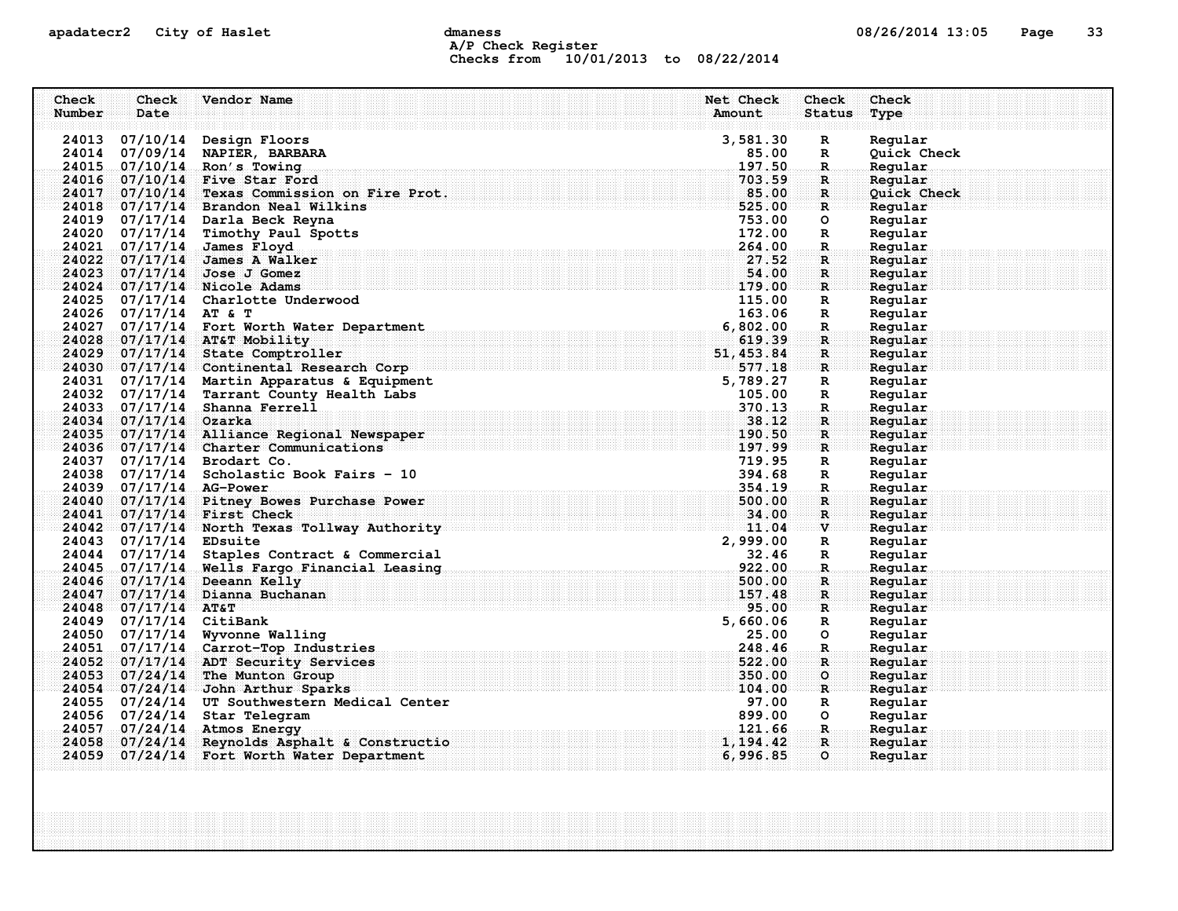apadatecr2 City of Haslet dmaness

A/P Check Register
Checks from 10/01/2013 to 08/22/2014

| Check Number | Check Date | Vendor Name | Net Check Amount | Check Status | Check Type |
|---|---|---|---|---|---|
| 24013 | 07/10/14 | Design Floors | 3,581.30 | R | Regular |
| 24014 | 07/09/14 | NAPIER, BARBARA | 85.00 | R | Quick Check |
| 24015 | 07/10/14 | Ron's Towing | 197.50 | R | Regular |
| 24016 | 07/10/14 | Five Star Ford | 703.59 | R | Regular |
| 24017 | 07/10/14 | Texas Commission on Fire Prot. | 85.00 | R | Quick Check |
| 24018 | 07/17/14 | Brandon Neal Wilkins | 525.00 | R | Regular |
| 24019 | 07/17/14 | Darla Beck Reyna | 753.00 | O | Regular |
| 24020 | 07/17/14 | Timothy Paul Spotts | 172.00 | R | Regular |
| 24021 | 07/17/14 | James Floyd | 264.00 | R | Regular |
| 24022 | 07/17/14 | James A Walker | 27.52 | R | Regular |
| 24023 | 07/17/14 | Jose J Gomez | 54.00 | R | Regular |
| 24024 | 07/17/14 | Nicole Adams | 179.00 | R | Regular |
| 24025 | 07/17/14 | Charlotte Underwood | 115.00 | R | Regular |
| 24026 | 07/17/14 | AT & T | 163.06 | R | Regular |
| 24027 | 07/17/14 | Fort Worth Water Department | 6,802.00 | R | Regular |
| 24028 | 07/17/14 | AT&T Mobility | 619.39 | R | Regular |
| 24029 | 07/17/14 | State Comptroller | 51,453.84 | R | Regular |
| 24030 | 07/17/14 | Continental Research Corp | 577.18 | R | Regular |
| 24031 | 07/17/14 | Martin Apparatus & Equipment | 5,789.27 | R | Regular |
| 24032 | 07/17/14 | Tarrant County Health Labs | 105.00 | R | Regular |
| 24033 | 07/17/14 | Shanna Ferrell | 370.13 | R | Regular |
| 24034 | 07/17/14 | Ozarka | 38.12 | R | Regular |
| 24035 | 07/17/14 | Alliance Regional Newspaper | 190.50 | R | Regular |
| 24036 | 07/17/14 | Charter Communications | 197.99 | R | Regular |
| 24037 | 07/17/14 | Brodart Co. | 719.95 | R | Regular |
| 24038 | 07/17/14 | Scholastic Book Fairs - 10 | 394.68 | R | Regular |
| 24039 | 07/17/14 | AG-Power | 354.19 | R | Regular |
| 24040 | 07/17/14 | Pitney Bowes Purchase Power | 500.00 | R | Regular |
| 24041 | 07/17/14 | First Check | 34.00 | R | Regular |
| 24042 | 07/17/14 | North Texas Tollway Authority | 11.04 | V | Regular |
| 24043 | 07/17/14 | EDsuite | 2,999.00 | R | Regular |
| 24044 | 07/17/14 | Staples Contract & Commercial | 32.46 | R | Regular |
| 24045 | 07/17/14 | Wells Fargo Financial Leasing | 922.00 | R | Regular |
| 24046 | 07/17/14 | Deeann Kelly | 500.00 | R | Regular |
| 24047 | 07/17/14 | Dianna Buchanan | 157.48 | R | Regular |
| 24048 | 07/17/14 | AT&T | 95.00 | R | Regular |
| 24049 | 07/17/14 | CitiBank | 5,660.06 | R | Regular |
| 24050 | 07/17/14 | Wyvonne Walling | 25.00 | O | Regular |
| 24051 | 07/17/14 | Carrot-Top Industries | 248.46 | R | Regular |
| 24052 | 07/17/14 | ADT Security Services | 522.00 | R | Regular |
| 24053 | 07/24/14 | The Munton Group | 350.00 | O | Regular |
| 24054 | 07/24/14 | John Arthur Sparks | 104.00 | R | Regular |
| 24055 | 07/24/14 | UT Southwestern Medical Center | 97.00 | R | Regular |
| 24056 | 07/24/14 | Star Telegram | 899.00 | O | Regular |
| 24057 | 07/24/14 | Atmos Energy | 121.66 | R | Regular |
| 24058 | 07/24/14 | Reynolds Asphalt & Constructio | 1,194.42 | R | Regular |
| 24059 | 07/24/14 | Fort Worth Water Department | 6,996.85 | O | Regular |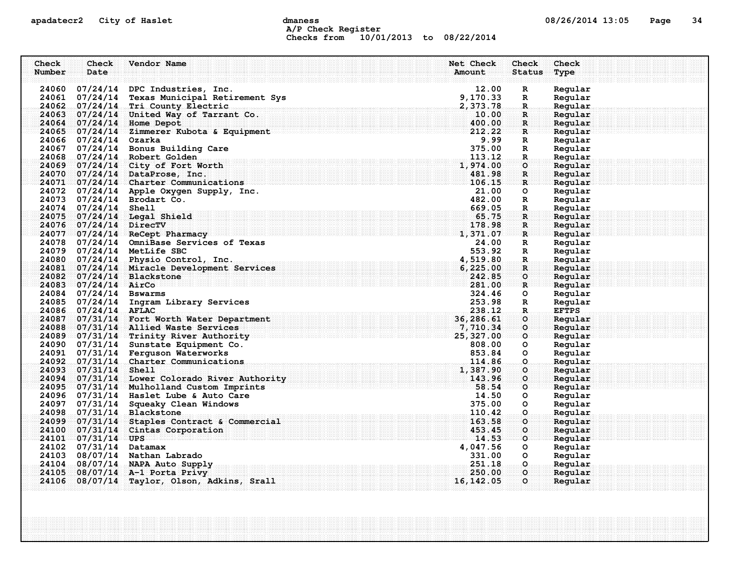A/P Check Register
Checks from 10/01/2013 to 08/22/2014

| Check Number | Check Date | Vendor Name | Net Check Amount | Check Status | Check Type |
|---|---|---|---|---|---|
| 24060 | 07/24/14 | DPC Industries, Inc. | 12.00 | R | Regular |
| 24061 | 07/24/14 | Texas Municipal Retirement Sys | 9,170.33 | R | Regular |
| 24062 | 07/24/14 | Tri County Electric | 2,373.78 | R | Regular |
| 24063 | 07/24/14 | United Way of Tarrant Co. | 10.00 | R | Regular |
| 24064 | 07/24/14 | Home Depot | 400.00 | R | Regular |
| 24065 | 07/24/14 | Zimmerer Kubota & Equipment | 212.22 | R | Regular |
| 24066 | 07/24/14 | Ozarka | 9.99 | R | Regular |
| 24067 | 07/24/14 | Bonus Building Care | 375.00 | R | Regular |
| 24068 | 07/24/14 | Robert Golden | 113.12 | R | Regular |
| 24069 | 07/24/14 | City of Fort Worth | 1,974.00 | O | Regular |
| 24070 | 07/24/14 | DataProse, Inc. | 481.98 | R | Regular |
| 24071 | 07/24/14 | Charter Communications | 106.15 | R | Regular |
| 24072 | 07/24/14 | Apple Oxygen Supply, Inc. | 21.00 | O | Regular |
| 24073 | 07/24/14 | Brodart Co. | 482.00 | R | Regular |
| 24074 | 07/24/14 | Shell | 669.05 | R | Regular |
| 24075 | 07/24/14 | Legal Shield | 65.75 | R | Regular |
| 24076 | 07/24/14 | DirecTV | 178.98 | R | Regular |
| 24077 | 07/24/14 | ReCept Pharmacy | 1,371.07 | R | Regular |
| 24078 | 07/24/14 | OmniBase Services of Texas | 24.00 | R | Regular |
| 24079 | 07/24/14 | MetLife SBC | 553.92 | R | Regular |
| 24080 | 07/24/14 | Physio Control, Inc. | 4,519.80 | R | Regular |
| 24081 | 07/24/14 | Miracle Development Services | 6,225.00 | R | Regular |
| 24082 | 07/24/14 | Blackstone | 242.85 | O | Regular |
| 24083 | 07/24/14 | AirCo | 281.00 | R | Regular |
| 24084 | 07/24/14 | Bswarms | 324.46 | O | Regular |
| 24085 | 07/24/14 | Ingram Library Services | 253.98 | R | Regular |
| 24086 | 07/24/14 | AFLAC | 238.12 | R | EFTPS |
| 24087 | 07/31/14 | Fort Worth Water Department | 36,286.61 | O | Regular |
| 24088 | 07/31/14 | Allied Waste Services | 7,710.34 | O | Regular |
| 24089 | 07/31/14 | Trinity River Authority | 25,327.00 | O | Regular |
| 24090 | 07/31/14 | Sunstate Equipment Co. | 808.00 | O | Regular |
| 24091 | 07/31/14 | Ferguson Waterworks | 853.84 | O | Regular |
| 24092 | 07/31/14 | Charter Communications | 114.86 | O | Regular |
| 24093 | 07/31/14 | Shell | 1,387.90 | O | Regular |
| 24094 | 07/31/14 | Lower Colorado River Authority | 143.96 | O | Regular |
| 24095 | 07/31/14 | Mulholland Custom Imprints | 58.54 | O | Regular |
| 24096 | 07/31/14 | Haslet Lube & Auto Care | 14.50 | O | Regular |
| 24097 | 07/31/14 | Squeaky Clean Windows | 375.00 | O | Regular |
| 24098 | 07/31/14 | Blackstone | 110.42 | O | Regular |
| 24099 | 07/31/14 | Staples Contract & Commercial | 163.58 | O | Regular |
| 24100 | 07/31/14 | Cintas Corporation | 453.45 | O | Regular |
| 24101 | 07/31/14 | UPS | 14.53 | O | Regular |
| 24102 | 07/31/14 | Datamax | 4,047.56 | O | Regular |
| 24103 | 08/07/14 | Nathan Labrado | 331.00 | O | Regular |
| 24104 | 08/07/14 | NAPA Auto Supply | 251.18 | O | Regular |
| 24105 | 08/07/14 | A-1 Porta Privy | 250.00 | O | Regular |
| 24106 | 08/07/14 | Taylor, Olson, Adkins, Srall | 16,142.05 | O | Regular |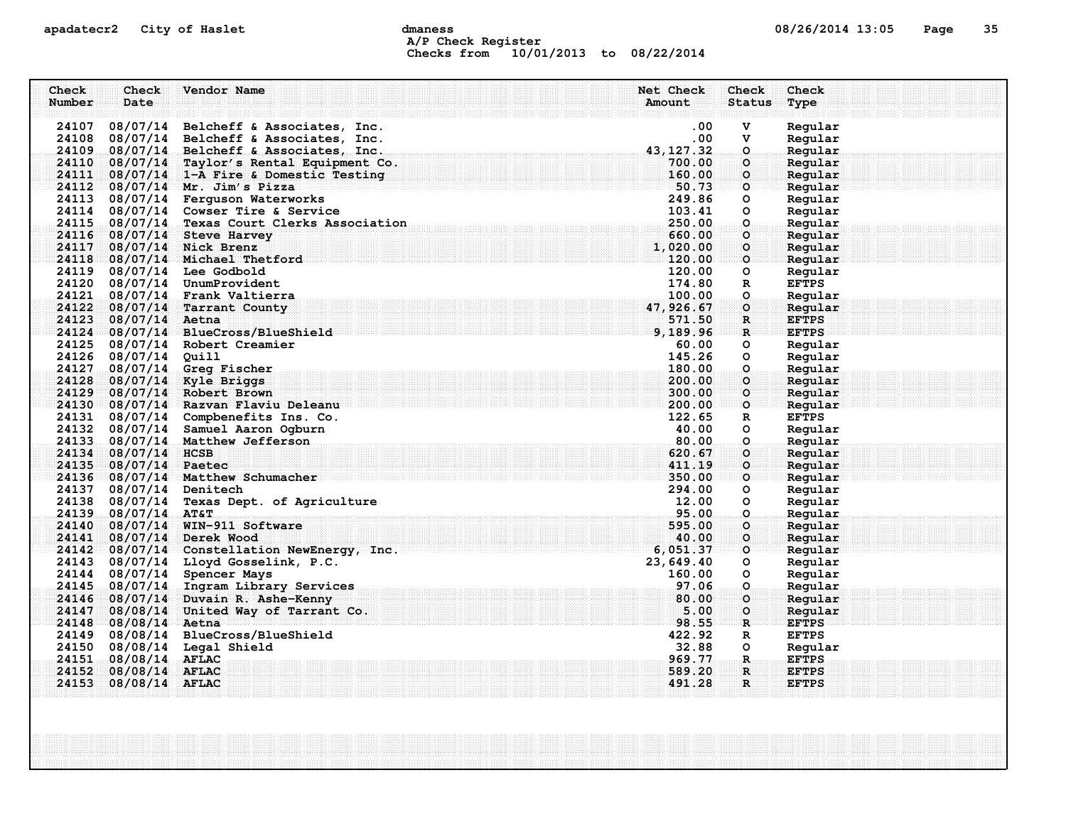apadatecr2 City of Haslet dmaness 08/26/2014 13:05

A/P Check Register
Checks from 10/01/2013 to 08/22/2014

| Check Number | Check Date | Vendor Name | Net Check Amount | Check Status | Check Type |
|---|---|---|---|---|---|
| 24107 | 08/07/14 | Belcheff & Associates, Inc. | .00 | V | Regular |
| 24108 | 08/07/14 | Belcheff & Associates, Inc. | .00 | V | Regular |
| 24109 | 08/07/14 | Belcheff & Associates, Inc. | 43,127.32 | O | Regular |
| 24110 | 08/07/14 | Taylor's Rental Equipment Co. | 700.00 | O | Regular |
| 24111 | 08/07/14 | 1-A Fire & Domestic Testing | 160.00 | O | Regular |
| 24112 | 08/07/14 | Mr. Jim's Pizza | 50.73 | O | Regular |
| 24113 | 08/07/14 | Ferguson Waterworks | 249.86 | O | Regular |
| 24114 | 08/07/14 | Cowser Tire & Service | 103.41 | O | Regular |
| 24115 | 08/07/14 | Texas Court Clerks Association | 250.00 | O | Regular |
| 24116 | 08/07/14 | Steve Harvey | 660.00 | O | Regular |
| 24117 | 08/07/14 | Nick Brenz | 1,020.00 | O | Regular |
| 24118 | 08/07/14 | Michael Thetford | 120.00 | O | Regular |
| 24119 | 08/07/14 | Lee Godbold | 120.00 | O | Regular |
| 24120 | 08/07/14 | UnumProvident | 174.80 | R | EFTPS |
| 24121 | 08/07/14 | Frank Valtierra | 100.00 | O | Regular |
| 24122 | 08/07/14 | Tarrant County | 47,926.67 | O | Regular |
| 24123 | 08/07/14 | Aetna | 571.50 | R | EFTPS |
| 24124 | 08/07/14 | BlueCross/BlueShield | 9,189.96 | R | EFTPS |
| 24125 | 08/07/14 | Robert Creamier | 60.00 | O | Regular |
| 24126 | 08/07/14 | Quill | 145.26 | O | Regular |
| 24127 | 08/07/14 | Greg Fischer | 180.00 | O | Regular |
| 24128 | 08/07/14 | Kyle Briggs | 200.00 | O | Regular |
| 24129 | 08/07/14 | Robert Brown | 300.00 | O | Regular |
| 24130 | 08/07/14 | Razvan Flaviu Deleanu | 200.00 | O | Regular |
| 24131 | 08/07/14 | Compbenefits Ins. Co. | 122.65 | R | EFTPS |
| 24132 | 08/07/14 | Samuel Aaron Ogburn | 40.00 | O | Regular |
| 24133 | 08/07/14 | Matthew Jefferson | 80.00 | O | Regular |
| 24134 | 08/07/14 | HCSB | 620.67 | O | Regular |
| 24135 | 08/07/14 | Paetec | 411.19 | O | Regular |
| 24136 | 08/07/14 | Matthew Schumacher | 350.00 | O | Regular |
| 24137 | 08/07/14 | Denitech | 294.00 | O | Regular |
| 24138 | 08/07/14 | Texas Dept. of Agriculture | 12.00 | O | Regular |
| 24139 | 08/07/14 | AT&T | 95.00 | O | Regular |
| 24140 | 08/07/14 | WIN-911 Software | 595.00 | O | Regular |
| 24141 | 08/07/14 | Derek Wood | 40.00 | O | Regular |
| 24142 | 08/07/14 | Constellation NewEnergy, Inc. | 6,051.37 | O | Regular |
| 24143 | 08/07/14 | Lloyd Gosselink, P.C. | 23,649.40 | O | Regular |
| 24144 | 08/07/14 | Spencer Mays | 160.00 | O | Regular |
| 24145 | 08/07/14 | Ingram Library Services | 97.06 | O | Regular |
| 24146 | 08/07/14 | Duvain R. Ashe-Kenny | 80.00 | O | Regular |
| 24147 | 08/08/14 | United Way of Tarrant Co. | 5.00 | O | Regular |
| 24148 | 08/08/14 | Aetna | 98.55 | R | EFTPS |
| 24149 | 08/08/14 | BlueCross/BlueShield | 422.92 | R | EFTPS |
| 24150 | 08/08/14 | Legal Shield | 32.88 | O | Regular |
| 24151 | 08/08/14 | AFLAC | 969.77 | R | EFTPS |
| 24152 | 08/08/14 | AFLAC | 589.20 | R | EFTPS |
| 24153 | 08/08/14 | AFLAC | 491.28 | R | EFTPS |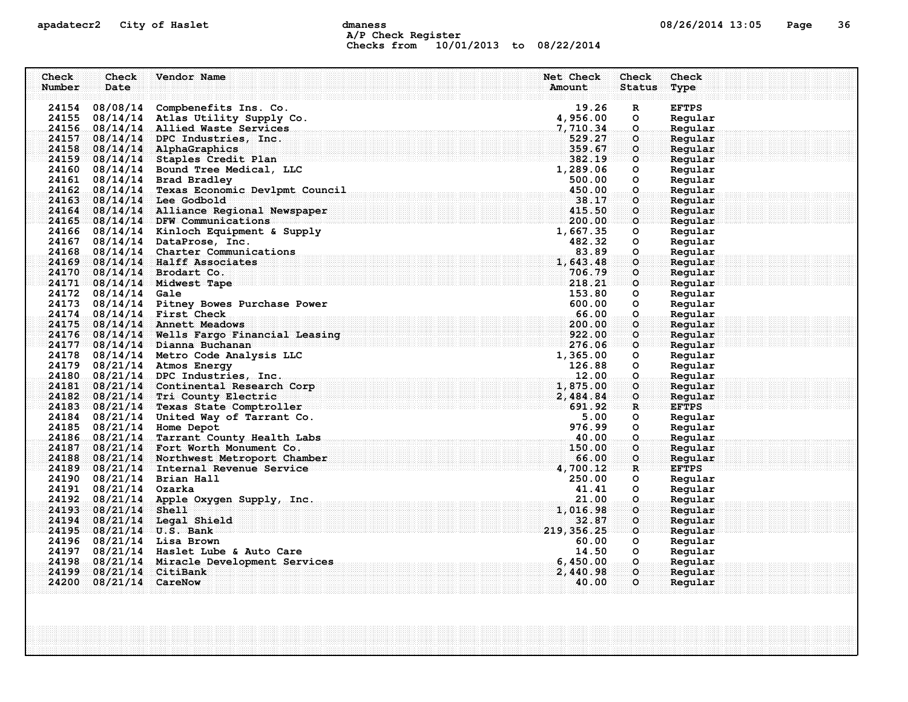apadatecr2 City of Haslet dmaness 08/26/2014 13:05

A/P Check Register
Checks from 10/01/2013 to 08/22/2014

| Check Number | Check Date | Vendor Name | Net Check Amount | Check Status | Check Type |
|---|---|---|---|---|---|
| 24154 | 08/08/14 | Compbenefits Ins. Co. | 19.26 | R | EFTPS |
| 24155 | 08/14/14 | Atlas Utility Supply Co. | 4,956.00 | O | Regular |
| 24156 | 08/14/14 | Allied Waste Services | 7,710.34 | O | Regular |
| 24157 | 08/14/14 | DPC Industries, Inc. | 529.27 | O | Regular |
| 24158 | 08/14/14 | AlphaGraphics | 359.67 | O | Regular |
| 24159 | 08/14/14 | Staples Credit Plan | 382.19 | O | Regular |
| 24160 | 08/14/14 | Bound Tree Medical, LLC | 1,289.06 | O | Regular |
| 24161 | 08/14/14 | Brad Bradley | 500.00 | O | Regular |
| 24162 | 08/14/14 | Texas Economic Devlpmt Council | 450.00 | O | Regular |
| 24163 | 08/14/14 | Lee Godbold | 38.17 | O | Regular |
| 24164 | 08/14/14 | Alliance Regional Newspaper | 415.50 | O | Regular |
| 24165 | 08/14/14 | DFW Communications | 200.00 | O | Regular |
| 24166 | 08/14/14 | Kinloch Equipment & Supply | 1,667.35 | O | Regular |
| 24167 | 08/14/14 | DataProse, Inc. | 482.32 | O | Regular |
| 24168 | 08/14/14 | Charter Communications | 83.89 | O | Regular |
| 24169 | 08/14/14 | Halff Associates | 1,643.48 | O | Regular |
| 24170 | 08/14/14 | Brodart Co. | 706.79 | O | Regular |
| 24171 | 08/14/14 | Midwest Tape | 218.21 | O | Regular |
| 24172 | 08/14/14 | Gale | 153.80 | O | Regular |
| 24173 | 08/14/14 | Pitney Bowes Purchase Power | 600.00 | O | Regular |
| 24174 | 08/14/14 | First Check | 66.00 | O | Regular |
| 24175 | 08/14/14 | Annett Meadows | 200.00 | O | Regular |
| 24176 | 08/14/14 | Wells Fargo Financial Leasing | 922.00 | O | Regular |
| 24177 | 08/14/14 | Dianna Buchanan | 276.06 | O | Regular |
| 24178 | 08/14/14 | Metro Code Analysis LLC | 1,365.00 | O | Regular |
| 24179 | 08/21/14 | Atmos Energy | 126.88 | O | Regular |
| 24180 | 08/21/14 | DPC Industries, Inc. | 12.00 | O | Regular |
| 24181 | 08/21/14 | Continental Research Corp | 1,875.00 | O | Regular |
| 24182 | 08/21/14 | Tri County Electric | 2,484.84 | O | Regular |
| 24183 | 08/21/14 | Texas State Comptroller | 691.92 | R | EFTPS |
| 24184 | 08/21/14 | United Way of Tarrant Co. | 5.00 | O | Regular |
| 24185 | 08/21/14 | Home Depot | 976.99 | O | Regular |
| 24186 | 08/21/14 | Tarrant County Health Labs | 40.00 | O | Regular |
| 24187 | 08/21/14 | Fort Worth Monument Co. | 150.00 | O | Regular |
| 24188 | 08/21/14 | Northwest Metroport Chamber | 66.00 | O | Regular |
| 24189 | 08/21/14 | Internal Revenue Service | 4,700.12 | R | EFTPS |
| 24190 | 08/21/14 | Brian Hall | 250.00 | O | Regular |
| 24191 | 08/21/14 | Ozarka | 41.41 | O | Regular |
| 24192 | 08/21/14 | Apple Oxygen Supply, Inc. | 21.00 | O | Regular |
| 24193 | 08/21/14 | Shell | 1,016.98 | O | Regular |
| 24194 | 08/21/14 | Legal Shield | 32.87 | O | Regular |
| 24195 | 08/21/14 | U.S. Bank | 219,356.25 | O | Regular |
| 24196 | 08/21/14 | Lisa Brown | 60.00 | O | Regular |
| 24197 | 08/21/14 | Haslet Lube & Auto Care | 14.50 | O | Regular |
| 24198 | 08/21/14 | Miracle Development Services | 6,450.00 | O | Regular |
| 24199 | 08/21/14 | CitiBank | 2,440.98 | O | Regular |
| 24200 | 08/21/14 | CareNow | 40.00 | O | Regular |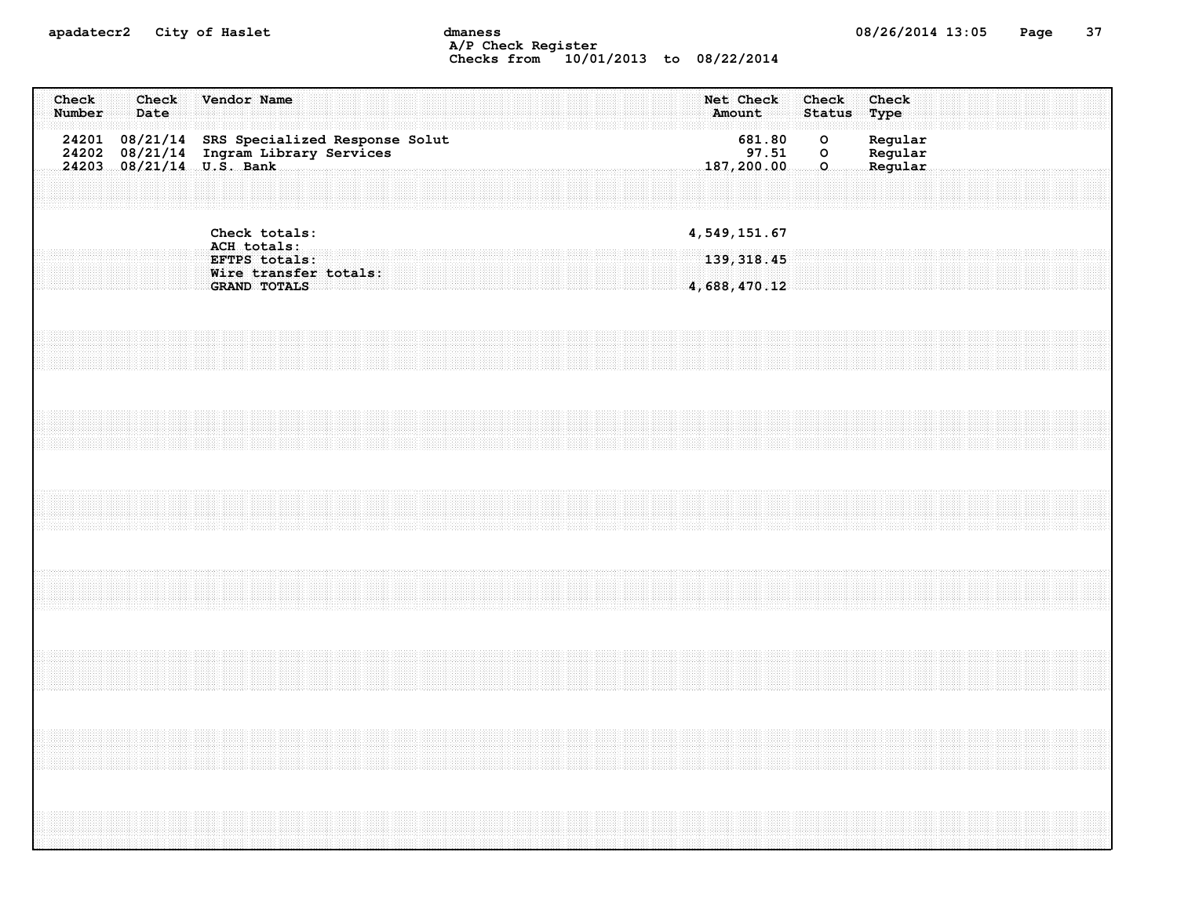| Check Number | Check Date | Vendor Name | Net Check Amount | Check Status | Check Type |
|---|---|---|---|---|---|
| 24201 | 08/21/14 | SRS Specialized Response Solut | 681.80 | O | Regular |
| 24202 | 08/21/14 | Ingram Library Services | 97.51 | O | Regular |
| 24203 | 08/21/14 | U.S. Bank | 187,200.00 | O | Regular |

| | |
|---|---|
| Check totals: | 4,549,151.67 |
| ACH totals: | |
| EFTPS totals: | 139,318.45 |
| Wire transfer totals: | |
| GRAND TOTALS | 4,688,470.12 |